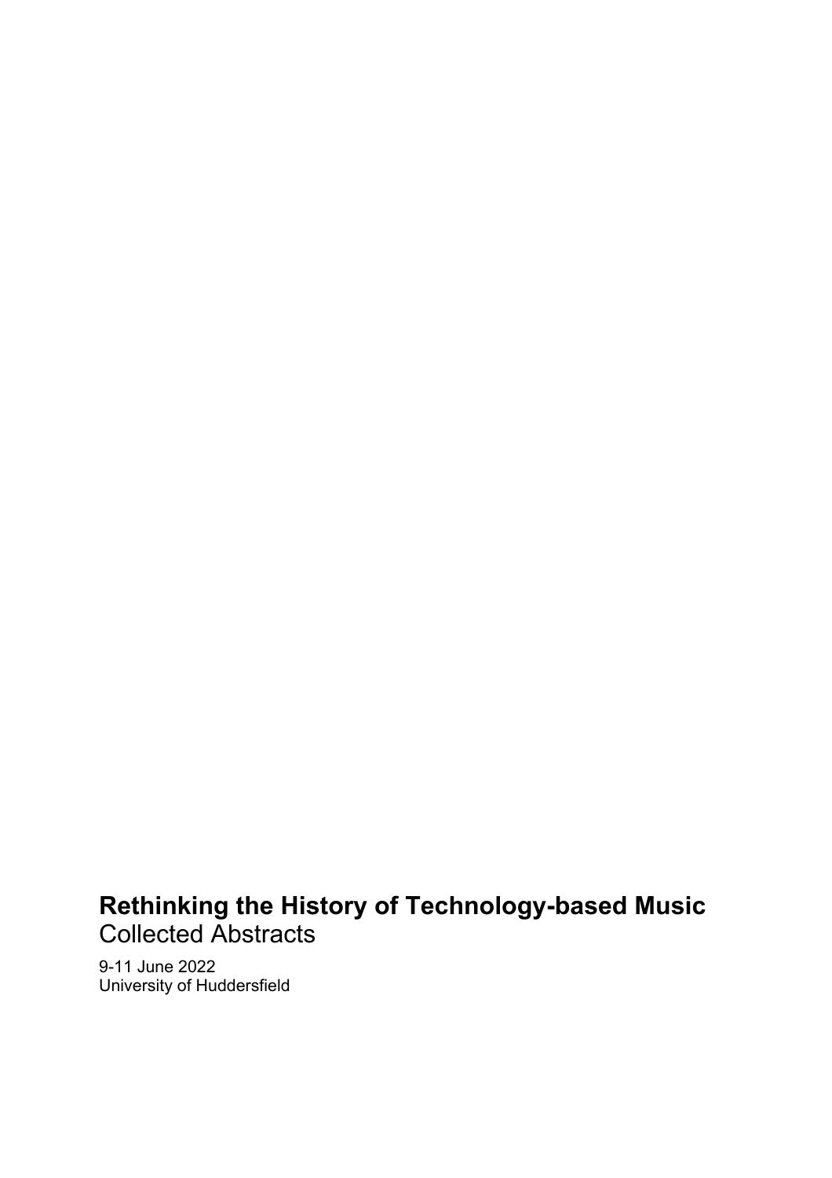# Rethinking the History of Technology-based Music

Collected Abstracts

9-11 June 2022
University of Huddersfield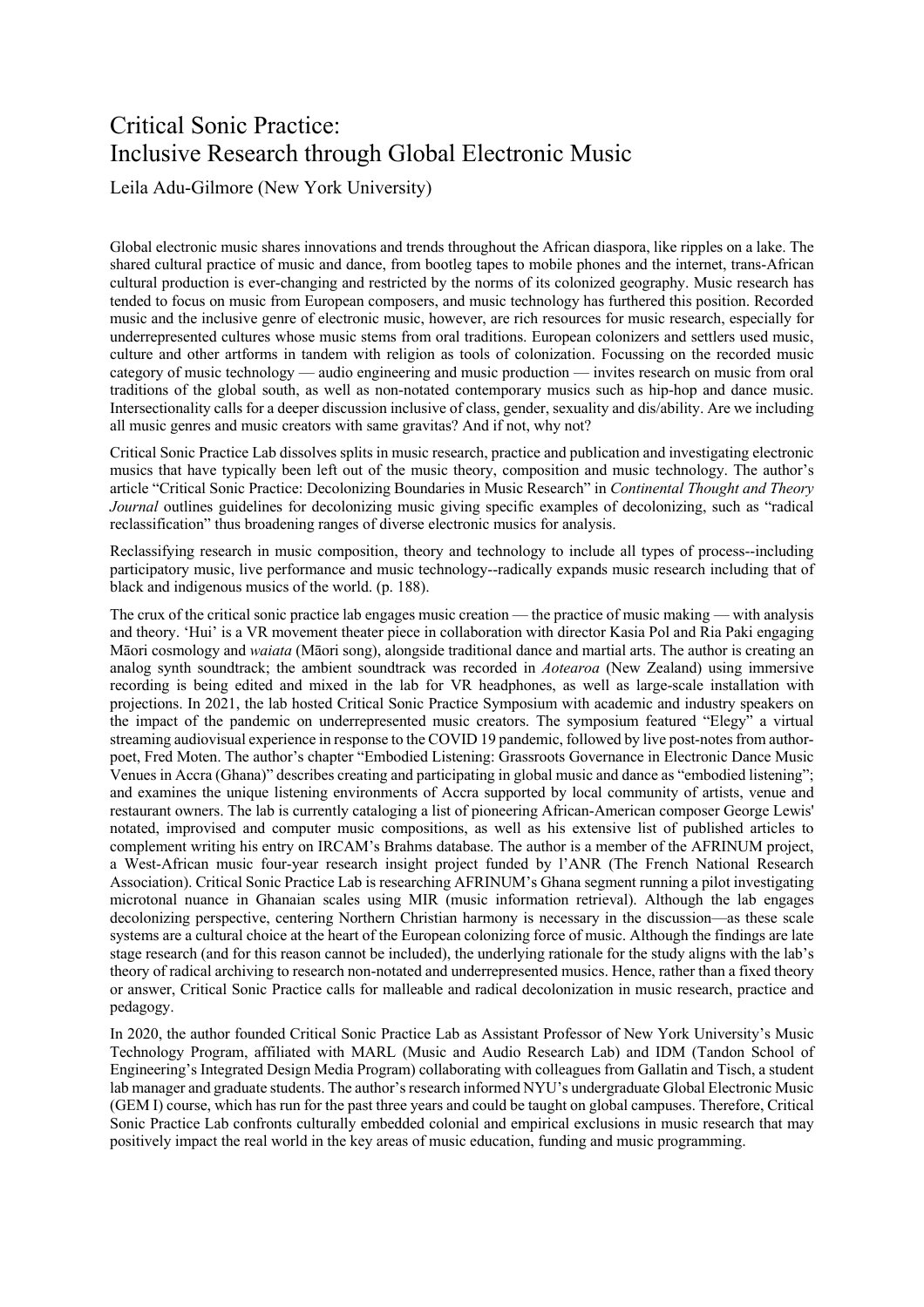# Critical Sonic Practice: Inclusive Research through Global Electronic Music

Leila Adu-Gilmore (New York University)

Global electronic music shares innovations and trends throughout the African diaspora, like ripples on a lake. The shared cultural practice of music and dance, from bootleg tapes to mobile phones and the internet, trans-African cultural production is ever-changing and restricted by the norms of its colonized geography. Music research has tended to focus on music from European composers, and music technology has furthered this position. Recorded music and the inclusive genre of electronic music, however, are rich resources for music research, especially for underrepresented cultures whose music stems from oral traditions. European colonizers and settlers used music, culture and other artforms in tandem with religion as tools of colonization. Focussing on the recorded music category of music technology — audio engineering and music production — invites research on music from oral traditions of the global south, as well as non-notated contemporary musics such as hip-hop and dance music. Intersectionality calls for a deeper discussion inclusive of class, gender, sexuality and dis/ability. Are we including all music genres and music creators with same gravitas? And if not, why not?

Critical Sonic Practice Lab dissolves splits in music research, practice and publication and investigating electronic musics that have typically been left out of the music theory, composition and music technology. The author's article "Critical Sonic Practice: Decolonizing Boundaries in Music Research" in *Continental Thought and Theory Journal* outlines guidelines for decolonizing music giving specific examples of decolonizing, such as "radical reclassification" thus broadening ranges of diverse electronic musics for analysis.

Reclassifying research in music composition, theory and technology to include all types of process--including participatory music, live performance and music technology--radically expands music research including that of black and indigenous musics of the world. (p. 188).

The crux of the critical sonic practice lab engages music creation — the practice of music making — with analysis and theory. 'Hui' is a VR movement theater piece in collaboration with director Kasia Pol and Ria Paki engaging Māori cosmology and *waiata* (Māori song), alongside traditional dance and martial arts. The author is creating an analog synth soundtrack; the ambient soundtrack was recorded in *Aotearoa* (New Zealand) using immersive recording is being edited and mixed in the lab for VR headphones, as well as large-scale installation with projections. In 2021, the lab hosted Critical Sonic Practice Symposium with academic and industry speakers on the impact of the pandemic on underrepresented music creators. The symposium featured "Elegy" a virtual streaming audiovisual experience in response to the COVID 19 pandemic, followed by live post-notes from author-poet, Fred Moten. The author's chapter "Embodied Listening: Grassroots Governance in Electronic Dance Music Venues in Accra (Ghana)" describes creating and participating in global music and dance as "embodied listening"; and examines the unique listening environments of Accra supported by local community of artists, venue and restaurant owners. The lab is currently cataloging a list of pioneering African-American composer George Lewis' notated, improvised and computer music compositions, as well as his extensive list of published articles to complement writing his entry on IRCAM's Brahms database. The author is a member of the AFRINUM project, a West-African music four-year research insight project funded by l'ANR (The French National Research Association). Critical Sonic Practice Lab is researching AFRINUM's Ghana segment running a pilot investigating microtonal nuance in Ghanaian scales using MIR (music information retrieval). Although the lab engages decolonizing perspective, centering Northern Christian harmony is necessary in the discussion—as these scale systems are a cultural choice at the heart of the European colonizing force of music. Although the findings are late stage research (and for this reason cannot be included), the underlying rationale for the study aligns with the lab's theory of radical archiving to research non-notated and underrepresented musics. Hence, rather than a fixed theory or answer, Critical Sonic Practice calls for malleable and radical decolonization in music research, practice and pedagogy.

In 2020, the author founded Critical Sonic Practice Lab as Assistant Professor of New York University's Music Technology Program, affiliated with MARL (Music and Audio Research Lab) and IDM (Tandon School of Engineering's Integrated Design Media Program) collaborating with colleagues from Gallatin and Tisch, a student lab manager and graduate students. The author's research informed NYU's undergraduate Global Electronic Music (GEM I) course, which has run for the past three years and could be taught on global campuses. Therefore, Critical Sonic Practice Lab confronts culturally embedded colonial and empirical exclusions in music research that may positively impact the real world in the key areas of music education, funding and music programming.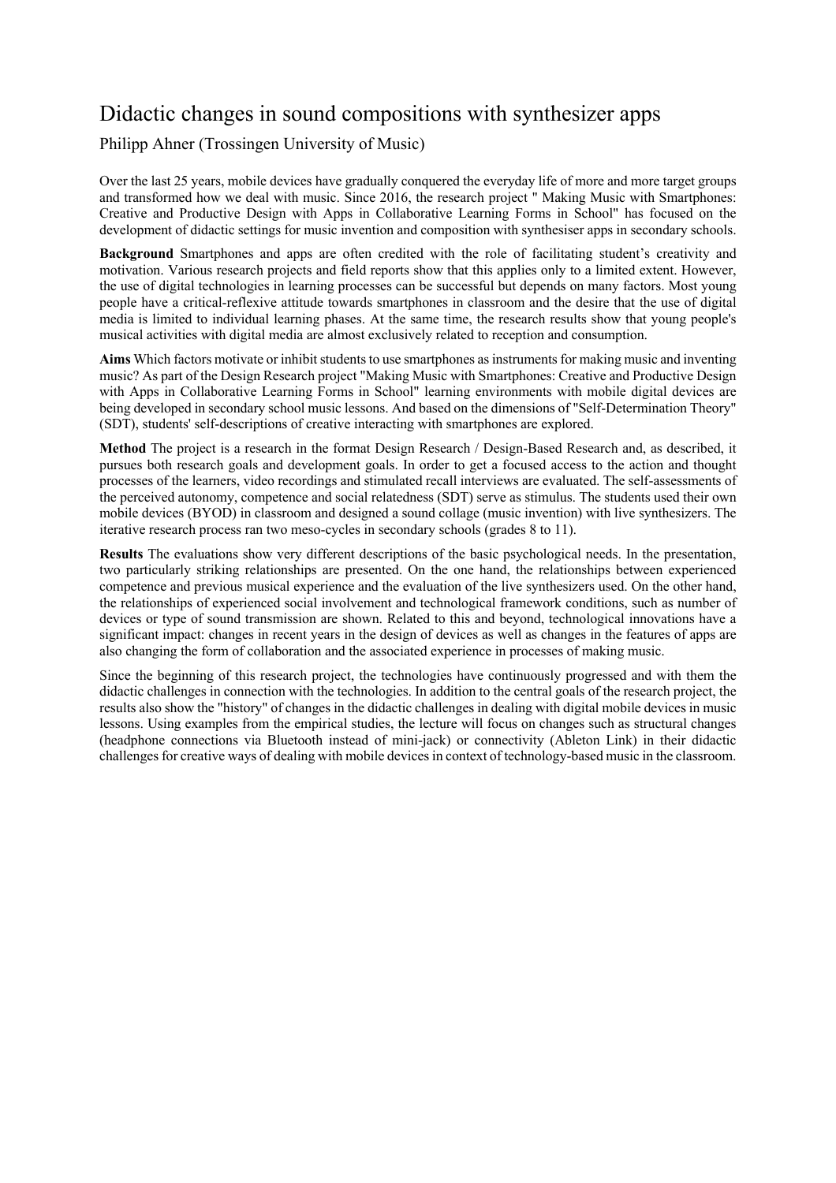# Didactic changes in sound compositions with synthesizer apps

Philipp Ahner (Trossingen University of Music)

Over the last 25 years, mobile devices have gradually conquered the everyday life of more and more target groups and transformed how we deal with music. Since 2016, the research project " Making Music with Smartphones: Creative and Productive Design with Apps in Collaborative Learning Forms in School" has focused on the development of didactic settings for music invention and composition with synthesiser apps in secondary schools.

**Background** Smartphones and apps are often credited with the role of facilitating student's creativity and motivation. Various research projects and field reports show that this applies only to a limited extent. However, the use of digital technologies in learning processes can be successful but depends on many factors. Most young people have a critical-reflexive attitude towards smartphones in classroom and the desire that the use of digital media is limited to individual learning phases. At the same time, the research results show that young people's musical activities with digital media are almost exclusively related to reception and consumption.

**Aims** Which factors motivate or inhibit students to use smartphones as instruments for making music and inventing music? As part of the Design Research project "Making Music with Smartphones: Creative and Productive Design with Apps in Collaborative Learning Forms in School" learning environments with mobile digital devices are being developed in secondary school music lessons. And based on the dimensions of "Self-Determination Theory" (SDT), students' self-descriptions of creative interacting with smartphones are explored.

**Method** The project is a research in the format Design Research / Design-Based Research and, as described, it pursues both research goals and development goals. In order to get a focused access to the action and thought processes of the learners, video recordings and stimulated recall interviews are evaluated. The self-assessments of the perceived autonomy, competence and social relatedness (SDT) serve as stimulus. The students used their own mobile devices (BYOD) in classroom and designed a sound collage (music invention) with live synthesizers. The iterative research process ran two meso-cycles in secondary schools (grades 8 to 11).

**Results** The evaluations show very different descriptions of the basic psychological needs. In the presentation, two particularly striking relationships are presented. On the one hand, the relationships between experienced competence and previous musical experience and the evaluation of the live synthesizers used. On the other hand, the relationships of experienced social involvement and technological framework conditions, such as number of devices or type of sound transmission are shown. Related to this and beyond, technological innovations have a significant impact: changes in recent years in the design of devices as well as changes in the features of apps are also changing the form of collaboration and the associated experience in processes of making music.

Since the beginning of this research project, the technologies have continuously progressed and with them the didactic challenges in connection with the technologies. In addition to the central goals of the research project, the results also show the "history" of changes in the didactic challenges in dealing with digital mobile devices in music lessons. Using examples from the empirical studies, the lecture will focus on changes such as structural changes (headphone connections via Bluetooth instead of mini-jack) or connectivity (Ableton Link) in their didactic challenges for creative ways of dealing with mobile devices in context of technology-based music in the classroom.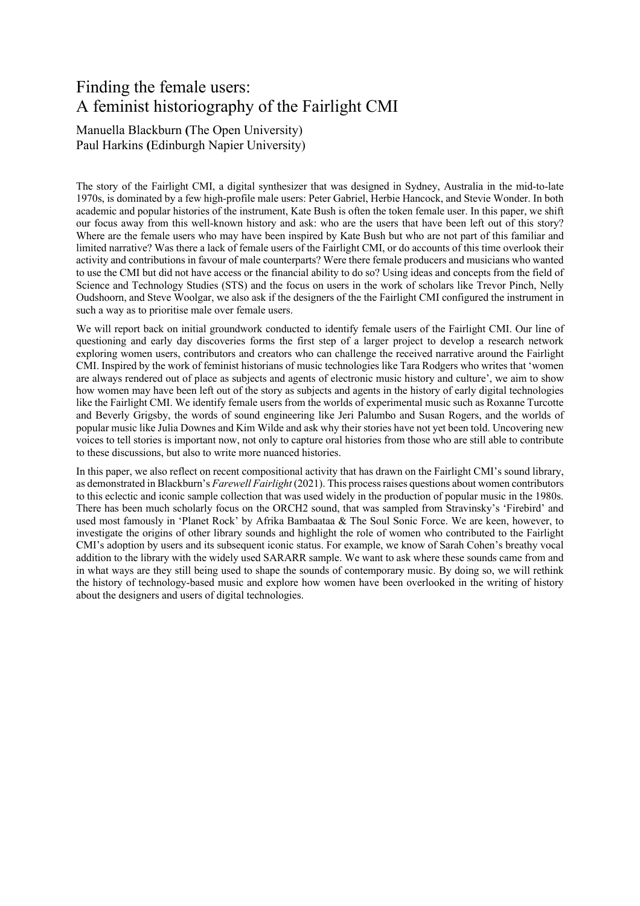# Finding the female users: A feminist historiography of the Fairlight CMI

Manuella Blackburn (The Open University)
Paul Harkins (Edinburgh Napier University)

The story of the Fairlight CMI, a digital synthesizer that was designed in Sydney, Australia in the mid-to-late 1970s, is dominated by a few high-profile male users: Peter Gabriel, Herbie Hancock, and Stevie Wonder. In both academic and popular histories of the instrument, Kate Bush is often the token female user. In this paper, we shift our focus away from this well-known history and ask: who are the users that have been left out of this story? Where are the female users who may have been inspired by Kate Bush but who are not part of this familiar and limited narrative? Was there a lack of female users of the Fairlight CMI, or do accounts of this time overlook their activity and contributions in favour of male counterparts? Were there female producers and musicians who wanted to use the CMI but did not have access or the financial ability to do so? Using ideas and concepts from the field of Science and Technology Studies (STS) and the focus on users in the work of scholars like Trevor Pinch, Nelly Oudshoorn, and Steve Woolgar, we also ask if the designers of the the Fairlight CMI configured the instrument in such a way as to prioritise male over female users.

We will report back on initial groundwork conducted to identify female users of the Fairlight CMI. Our line of questioning and early day discoveries forms the first step of a larger project to develop a research network exploring women users, contributors and creators who can challenge the received narrative around the Fairlight CMI. Inspired by the work of feminist historians of music technologies like Tara Rodgers who writes that 'women are always rendered out of place as subjects and agents of electronic music history and culture', we aim to show how women may have been left out of the story as subjects and agents in the history of early digital technologies like the Fairlight CMI. We identify female users from the worlds of experimental music such as Roxanne Turcotte and Beverly Grigsby, the words of sound engineering like Jeri Palumbo and Susan Rogers, and the worlds of popular music like Julia Downes and Kim Wilde and ask why their stories have not yet been told. Uncovering new voices to tell stories is important now, not only to capture oral histories from those who are still able to contribute to these discussions, but also to write more nuanced histories.

In this paper, we also reflect on recent compositional activity that has drawn on the Fairlight CMI's sound library, as demonstrated in Blackburn's *Farewell Fairlight* (2021). This process raises questions about women contributors to this eclectic and iconic sample collection that was used widely in the production of popular music in the 1980s. There has been much scholarly focus on the ORCH2 sound, that was sampled from Stravinsky's 'Firebird' and used most famously in 'Planet Rock' by Afrika Bambaataa & The Soul Sonic Force. We are keen, however, to investigate the origins of other library sounds and highlight the role of women who contributed to the Fairlight CMI's adoption by users and its subsequent iconic status. For example, we know of Sarah Cohen's breathy vocal addition to the library with the widely used SARARR sample. We want to ask where these sounds came from and in what ways are they still being used to shape the sounds of contemporary music. By doing so, we will rethink the history of technology-based music and explore how women have been overlooked in the writing of history about the designers and users of digital technologies.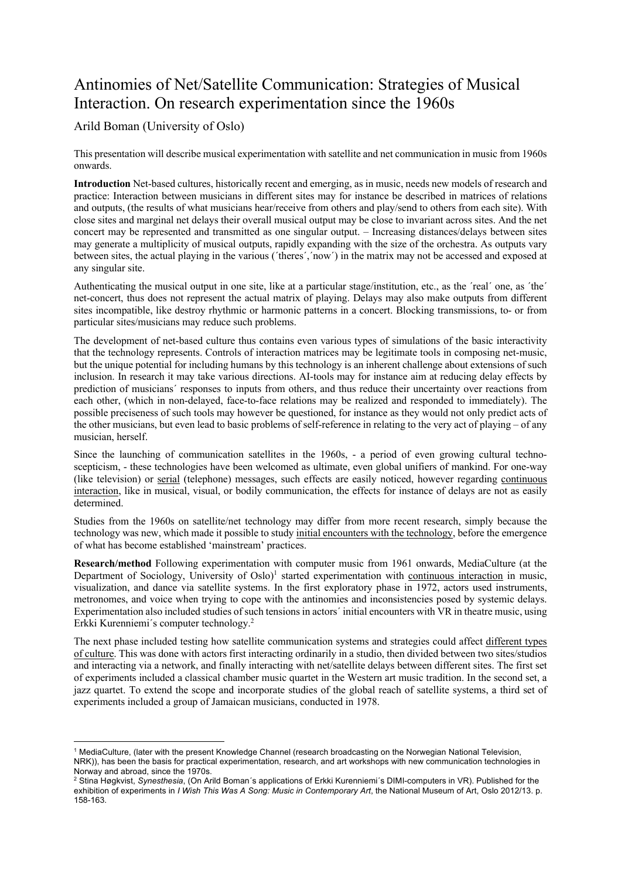# Antinomies of Net/Satellite Communication: Strategies of Musical Interaction. On research experimentation since the 1960s

Arild Boman (University of Oslo)

This presentation will describe musical experimentation with satellite and net communication in music from 1960s onwards.

**Introduction** Net-based cultures, historically recent and emerging, as in music, needs new models of research and practice: Interaction between musicians in different sites may for instance be described in matrices of relations and outputs, (the results of what musicians hear/receive from others and play/send to others from each site). With close sites and marginal net delays their overall musical output may be close to invariant across sites. And the net concert may be represented and transmitted as one singular output. – Increasing distances/delays between sites may generate a multiplicity of musical outputs, rapidly expanding with the size of the orchestra. As outputs vary between sites, the actual playing in the various (´theres´,´now´) in the matrix may not be accessed and exposed at any singular site.

Authenticating the musical output in one site, like at a particular stage/institution, etc., as the ´real´ one, as ´the´ net-concert, thus does not represent the actual matrix of playing. Delays may also make outputs from different sites incompatible, like destroy rhythmic or harmonic patterns in a concert. Blocking transmissions, to- or from particular sites/musicians may reduce such problems.

The development of net-based culture thus contains even various types of simulations of the basic interactivity that the technology represents. Controls of interaction matrices may be legitimate tools in composing net-music, but the unique potential for including humans by this technology is an inherent challenge about extensions of such inclusion. In research it may take various directions. AI-tools may for instance aim at reducing delay effects by prediction of musicians´ responses to inputs from others, and thus reduce their uncertainty over reactions from each other, (which in non-delayed, face-to-face relations may be realized and responded to immediately). The possible preciseness of such tools may however be questioned, for instance as they would not only predict acts of the other musicians, but even lead to basic problems of self-reference in relating to the very act of playing – of any musician, herself.

Since the launching of communication satellites in the 1960s, - a period of even growing cultural techno-scepticism, - these technologies have been welcomed as ultimate, even global unifiers of mankind. For one-way (like television) or serial (telephone) messages, such effects are easily noticed, however regarding continuous interaction, like in musical, visual, or bodily communication, the effects for instance of delays are not as easily determined.

Studies from the 1960s on satellite/net technology may differ from more recent research, simply because the technology was new, which made it possible to study initial encounters with the technology, before the emergence of what has become established 'mainstream' practices.

**Research/method** Following experimentation with computer music from 1961 onwards, MediaCulture (at the Department of Sociology, University of Oslo)[1] started experimentation with continuous interaction in music, visualization, and dance via satellite systems. In the first exploratory phase in 1972, actors used instruments, metronomes, and voice when trying to cope with the antinomies and inconsistencies posed by systemic delays. Experimentation also included studies of such tensions in actors´ initial encounters with VR in theatre music, using Erkki Kurenniemi´s computer technology.[2]

The next phase included testing how satellite communication systems and strategies could affect different types of culture. This was done with actors first interacting ordinarily in a studio, then divided between two sites/studios and interacting via a network, and finally interacting with net/satellite delays between different sites. The first set of experiments included a classical chamber music quartet in the Western art music tradition. In the second set, a jazz quartet. To extend the scope and incorporate studies of the global reach of satellite systems, a third set of experiments included a group of Jamaican musicians, conducted in 1978.

---

[1] MediaCulture, (later with the present Knowledge Channel (research broadcasting on the Norwegian National Television, NRK)), has been the basis for practical experimentation, research, and art workshops with new communication technologies in Norway and abroad, since the 1970s.

[2] Stina Høgkvist, *Synesthesia*, (On Arild Boman´s applications of Erkki Kurenniemi´s DIMI-computers in VR). Published for the exhibition of experiments in *I Wish This Was A Song: Music in Contemporary Art*, the National Museum of Art, Oslo 2012/13. p. 158-163.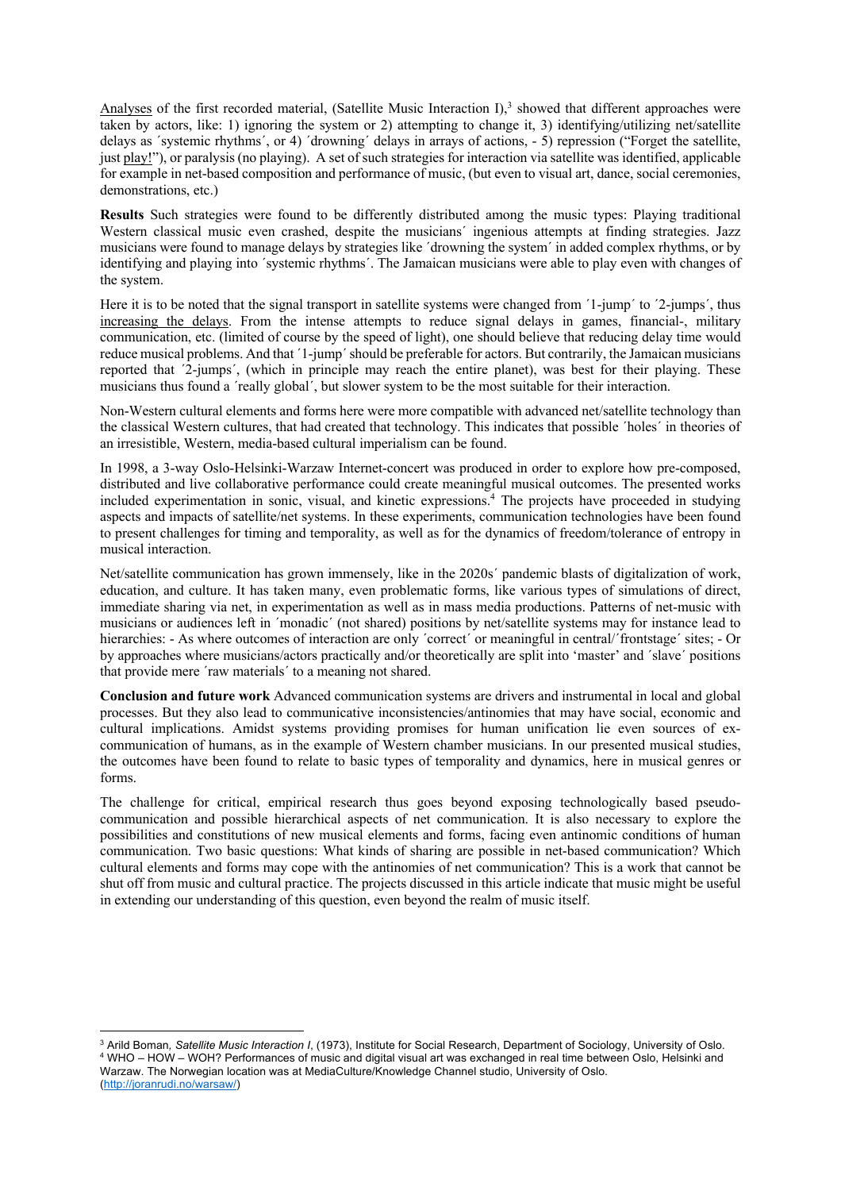Analyses of the first recorded material, (Satellite Music Interaction I),[3] showed that different approaches were taken by actors, like: 1) ignoring the system or 2) attempting to change it, 3) identifying/utilizing net/satellite delays as ´systemic rhythms´, or 4) ´drowning´ delays in arrays of actions, - 5) repression ("Forget the satellite, just play!"), or paralysis (no playing). A set of such strategies for interaction via satellite was identified, applicable for example in net-based composition and performance of music, (but even to visual art, dance, social ceremonies, demonstrations, etc.)

**Results** Such strategies were found to be differently distributed among the music types: Playing traditional Western classical music even crashed, despite the musicians´ ingenious attempts at finding strategies. Jazz musicians were found to manage delays by strategies like ´drowning the system´ in added complex rhythms, or by identifying and playing into ´systemic rhythms´. The Jamaican musicians were able to play even with changes of the system.

Here it is to be noted that the signal transport in satellite systems were changed from ´1-jump´ to ´2-jumps´, thus increasing the delays. From the intense attempts to reduce signal delays in games, financial-, military communication, etc. (limited of course by the speed of light), one should believe that reducing delay time would reduce musical problems. And that ´1-jump´ should be preferable for actors. But contrarily, the Jamaican musicians reported that ´2-jumps´, (which in principle may reach the entire planet), was best for their playing. These musicians thus found a ´really global´, but slower system to be the most suitable for their interaction.

Non-Western cultural elements and forms here were more compatible with advanced net/satellite technology than the classical Western cultures, that had created that technology. This indicates that possible ´holes´ in theories of an irresistible, Western, media-based cultural imperialism can be found.

In 1998, a 3-way Oslo-Helsinki-Warzaw Internet-concert was produced in order to explore how pre-composed, distributed and live collaborative performance could create meaningful musical outcomes. The presented works included experimentation in sonic, visual, and kinetic expressions.[4] The projects have proceeded in studying aspects and impacts of satellite/net systems. In these experiments, communication technologies have been found to present challenges for timing and temporality, as well as for the dynamics of freedom/tolerance of entropy in musical interaction.

Net/satellite communication has grown immensely, like in the 2020s´ pandemic blasts of digitalization of work, education, and culture. It has taken many, even problematic forms, like various types of simulations of direct, immediate sharing via net, in experimentation as well as in mass media productions. Patterns of net-music with musicians or audiences left in ´monadic´ (not shared) positions by net/satellite systems may for instance lead to hierarchies: - As where outcomes of interaction are only ´correct´ or meaningful in central/´frontstage´ sites; - Or by approaches where musicians/actors practically and/or theoretically are split into 'master' and ´slave´ positions that provide mere ´raw materials´ to a meaning not shared.

**Conclusion and future work** Advanced communication systems are drivers and instrumental in local and global processes. But they also lead to communicative inconsistencies/antinomies that may have social, economic and cultural implications. Amidst systems providing promises for human unification lie even sources of ex-communication of humans, as in the example of Western chamber musicians. In our presented musical studies, the outcomes have been found to relate to basic types of temporality and dynamics, here in musical genres or forms.

The challenge for critical, empirical research thus goes beyond exposing technologically based pseudo-communication and possible hierarchical aspects of net communication. It is also necessary to explore the possibilities and constitutions of new musical elements and forms, facing even antinomic conditions of human communication. Two basic questions: What kinds of sharing are possible in net-based communication? Which cultural elements and forms may cope with the antinomies of net communication? This is a work that cannot be shut off from music and cultural practice. The projects discussed in this article indicate that music might be useful in extending our understanding of this question, even beyond the realm of music itself.

---

[3] Arild Boman, *Satellite Music Interaction I*, (1973), Institute for Social Research, Department of Sociology, University of Oslo.

[4] WHO – HOW – WOH? Performances of music and digital visual art was exchanged in real time between Oslo, Helsinki and Warzaw. The Norwegian location was at MediaCulture/Knowledge Channel studio, University of Oslo. (http://joranrudi.no/warsaw/)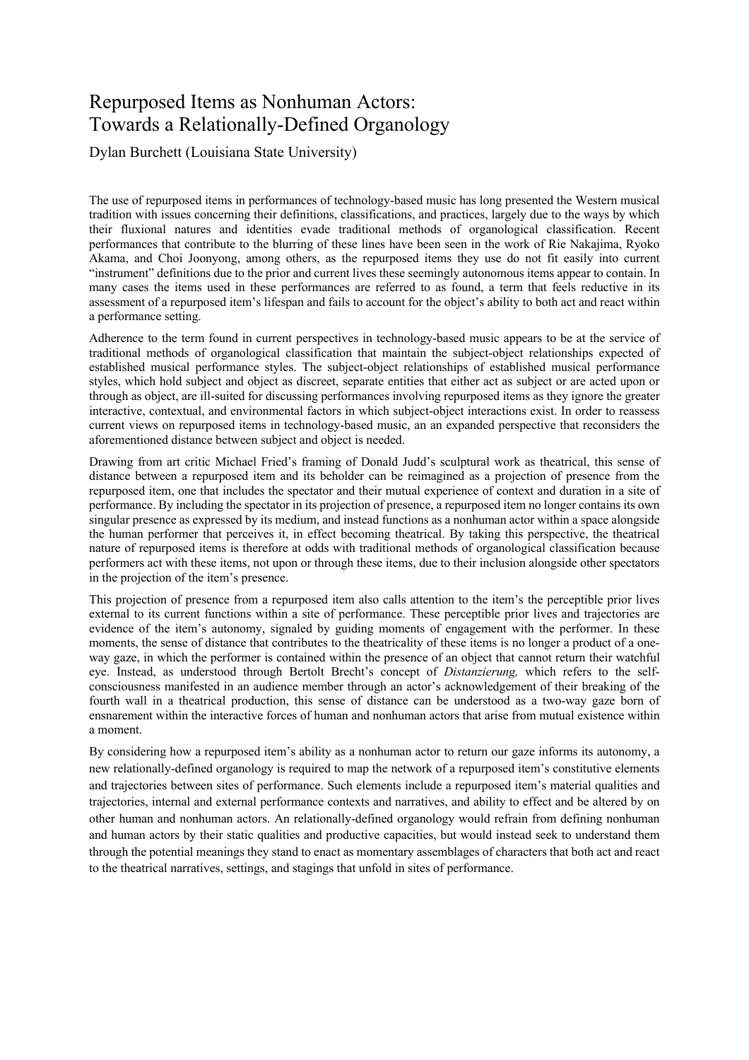# Repurposed Items as Nonhuman Actors: Towards a Relationally-Defined Organology

Dylan Burchett (Louisiana State University)

The use of repurposed items in performances of technology-based music has long presented the Western musical tradition with issues concerning their definitions, classifications, and practices, largely due to the ways by which their fluxional natures and identities evade traditional methods of organological classification. Recent performances that contribute to the blurring of these lines have been seen in the work of Rie Nakajima, Ryoko Akama, and Choi Joonyong, among others, as the repurposed items they use do not fit easily into current "instrument" definitions due to the prior and current lives these seemingly autonomous items appear to contain. In many cases the items used in these performances are referred to as found, a term that feels reductive in its assessment of a repurposed item's lifespan and fails to account for the object's ability to both act and react within a performance setting.

Adherence to the term found in current perspectives in technology-based music appears to be at the service of traditional methods of organological classification that maintain the subject-object relationships expected of established musical performance styles. The subject-object relationships of established musical performance styles, which hold subject and object as discreet, separate entities that either act as subject or are acted upon or through as object, are ill-suited for discussing performances involving repurposed items as they ignore the greater interactive, contextual, and environmental factors in which subject-object interactions exist. In order to reassess current views on repurposed items in technology-based music, an an expanded perspective that reconsiders the aforementioned distance between subject and object is needed.

Drawing from art critic Michael Fried's framing of Donald Judd's sculptural work as theatrical, this sense of distance between a repurposed item and its beholder can be reimagined as a projection of presence from the repurposed item, one that includes the spectator and their mutual experience of context and duration in a site of performance. By including the spectator in its projection of presence, a repurposed item no longer contains its own singular presence as expressed by its medium, and instead functions as a nonhuman actor within a space alongside the human performer that perceives it, in effect becoming theatrical. By taking this perspective, the theatrical nature of repurposed items is therefore at odds with traditional methods of organological classification because performers act with these items, not upon or through these items, due to their inclusion alongside other spectators in the projection of the item's presence.

This projection of presence from a repurposed item also calls attention to the item's the perceptible prior lives external to its current functions within a site of performance. These perceptible prior lives and trajectories are evidence of the item's autonomy, signaled by guiding moments of engagement with the performer. In these moments, the sense of distance that contributes to the theatricality of these items is no longer a product of a one-way gaze, in which the performer is contained within the presence of an object that cannot return their watchful eye. Instead, as understood through Bertolt Brecht's concept of *Distanzierung,* which refers to the self-consciousness manifested in an audience member through an actor's acknowledgement of their breaking of the fourth wall in a theatrical production, this sense of distance can be understood as a two-way gaze born of ensnarement within the interactive forces of human and nonhuman actors that arise from mutual existence within a moment.

By considering how a repurposed item's ability as a nonhuman actor to return our gaze informs its autonomy, a new relationally-defined organology is required to map the network of a repurposed item's constitutive elements and trajectories between sites of performance. Such elements include a repurposed item's material qualities and trajectories, internal and external performance contexts and narratives, and ability to effect and be altered by on other human and nonhuman actors. An relationally-defined organology would refrain from defining nonhuman and human actors by their static qualities and productive capacities, but would instead seek to understand them through the potential meanings they stand to enact as momentary assemblages of characters that both act and react to the theatrical narratives, settings, and stagings that unfold in sites of performance.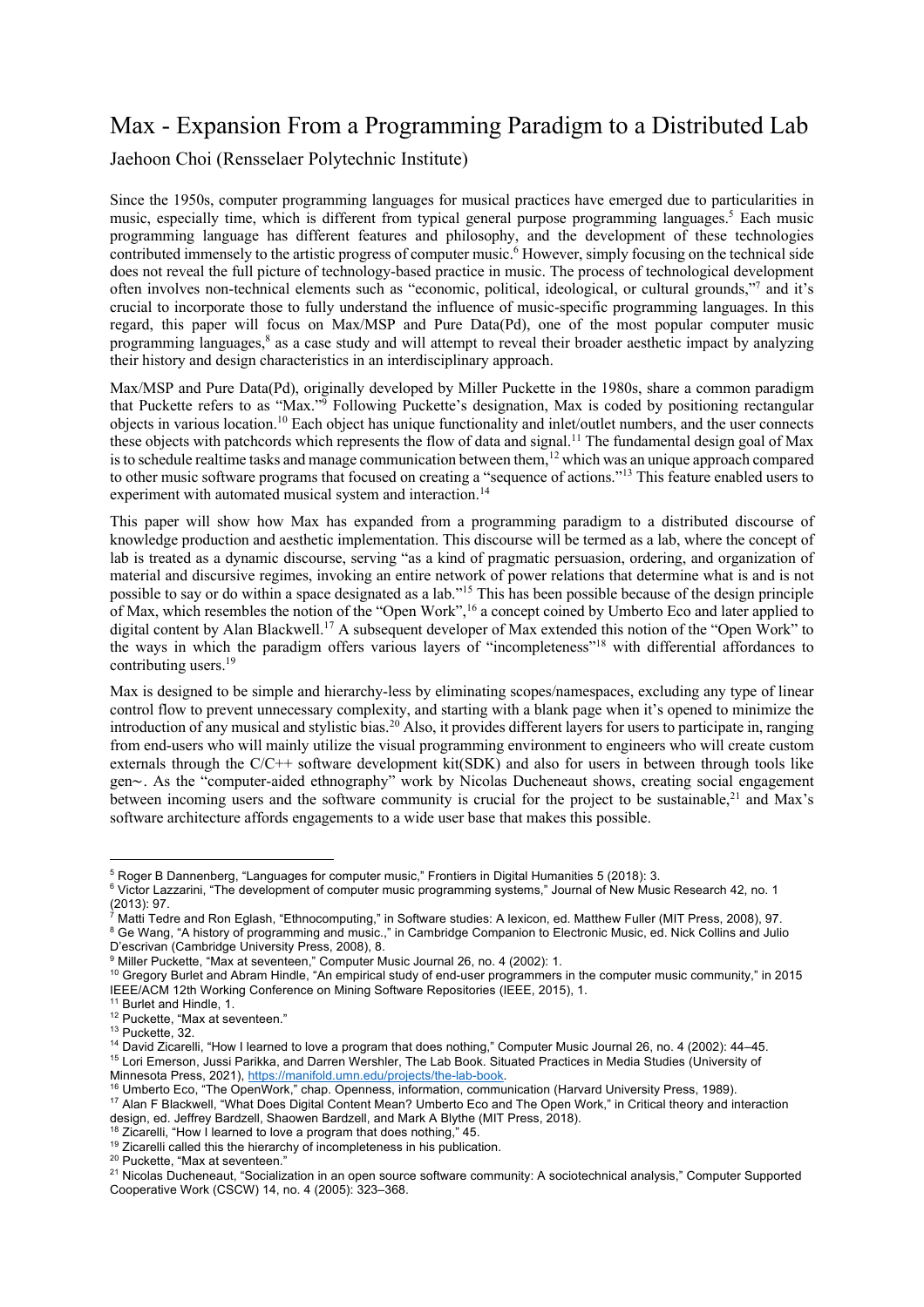# Max - Expansion From a Programming Paradigm to a Distributed Lab

Jaehoon Choi (Rensselaer Polytechnic Institute)

Since the 1950s, computer programming languages for musical practices have emerged due to particularities in music, especially time, which is different from typical general purpose programming languages.[5] Each music programming language has different features and philosophy, and the development of these technologies contributed immensely to the artistic progress of computer music.[6] However, simply focusing on the technical side does not reveal the full picture of technology-based practice in music. The process of technological development often involves non-technical elements such as "economic, political, ideological, or cultural grounds,"[7] and it's crucial to incorporate those to fully understand the influence of music-specific programming languages. In this regard, this paper will focus on Max/MSP and Pure Data(Pd), one of the most popular computer music programming languages,[8] as a case study and will attempt to reveal their broader aesthetic impact by analyzing their history and design characteristics in an interdisciplinary approach.

Max/MSP and Pure Data(Pd), originally developed by Miller Puckette in the 1980s, share a common paradigm that Puckette refers to as "Max."[9] Following Puckette's designation, Max is coded by positioning rectangular objects in various location.[10] Each object has unique functionality and inlet/outlet numbers, and the user connects these objects with patchcords which represents the flow of data and signal.[11] The fundamental design goal of Max is to schedule realtime tasks and manage communication between them,[12] which was an unique approach compared to other music software programs that focused on creating a "sequence of actions."[13] This feature enabled users to experiment with automated musical system and interaction.[14]

This paper will show how Max has expanded from a programming paradigm to a distributed discourse of knowledge production and aesthetic implementation. This discourse will be termed as a lab, where the concept of lab is treated as a dynamic discourse, serving "as a kind of pragmatic persuasion, ordering, and organization of material and discursive regimes, invoking an entire network of power relations that determine what is and is not possible to say or do within a space designated as a lab."[15] This has been possible because of the design principle of Max, which resembles the notion of the "Open Work",[16] a concept coined by Umberto Eco and later applied to digital content by Alan Blackwell.[17] A subsequent developer of Max extended this notion of the "Open Work" to the ways in which the paradigm offers various layers of "incompleteness"[18] with differential affordances to contributing users.[19]

Max is designed to be simple and hierarchy-less by eliminating scopes/namespaces, excluding any type of linear control flow to prevent unnecessary complexity, and starting with a blank page when it's opened to minimize the introduction of any musical and stylistic bias.[20] Also, it provides different layers for users to participate in, ranging from end-users who will mainly utilize the visual programming environment to engineers who will create custom externals through the C/C++ software development kit(SDK) and also for users in between through tools like gen~. As the "computer-aided ethnography" work by Nicolas Ducheneaut shows, creating social engagement between incoming users and the software community is crucial for the project to be sustainable,[21] and Max's software architecture affords engagements to a wide user base that makes this possible.

---

[5] Roger B Dannenberg, "Languages for computer music," Frontiers in Digital Humanities 5 (2018): 3.

[6] Victor Lazzarini, "The development of computer music programming systems," Journal of New Music Research 42, no. 1 (2013): 97.

[7] Matti Tedre and Ron Eglash, "Ethnocomputing," in Software studies: A lexicon, ed. Matthew Fuller (MIT Press, 2008), 97.

[8] Ge Wang, "A history of programming and music.," in Cambridge Companion to Electronic Music, ed. Nick Collins and Julio D'escrivan (Cambridge University Press, 2008), 8.

[9] Miller Puckette, "Max at seventeen," Computer Music Journal 26, no. 4 (2002): 1.

[10] Gregory Burlet and Abram Hindle, "An empirical study of end-user programmers in the computer music community," in 2015 IEEE/ACM 12th Working Conference on Mining Software Repositories (IEEE, 2015), 1.

[11] Burlet and Hindle, 1.

[12] Puckette, "Max at seventeen."

[13] Puckette, 32.

[14] David Zicarelli, "How I learned to love a program that does nothing," Computer Music Journal 26, no. 4 (2002): 44–45.

[15] Lori Emerson, Jussi Parikka, and Darren Wershler, The Lab Book. Situated Practices in Media Studies (University of Minnesota Press, 2021), https://manifold.umn.edu/projects/the-lab-book.

[16] Umberto Eco, "The OpenWork," chap. Openness, information, communication (Harvard University Press, 1989).

[17] Alan F Blackwell, "What Does Digital Content Mean? Umberto Eco and The Open Work," in Critical theory and interaction design, ed. Jeffrey Bardzell, Shaowen Bardzell, and Mark A Blythe (MIT Press, 2018).

[18] Zicarelli, "How I learned to love a program that does nothing," 45.

[19] Zicarelli called this the hierarchy of incompleteness in his publication.

[20] Puckette, "Max at seventeen."

[21] Nicolas Ducheneaut, "Socialization in an open source software community: A sociotechnical analysis," Computer Supported Cooperative Work (CSCW) 14, no. 4 (2005): 323–368.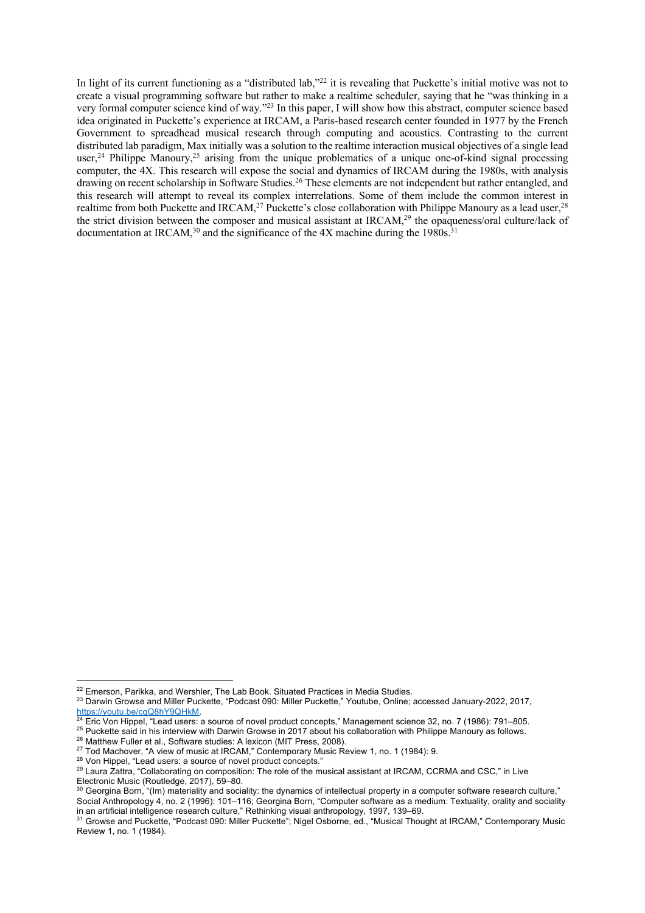In light of its current functioning as a "distributed lab,"[22] it is revealing that Puckette's initial motive was not to create a visual programming software but rather to make a realtime scheduler, saying that he "was thinking in a very formal computer science kind of way."[23] In this paper, I will show how this abstract, computer science based idea originated in Puckette's experience at IRCAM, a Paris-based research center founded in 1977 by the French Government to spreadhead musical research through computing and acoustics. Contrasting to the current distributed lab paradigm, Max initially was a solution to the realtime interaction musical objectives of a single lead user,[24] Philippe Manoury,[25] arising from the unique problematics of a unique one-of-kind signal processing computer, the 4X. This research will expose the social and dynamics of IRCAM during the 1980s, with analysis drawing on recent scholarship in Software Studies.[26] These elements are not independent but rather entangled, and this research will attempt to reveal its complex interrelations. Some of them include the common interest in realtime from both Puckette and IRCAM,[27] Puckette's close collaboration with Philippe Manoury as a lead user,[28] the strict division between the composer and musical assistant at IRCAM,[29] the opaqueness/oral culture/lack of documentation at IRCAM,[30] and the significance of the 4X machine during the 1980s.[31]

---

[22] Emerson, Parikka, and Wershler, The Lab Book. Situated Practices in Media Studies.

[23] Darwin Growse and Miller Puckette, "Podcast 090: Miller Puckette," Youtube, Online; accessed January-2022, 2017, https://youtu.be/cqQ8hY9QHkM.

[24] Eric Von Hippel, "Lead users: a source of novel product concepts," Management science 32, no. 7 (1986): 791–805.

[25] Puckette said in his interview with Darwin Growse in 2017 about his collaboration with Philippe Manoury as follows.

[26] Matthew Fuller et al., Software studies: A lexicon (MIT Press, 2008).

[27] Tod Machover, "A view of music at IRCAM," Contemporary Music Review 1, no. 1 (1984): 9.

[28] Von Hippel, "Lead users: a source of novel product concepts."

[29] Laura Zattra, "Collaborating on composition: The role of the musical assistant at IRCAM, CCRMA and CSC," in Live Electronic Music (Routledge, 2017), 59–80.

[30] Georgina Born, "(Im) materiality and sociality: the dynamics of intellectual property in a computer software research culture," Social Anthropology 4, no. 2 (1996): 101–116; Georgina Born, "Computer software as a medium: Textuality, orality and sociality in an artificial intelligence research culture," Rethinking visual anthropology, 1997, 139–69.

[31] Growse and Puckette, "Podcast 090: Miller Puckette"; Nigel Osborne, ed., "Musical Thought at IRCAM," Contemporary Music Review 1, no. 1 (1984).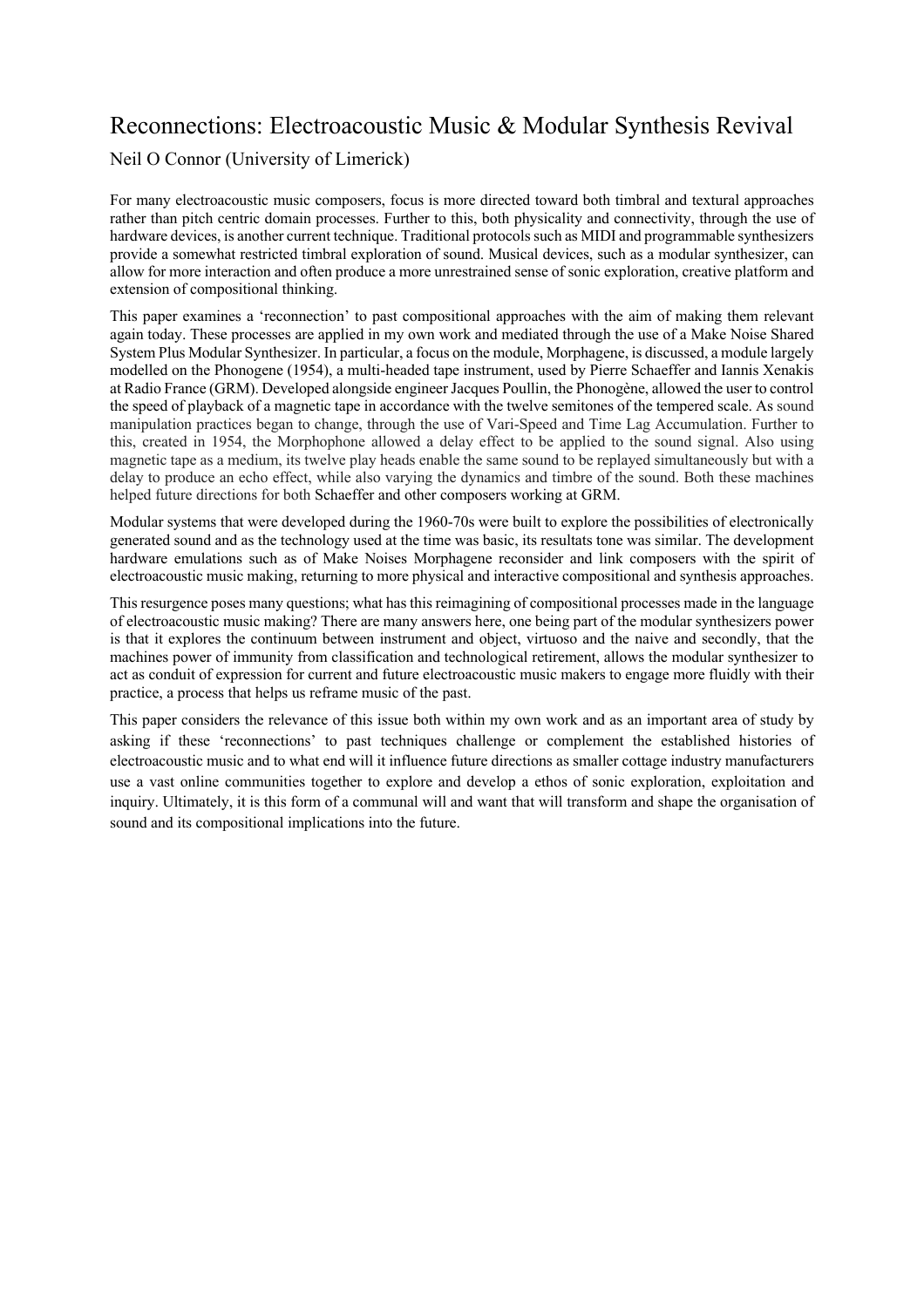# Reconnections: Electroacoustic Music & Modular Synthesis Revival

Neil O Connor (University of Limerick)

For many electroacoustic music composers, focus is more directed toward both timbral and textural approaches rather than pitch centric domain processes. Further to this, both physicality and connectivity, through the use of hardware devices, is another current technique. Traditional protocols such as MIDI and programmable synthesizers provide a somewhat restricted timbral exploration of sound. Musical devices, such as a modular synthesizer, can allow for more interaction and often produce a more unrestrained sense of sonic exploration, creative platform and extension of compositional thinking.

This paper examines a 'reconnection' to past compositional approaches with the aim of making them relevant again today. These processes are applied in my own work and mediated through the use of a Make Noise Shared System Plus Modular Synthesizer. In particular, a focus on the module, Morphagene, is discussed, a module largely modelled on the Phonogene (1954), a multi-headed tape instrument, used by Pierre Schaeffer and Iannis Xenakis at Radio France (GRM). Developed alongside engineer Jacques Poullin, the Phonogène, allowed the user to control the speed of playback of a magnetic tape in accordance with the twelve semitones of the tempered scale. As sound manipulation practices began to change, through the use of Vari-Speed and Time Lag Accumulation. Further to this, created in 1954, the Morphophone allowed a delay effect to be applied to the sound signal. Also using magnetic tape as a medium, its twelve play heads enable the same sound to be replayed simultaneously but with a delay to produce an echo effect, while also varying the dynamics and timbre of the sound. Both these machines helped future directions for both Schaeffer and other composers working at GRM.

Modular systems that were developed during the 1960-70s were built to explore the possibilities of electronically generated sound and as the technology used at the time was basic, its resultats tone was similar. The development hardware emulations such as of Make Noises Morphagene reconsider and link composers with the spirit of electroacoustic music making, returning to more physical and interactive compositional and synthesis approaches.

This resurgence poses many questions; what has this reimagining of compositional processes made in the language of electroacoustic music making? There are many answers here, one being part of the modular synthesizers power is that it explores the continuum between instrument and object, virtuoso and the naive and secondly, that the machines power of immunity from classification and technological retirement, allows the modular synthesizer to act as conduit of expression for current and future electroacoustic music makers to engage more fluidly with their practice, a process that helps us reframe music of the past.

This paper considers the relevance of this issue both within my own work and as an important area of study by asking if these 'reconnections' to past techniques challenge or complement the established histories of electroacoustic music and to what end will it influence future directions as smaller cottage industry manufacturers use a vast online communities together to explore and develop a ethos of sonic exploration, exploitation and inquiry. Ultimately, it is this form of a communal will and want that will transform and shape the organisation of sound and its compositional implications into the future.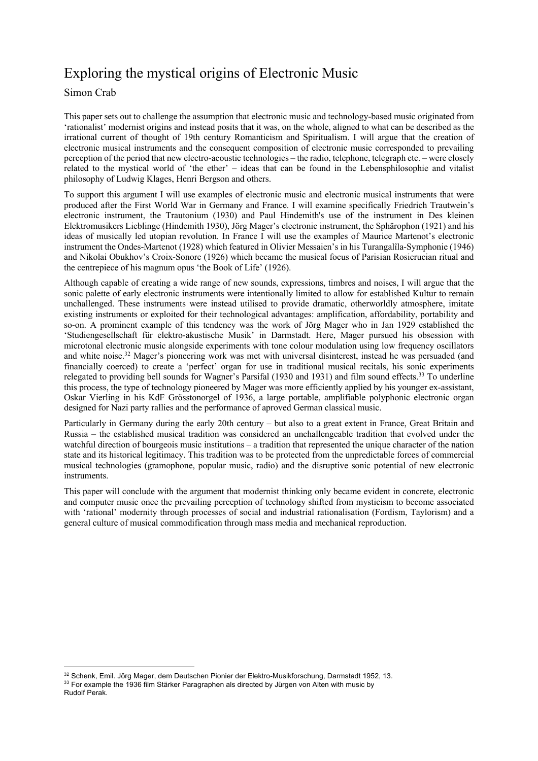# Exploring the mystical origins of Electronic Music

Simon Crab

This paper sets out to challenge the assumption that electronic music and technology-based music originated from 'rationalist' modernist origins and instead posits that it was, on the whole, aligned to what can be described as the irrational current of thought of 19th century Romanticism and Spiritualism. I will argue that the creation of electronic musical instruments and the consequent composition of electronic music corresponded to prevailing perception of the period that new electro-acoustic technologies – the radio, telephone, telegraph etc. – were closely related to the mystical world of 'the ether' – ideas that can be found in the Lebensphilosophie and vitalist philosophy of Ludwig Klages, Henri Bergson and others.

To support this argument I will use examples of electronic music and electronic musical instruments that were produced after the First World War in Germany and France. I will examine specifically Friedrich Trautwein's electronic instrument, the Trautonium (1930) and Paul Hindemith's use of the instrument in Des kleinen Elektromusikers Lieblinge (Hindemith 1930), Jörg Mager's electronic instrument, the Sphärophon (1921) and his ideas of musically led utopian revolution. In France I will use the examples of Maurice Martenot's electronic instrument the Ondes-Martenot (1928) which featured in Olivier Messaien's in his Turangalîla-Symphonie (1946) and Nikolai Obukhov's Croix-Sonore (1926) which became the musical focus of Parisian Rosicrucian ritual and the centrepiece of his magnum opus 'the Book of Life' (1926).

Although capable of creating a wide range of new sounds, expressions, timbres and noises, I will argue that the sonic palette of early electronic instruments were intentionally limited to allow for established Kultur to remain unchallenged. These instruments were instead utilised to provide dramatic, otherworldly atmosphere, imitate existing instruments or exploited for their technological advantages: amplification, affordability, portability and so-on. A prominent example of this tendency was the work of Jörg Mager who in Jan 1929 established the 'Studiengesellschaft für elektro-akustische Musik' in Darmstadt. Here, Mager pursued his obsession with microtonal electronic music alongside experiments with tone colour modulation using low frequency oscillators and white noise.[32] Mager's pioneering work was met with universal disinterest, instead he was persuaded (and financially coerced) to create a 'perfect' organ for use in traditional musical recitals, his sonic experiments relegated to providing bell sounds for Wagner's Parsifal (1930 and 1931) and film sound effects.[33] To underline this process, the type of technology pioneered by Mager was more efficiently applied by his younger ex-assistant, Oskar Vierling in his KdF Grösstonorgel of 1936, a large portable, amplifiable polyphonic electronic organ designed for Nazi party rallies and the performance of aproved German classical music.

Particularly in Germany during the early 20th century – but also to a great extent in France, Great Britain and Russia – the established musical tradition was considered an unchallengeable tradition that evolved under the watchful direction of bourgeois music institutions – a tradition that represented the unique character of the nation state and its historical legitimacy. This tradition was to be protected from the unpredictable forces of commercial musical technologies (gramophone, popular music, radio) and the disruptive sonic potential of new electronic instruments.

This paper will conclude with the argument that modernist thinking only became evident in concrete, electronic and computer music once the prevailing perception of technology shifted from mysticism to become associated with 'rational' modernity through processes of social and industrial rationalisation (Fordism, Taylorism) and a general culture of musical commodification through mass media and mechanical reproduction.

---

[32] Schenk, Emil. Jörg Mager, dem Deutschen Pionier der Elektro-Musikforschung, Darmstadt 1952, 13.

[33] For example the 1936 film Stärker Paragraphen als directed by Jürgen von Alten with music by Rudolf Perak.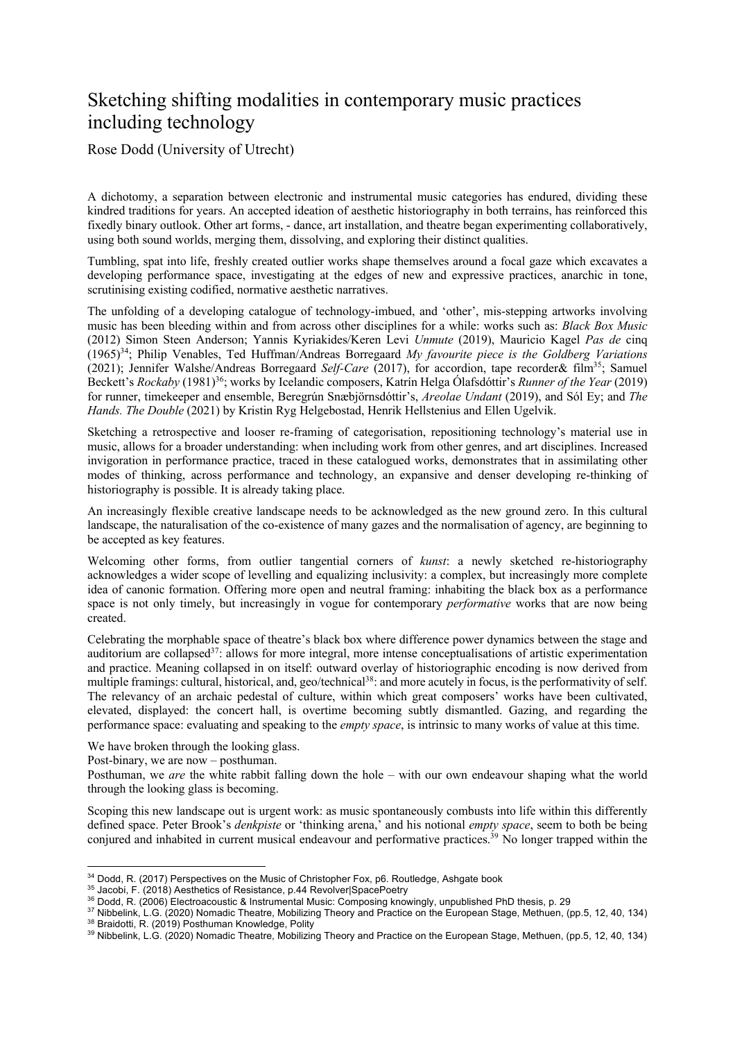# Sketching shifting modalities in contemporary music practices including technology

Rose Dodd (University of Utrecht)

A dichotomy, a separation between electronic and instrumental music categories has endured, dividing these kindred traditions for years. An accepted ideation of aesthetic historiography in both terrains, has reinforced this fixedly binary outlook. Other art forms, - dance, art installation, and theatre began experimenting collaboratively, using both sound worlds, merging them, dissolving, and exploring their distinct qualities.

Tumbling, spat into life, freshly created outlier works shape themselves around a focal gaze which excavates a developing performance space, investigating at the edges of new and expressive practices, anarchic in tone, scrutinising existing codified, normative aesthetic narratives.

The unfolding of a developing catalogue of technology-imbued, and 'other', mis-stepping artworks involving music has been bleeding within and from across other disciplines for a while: works such as: *Black Box Music* (2012) Simon Steen Anderson; Yannis Kyriakides/Keren Levi *Unmute* (2019), Mauricio Kagel *Pas de* cinq (1965)[34]; Philip Venables, Ted Huffman/Andreas Borregaard *My favourite piece is the Goldberg Variations* (2021); Jennifer Walshe/Andreas Borregaard *Self-Care* (2017), for accordion, tape recorder& film[35]; Samuel Beckett's *Rockaby* (1981)[36]; works by Icelandic composers, Katrín Helga Ólafsdóttir's *Runner of the Year* (2019) for runner, timekeeper and ensemble, Beregrún Snæbjörnsdóttir's, *Areolae Undant* (2019), and Sól Ey; and *The Hands. The Double* (2021) by Kristin Ryg Helgebostad, Henrik Hellstenius and Ellen Ugelvik.

Sketching a retrospective and looser re-framing of categorisation, repositioning technology's material use in music, allows for a broader understanding: when including work from other genres, and art disciplines. Increased invigoration in performance practice, traced in these catalogued works, demonstrates that in assimilating other modes of thinking, across performance and technology, an expansive and denser developing re-thinking of historiography is possible. It is already taking place.

An increasingly flexible creative landscape needs to be acknowledged as the new ground zero. In this cultural landscape, the naturalisation of the co-existence of many gazes and the normalisation of agency, are beginning to be accepted as key features.

Welcoming other forms, from outlier tangential corners of *kunst*: a newly sketched re-historiography acknowledges a wider scope of levelling and equalizing inclusivity: a complex, but increasingly more complete idea of canonic formation. Offering more open and neutral framing: inhabiting the black box as a performance space is not only timely, but increasingly in vogue for contemporary *performative* works that are now being created.

Celebrating the morphable space of theatre's black box where difference power dynamics between the stage and auditorium are collapsed[37]: allows for more integral, more intense conceptualisations of artistic experimentation and practice. Meaning collapsed in on itself: outward overlay of historiographic encoding is now derived from multiple framings: cultural, historical, and, geo/technical[38]: and more acutely in focus, is the performativity of self. The relevancy of an archaic pedestal of culture, within which great composers' works have been cultivated, elevated, displayed: the concert hall, is overtime becoming subtly dismantled. Gazing, and regarding the performance space: evaluating and speaking to the *empty space*, is intrinsic to many works of value at this time.

We have broken through the looking glass.
Post-binary, we are now – posthuman.
Posthuman, we *are* the white rabbit falling down the hole – with our own endeavour shaping what the world through the looking glass is becoming.

Scoping this new landscape out is urgent work: as music spontaneously combusts into life within this differently defined space. Peter Brook's *denkpiste* or 'thinking arena,' and his notional *empty space*, seem to both be being conjured and inhabited in current musical endeavour and performative practices.[39] No longer trapped within the

---

[34] Dodd, R. (2017) Perspectives on the Music of Christopher Fox, p6. Routledge, Ashgate book

[35] Jacobi, F. (2018) Aesthetics of Resistance, p.44 Revolver|SpacePoetry

[36] Dodd, R. (2006) Electroacoustic & Instrumental Music: Composing knowingly, unpublished PhD thesis, p. 29

[37] Nibbelink, L.G. (2020) Nomadic Theatre, Mobilizing Theory and Practice on the European Stage, Methuen, (pp.5, 12, 40, 134)

[38] Braidotti, R. (2019) Posthuman Knowledge, Polity

[39] Nibbelink, L.G. (2020) Nomadic Theatre, Mobilizing Theory and Practice on the European Stage, Methuen, (pp.5, 12, 40, 134)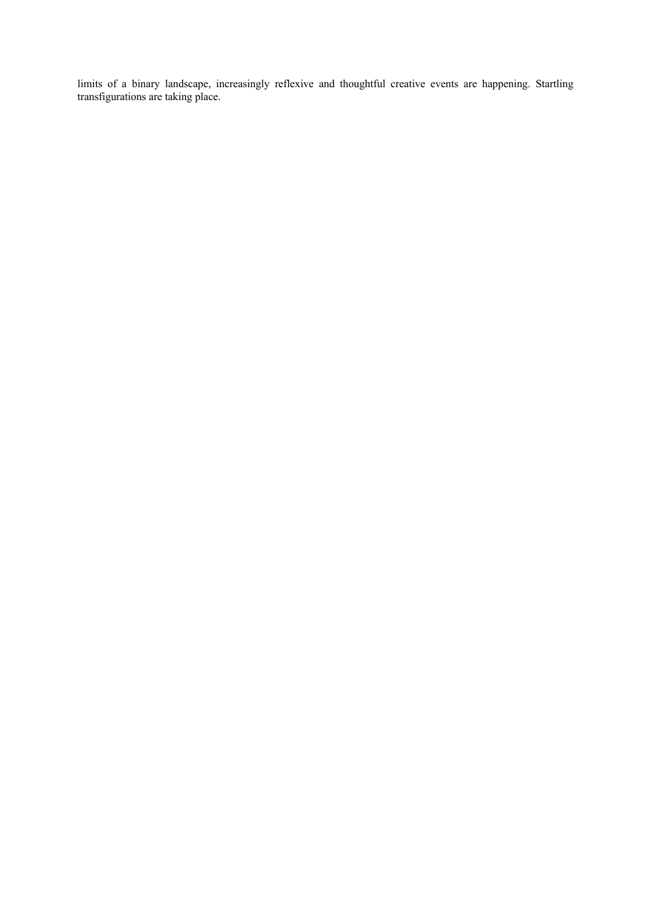limits of a binary landscape, increasingly reflexive and thoughtful creative events are happening. Startling transfigurations are taking place.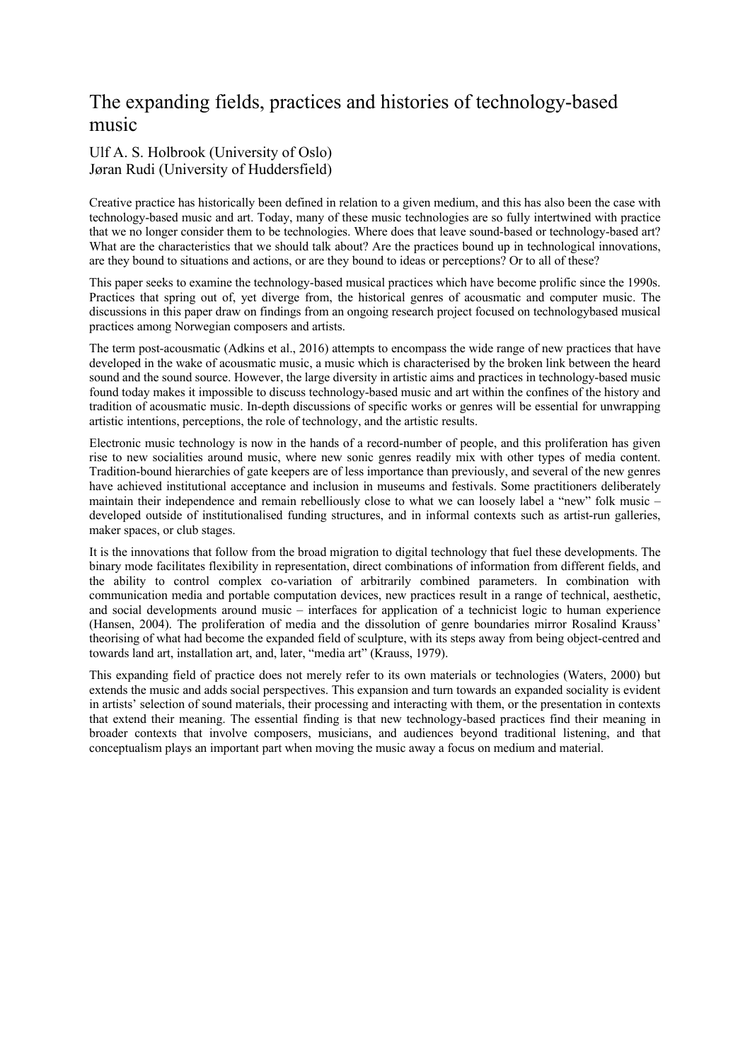# The expanding fields, practices and histories of technology-based music

Ulf A. S. Holbrook (University of Oslo)
Jøran Rudi (University of Huddersfield)

Creative practice has historically been defined in relation to a given medium, and this has also been the case with technology-based music and art. Today, many of these music technologies are so fully intertwined with practice that we no longer consider them to be technologies. Where does that leave sound-based or technology-based art? What are the characteristics that we should talk about? Are the practices bound up in technological innovations, are they bound to situations and actions, or are they bound to ideas or perceptions? Or to all of these?

This paper seeks to examine the technology-based musical practices which have become prolific since the 1990s. Practices that spring out of, yet diverge from, the historical genres of acousmatic and computer music. The discussions in this paper draw on findings from an ongoing research project focused on technologybased musical practices among Norwegian composers and artists.

The term post-acousmatic (Adkins et al., 2016) attempts to encompass the wide range of new practices that have developed in the wake of acousmatic music, a music which is characterised by the broken link between the heard sound and the sound source. However, the large diversity in artistic aims and practices in technology-based music found today makes it impossible to discuss technology-based music and art within the confines of the history and tradition of acousmatic music. In-depth discussions of specific works or genres will be essential for unwrapping artistic intentions, perceptions, the role of technology, and the artistic results.

Electronic music technology is now in the hands of a record-number of people, and this proliferation has given rise to new socialities around music, where new sonic genres readily mix with other types of media content. Tradition-bound hierarchies of gate keepers are of less importance than previously, and several of the new genres have achieved institutional acceptance and inclusion in museums and festivals. Some practitioners deliberately maintain their independence and remain rebelliously close to what we can loosely label a "new" folk music – developed outside of institutionalised funding structures, and in informal contexts such as artist-run galleries, maker spaces, or club stages.

It is the innovations that follow from the broad migration to digital technology that fuel these developments. The binary mode facilitates flexibility in representation, direct combinations of information from different fields, and the ability to control complex co-variation of arbitrarily combined parameters. In combination with communication media and portable computation devices, new practices result in a range of technical, aesthetic, and social developments around music – interfaces for application of a technicist logic to human experience (Hansen, 2004). The proliferation of media and the dissolution of genre boundaries mirror Rosalind Krauss' theorising of what had become the expanded field of sculpture, with its steps away from being object-centred and towards land art, installation art, and, later, "media art" (Krauss, 1979).

This expanding field of practice does not merely refer to its own materials or technologies (Waters, 2000) but extends the music and adds social perspectives. This expansion and turn towards an expanded sociality is evident in artists' selection of sound materials, their processing and interacting with them, or the presentation in contexts that extend their meaning. The essential finding is that new technology-based practices find their meaning in broader contexts that involve composers, musicians, and audiences beyond traditional listening, and that conceptualism plays an important part when moving the music away a focus on medium and material.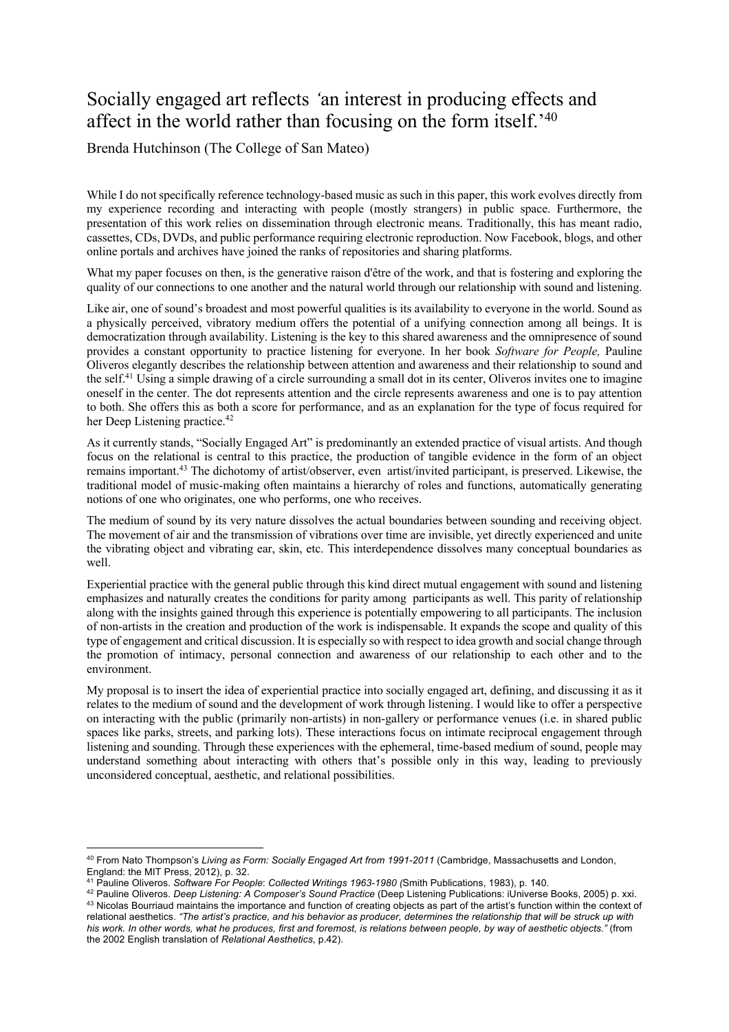# Socially engaged art reflects *'an interest in producing effects and affect in the world rather than focusing on the form itself.'*[40]

Brenda Hutchinson (The College of San Mateo)

While I do not specifically reference technology-based music as such in this paper, this work evolves directly from my experience recording and interacting with people (mostly strangers) in public space. Furthermore, the presentation of this work relies on dissemination through electronic means. Traditionally, this has meant radio, cassettes, CDs, DVDs, and public performance requiring electronic reproduction. Now Facebook, blogs, and other online portals and archives have joined the ranks of repositories and sharing platforms.

What my paper focuses on then, is the generative raison d'être of the work, and that is fostering and exploring the quality of our connections to one another and the natural world through our relationship with sound and listening.

Like air, one of sound's broadest and most powerful qualities is its availability to everyone in the world. Sound as a physically perceived, vibratory medium offers the potential of a unifying connection among all beings. It is democratization through availability. Listening is the key to this shared awareness and the omnipresence of sound provides a constant opportunity to practice listening for everyone. In her book *Software for People,* Pauline Oliveros elegantly describes the relationship between attention and awareness and their relationship to sound and the self.[41] Using a simple drawing of a circle surrounding a small dot in its center, Oliveros invites one to imagine oneself in the center. The dot represents attention and the circle represents awareness and one is to pay attention to both. She offers this as both a score for performance, and as an explanation for the type of focus required for her Deep Listening practice.[42]

As it currently stands, "Socially Engaged Art" is predominantly an extended practice of visual artists. And though focus on the relational is central to this practice, the production of tangible evidence in the form of an object remains important.[43] The dichotomy of artist/observer, even artist/invited participant, is preserved. Likewise, the traditional model of music-making often maintains a hierarchy of roles and functions, automatically generating notions of one who originates, one who performs, one who receives.

The medium of sound by its very nature dissolves the actual boundaries between sounding and receiving object. The movement of air and the transmission of vibrations over time are invisible, yet directly experienced and unite the vibrating object and vibrating ear, skin, etc. This interdependence dissolves many conceptual boundaries as well.

Experiential practice with the general public through this kind direct mutual engagement with sound and listening emphasizes and naturally creates the conditions for parity among participants as well. This parity of relationship along with the insights gained through this experience is potentially empowering to all participants. The inclusion of non-artists in the creation and production of the work is indispensable. It expands the scope and quality of this type of engagement and critical discussion. It is especially so with respect to idea growth and social change through the promotion of intimacy, personal connection and awareness of our relationship to each other and to the environment.

My proposal is to insert the idea of experiential practice into socially engaged art, defining, and discussing it as it relates to the medium of sound and the development of work through listening. I would like to offer a perspective on interacting with the public (primarily non-artists) in non-gallery or performance venues (i.e. in shared public spaces like parks, streets, and parking lots). These interactions focus on intimate reciprocal engagement through listening and sounding. Through these experiences with the ephemeral, time-based medium of sound, people may understand something about interacting with others that's possible only in this way, leading to previously unconsidered conceptual, aesthetic, and relational possibilities.

---

[40] From Nato Thompson's *Living as Form: Socially Engaged Art from 1991-2011* (Cambridge, Massachusetts and London, England: the MIT Press, 2012), p. 32.

[41] Pauline Oliveros. *Software For People*: *Collected Writings 1963-1980 (*Smith Publications, 1983), p. 140.

[42] Pauline Oliveros. *Deep Listening: A Composer's Sound Practice* (Deep Listening Publications: iUniverse Books, 2005) p. xxi.

[43] Nicolas Bourriaud maintains the importance and function of creating objects as part of the artist's function within the context of relational aesthetics. *"The artist's practice, and his behavior as producer, determines the relationship that will be struck up with his work. In other words, what he produces, first and foremost, is relations between people, by way of aesthetic objects."* (from the 2002 English translation of *Relational Aesthetics*, p.42).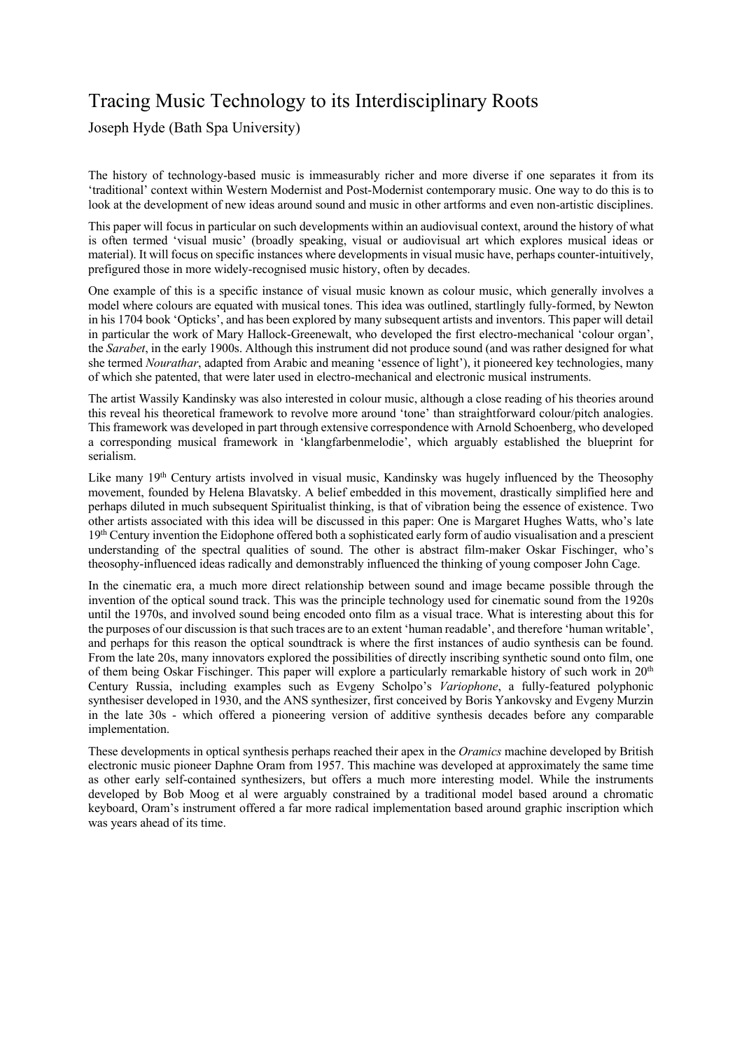# Tracing Music Technology to its Interdisciplinary Roots

Joseph Hyde (Bath Spa University)

The history of technology-based music is immeasurably richer and more diverse if one separates it from its 'traditional' context within Western Modernist and Post-Modernist contemporary music. One way to do this is to look at the development of new ideas around sound and music in other artforms and even non-artistic disciplines.

This paper will focus in particular on such developments within an audiovisual context, around the history of what is often termed 'visual music' (broadly speaking, visual or audiovisual art which explores musical ideas or material). It will focus on specific instances where developments in visual music have, perhaps counter-intuitively, prefigured those in more widely-recognised music history, often by decades.

One example of this is a specific instance of visual music known as colour music, which generally involves a model where colours are equated with musical tones. This idea was outlined, startlingly fully-formed, by Newton in his 1704 book 'Opticks', and has been explored by many subsequent artists and inventors. This paper will detail in particular the work of Mary Hallock-Greenewalt, who developed the first electro-mechanical 'colour organ', the *Sarabet*, in the early 1900s. Although this instrument did not produce sound (and was rather designed for what she termed *Nourathar*, adapted from Arabic and meaning 'essence of light'), it pioneered key technologies, many of which she patented, that were later used in electro-mechanical and electronic musical instruments.

The artist Wassily Kandinsky was also interested in colour music, although a close reading of his theories around this reveal his theoretical framework to revolve more around 'tone' than straightforward colour/pitch analogies. This framework was developed in part through extensive correspondence with Arnold Schoenberg, who developed a corresponding musical framework in 'klangfarbenmelodie', which arguably established the blueprint for serialism.

Like many 19th Century artists involved in visual music, Kandinsky was hugely influenced by the Theosophy movement, founded by Helena Blavatsky. A belief embedded in this movement, drastically simplified here and perhaps diluted in much subsequent Spiritualist thinking, is that of vibration being the essence of existence. Two other artists associated with this idea will be discussed in this paper: One is Margaret Hughes Watts, who's late 19th Century invention the Eidophone offered both a sophisticated early form of audio visualisation and a prescient understanding of the spectral qualities of sound. The other is abstract film-maker Oskar Fischinger, who's theosophy-influenced ideas radically and demonstrably influenced the thinking of young composer John Cage.

In the cinematic era, a much more direct relationship between sound and image became possible through the invention of the optical sound track. This was the principle technology used for cinematic sound from the 1920s until the 1970s, and involved sound being encoded onto film as a visual trace. What is interesting about this for the purposes of our discussion is that such traces are to an extent 'human readable', and therefore 'human writable', and perhaps for this reason the optical soundtrack is where the first instances of audio synthesis can be found. From the late 20s, many innovators explored the possibilities of directly inscribing synthetic sound onto film, one of them being Oskar Fischinger. This paper will explore a particularly remarkable history of such work in 20th Century Russia, including examples such as Evgeny Scholpo's *Variophone*, a fully-featured polyphonic synthesiser developed in 1930, and the ANS synthesizer, first conceived by Boris Yankovsky and Evgeny Murzin in the late 30s - which offered a pioneering version of additive synthesis decades before any comparable implementation.

These developments in optical synthesis perhaps reached their apex in the *Oramics* machine developed by British electronic music pioneer Daphne Oram from 1957. This machine was developed at approximately the same time as other early self-contained synthesizers, but offers a much more interesting model. While the instruments developed by Bob Moog et al were arguably constrained by a traditional model based around a chromatic keyboard, Oram's instrument offered a far more radical implementation based around graphic inscription which was years ahead of its time.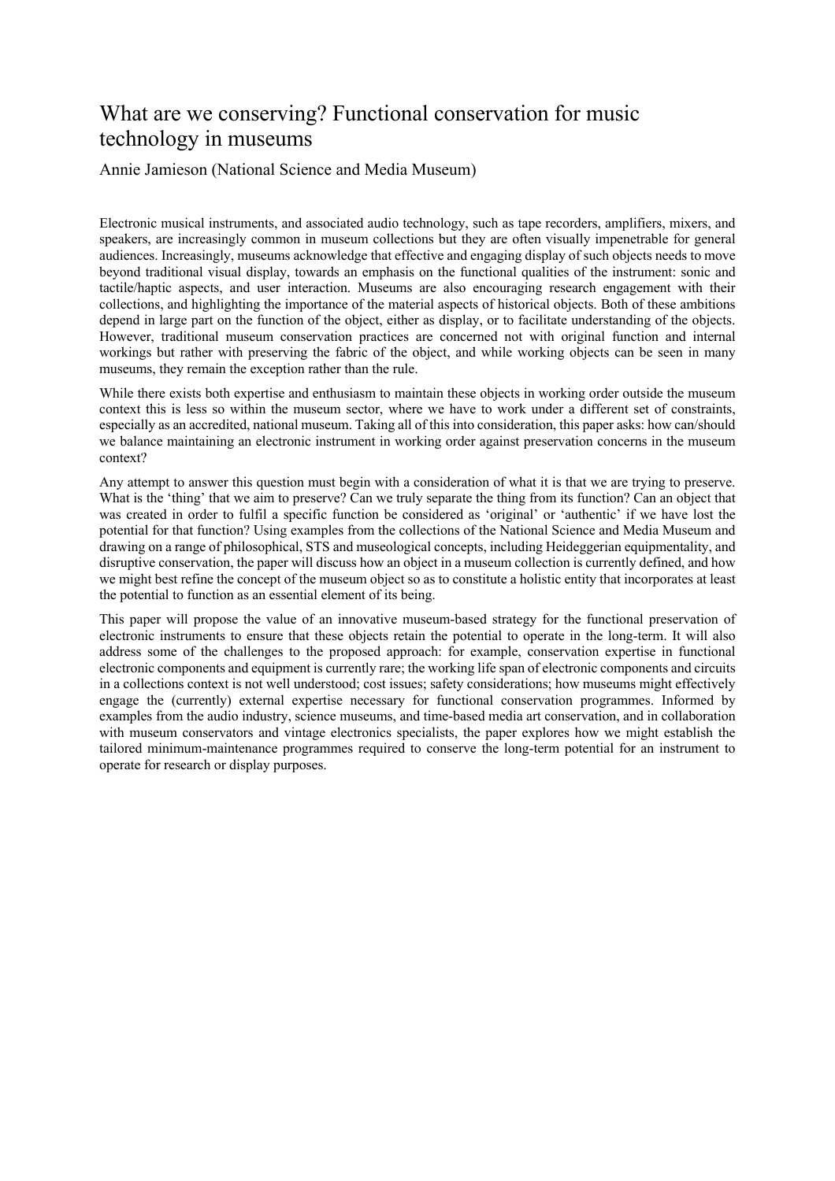# What are we conserving? Functional conservation for music technology in museums

Annie Jamieson (National Science and Media Museum)

Electronic musical instruments, and associated audio technology, such as tape recorders, amplifiers, mixers, and speakers, are increasingly common in museum collections but they are often visually impenetrable for general audiences. Increasingly, museums acknowledge that effective and engaging display of such objects needs to move beyond traditional visual display, towards an emphasis on the functional qualities of the instrument: sonic and tactile/haptic aspects, and user interaction. Museums are also encouraging research engagement with their collections, and highlighting the importance of the material aspects of historical objects. Both of these ambitions depend in large part on the function of the object, either as display, or to facilitate understanding of the objects. However, traditional museum conservation practices are concerned not with original function and internal workings but rather with preserving the fabric of the object, and while working objects can be seen in many museums, they remain the exception rather than the rule.

While there exists both expertise and enthusiasm to maintain these objects in working order outside the museum context this is less so within the museum sector, where we have to work under a different set of constraints, especially as an accredited, national museum. Taking all of this into consideration, this paper asks: how can/should we balance maintaining an electronic instrument in working order against preservation concerns in the museum context?

Any attempt to answer this question must begin with a consideration of what it is that we are trying to preserve. What is the 'thing' that we aim to preserve? Can we truly separate the thing from its function? Can an object that was created in order to fulfil a specific function be considered as 'original' or 'authentic' if we have lost the potential for that function? Using examples from the collections of the National Science and Media Museum and drawing on a range of philosophical, STS and museological concepts, including Heideggerian equipmentality, and disruptive conservation, the paper will discuss how an object in a museum collection is currently defined, and how we might best refine the concept of the museum object so as to constitute a holistic entity that incorporates at least the potential to function as an essential element of its being.

This paper will propose the value of an innovative museum-based strategy for the functional preservation of electronic instruments to ensure that these objects retain the potential to operate in the long-term. It will also address some of the challenges to the proposed approach: for example, conservation expertise in functional electronic components and equipment is currently rare; the working life span of electronic components and circuits in a collections context is not well understood; cost issues; safety considerations; how museums might effectively engage the (currently) external expertise necessary for functional conservation programmes. Informed by examples from the audio industry, science museums, and time-based media art conservation, and in collaboration with museum conservators and vintage electronics specialists, the paper explores how we might establish the tailored minimum-maintenance programmes required to conserve the long-term potential for an instrument to operate for research or display purposes.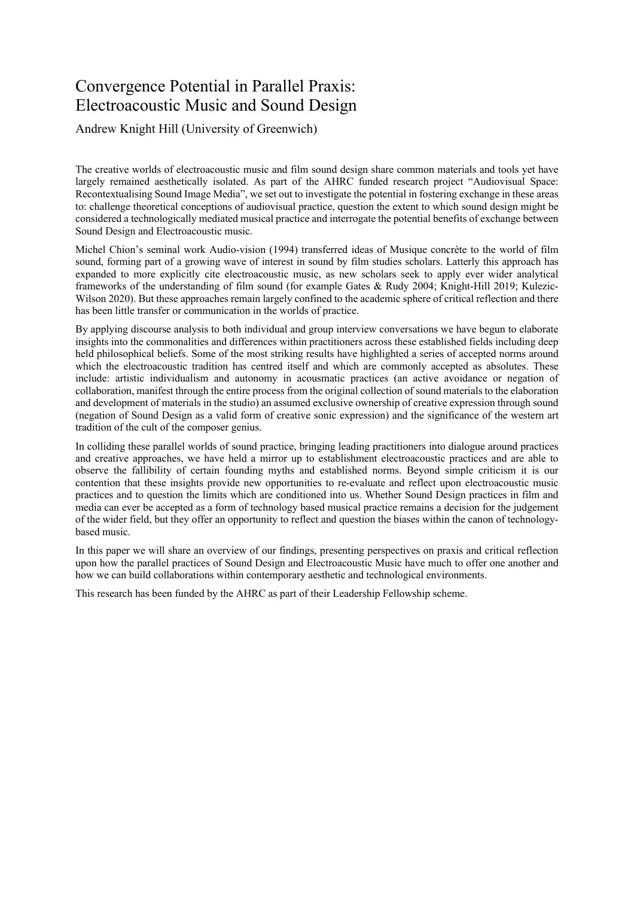# Convergence Potential in Parallel Praxis: Electroacoustic Music and Sound Design

Andrew Knight Hill (University of Greenwich)

The creative worlds of electroacoustic music and film sound design share common materials and tools yet have largely remained aesthetically isolated. As part of the AHRC funded research project "Audiovisual Space: Recontextualising Sound Image Media", we set out to investigate the potential in fostering exchange in these areas to: challenge theoretical conceptions of audiovisual practice, question the extent to which sound design might be considered a technologically mediated musical practice and interrogate the potential benefits of exchange between Sound Design and Electroacoustic music.

Michel Chion's seminal work Audio-vision (1994) transferred ideas of Musique concrète to the world of film sound, forming part of a growing wave of interest in sound by film studies scholars. Latterly this approach has expanded to more explicitly cite electroacoustic music, as new scholars seek to apply ever wider analytical frameworks of the understanding of film sound (for example Gates & Rudy 2004; Knight-Hill 2019; Kulezic-Wilson 2020). But these approaches remain largely confined to the academic sphere of critical reflection and there has been little transfer or communication in the worlds of practice.

By applying discourse analysis to both individual and group interview conversations we have begun to elaborate insights into the commonalities and differences within practitioners across these established fields including deep held philosophical beliefs. Some of the most striking results have highlighted a series of accepted norms around which the electroacoustic tradition has centred itself and which are commonly accepted as absolutes. These include: artistic individualism and autonomy in acousmatic practices (an active avoidance or negation of collaboration, manifest through the entire process from the original collection of sound materials to the elaboration and development of materials in the studio) an assumed exclusive ownership of creative expression through sound (negation of Sound Design as a valid form of creative sonic expression) and the significance of the western art tradition of the cult of the composer genius.

In colliding these parallel worlds of sound practice, bringing leading practitioners into dialogue around practices and creative approaches, we have held a mirror up to establishment electroacoustic practices and are able to observe the fallibility of certain founding myths and established norms. Beyond simple criticism it is our contention that these insights provide new opportunities to re-evaluate and reflect upon electroacoustic music practices and to question the limits which are conditioned into us. Whether Sound Design practices in film and media can ever be accepted as a form of technology based musical practice remains a decision for the judgement of the wider field, but they offer an opportunity to reflect and question the biases within the canon of technology-based music.

In this paper we will share an overview of our findings, presenting perspectives on praxis and critical reflection upon how the parallel practices of Sound Design and Electroacoustic Music have much to offer one another and how we can build collaborations within contemporary aesthetic and technological environments.

This research has been funded by the AHRC as part of their Leadership Fellowship scheme.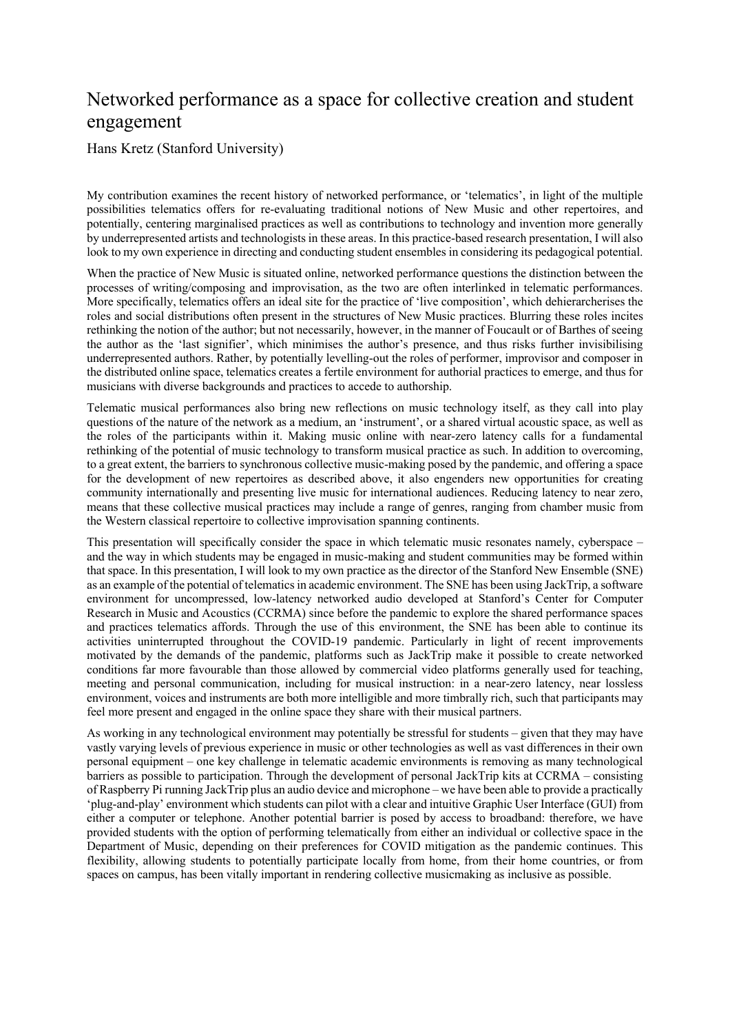# Networked performance as a space for collective creation and student engagement

Hans Kretz (Stanford University)

My contribution examines the recent history of networked performance, or 'telematics', in light of the multiple possibilities telematics offers for re-evaluating traditional notions of New Music and other repertoires, and potentially, centering marginalised practices as well as contributions to technology and invention more generally by underrepresented artists and technologists in these areas. In this practice-based research presentation, I will also look to my own experience in directing and conducting student ensembles in considering its pedagogical potential.

When the practice of New Music is situated online, networked performance questions the distinction between the processes of writing/composing and improvisation, as the two are often interlinked in telematic performances. More specifically, telematics offers an ideal site for the practice of 'live composition', which dehierarcherises the roles and social distributions often present in the structures of New Music practices. Blurring these roles incites rethinking the notion of the author; but not necessarily, however, in the manner of Foucault or of Barthes of seeing the author as the 'last signifier', which minimises the author's presence, and thus risks further invisibilising underrepresented authors. Rather, by potentially levelling-out the roles of performer, improvisor and composer in the distributed online space, telematics creates a fertile environment for authorial practices to emerge, and thus for musicians with diverse backgrounds and practices to accede to authorship.

Telematic musical performances also bring new reflections on music technology itself, as they call into play questions of the nature of the network as a medium, an 'instrument', or a shared virtual acoustic space, as well as the roles of the participants within it. Making music online with near-zero latency calls for a fundamental rethinking of the potential of music technology to transform musical practice as such. In addition to overcoming, to a great extent, the barriers to synchronous collective music-making posed by the pandemic, and offering a space for the development of new repertoires as described above, it also engenders new opportunities for creating community internationally and presenting live music for international audiences. Reducing latency to near zero, means that these collective musical practices may include a range of genres, ranging from chamber music from the Western classical repertoire to collective improvisation spanning continents.

This presentation will specifically consider the space in which telematic music resonates namely, cyberspace – and the way in which students may be engaged in music-making and student communities may be formed within that space. In this presentation, I will look to my own practice as the director of the Stanford New Ensemble (SNE) as an example of the potential of telematics in academic environment. The SNE has been using JackTrip, a software environment for uncompressed, low-latency networked audio developed at Stanford's Center for Computer Research in Music and Acoustics (CCRMA) since before the pandemic to explore the shared performance spaces and practices telematics affords. Through the use of this environment, the SNE has been able to continue its activities uninterrupted throughout the COVID-19 pandemic. Particularly in light of recent improvements motivated by the demands of the pandemic, platforms such as JackTrip make it possible to create networked conditions far more favourable than those allowed by commercial video platforms generally used for teaching, meeting and personal communication, including for musical instruction: in a near-zero latency, near lossless environment, voices and instruments are both more intelligible and more timbrally rich, such that participants may feel more present and engaged in the online space they share with their musical partners.

As working in any technological environment may potentially be stressful for students – given that they may have vastly varying levels of previous experience in music or other technologies as well as vast differences in their own personal equipment – one key challenge in telematic academic environments is removing as many technological barriers as possible to participation. Through the development of personal JackTrip kits at CCRMA – consisting of Raspberry Pi running JackTrip plus an audio device and microphone – we have been able to provide a practically 'plug-and-play' environment which students can pilot with a clear and intuitive Graphic User Interface (GUI) from either a computer or telephone. Another potential barrier is posed by access to broadband: therefore, we have provided students with the option of performing telematically from either an individual or collective space in the Department of Music, depending on their preferences for COVID mitigation as the pandemic continues. This flexibility, allowing students to potentially participate locally from home, from their home countries, or from spaces on campus, has been vitally important in rendering collective musicmaking as inclusive as possible.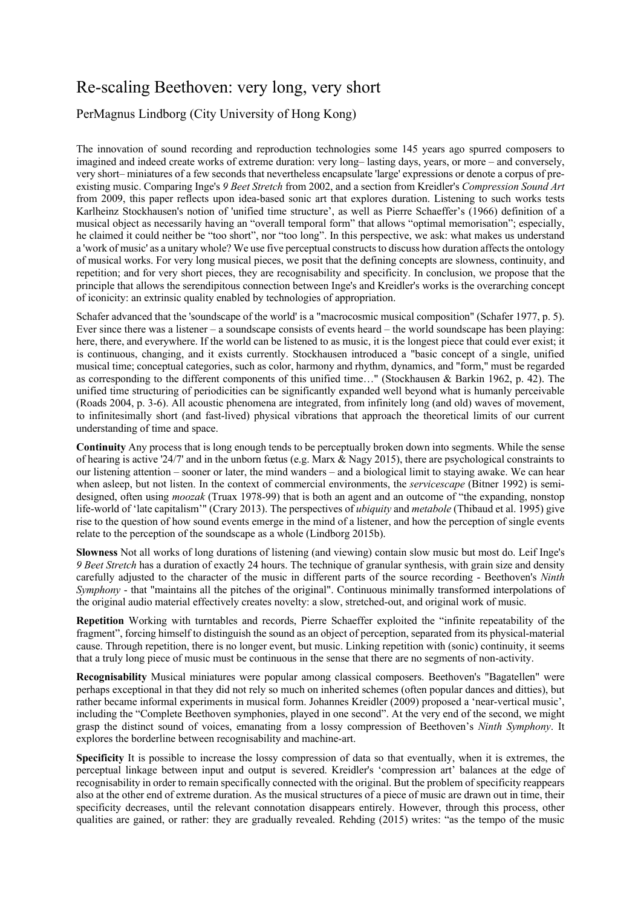# Re-scaling Beethoven: very long, very short

PerMagnus Lindborg (City University of Hong Kong)

The innovation of sound recording and reproduction technologies some 145 years ago spurred composers to imagined and indeed create works of extreme duration: very long– lasting days, years, or more – and conversely, very short– miniatures of a few seconds that nevertheless encapsulate 'large' expressions or denote a corpus of pre-existing music. Comparing Inge's *9 Beet Stretch* from 2002, and a section from Kreidler's *Compression Sound Art* from 2009, this paper reflects upon idea-based sonic art that explores duration. Listening to such works tests Karlheinz Stockhausen's notion of 'unified time structure', as well as Pierre Schaeffer's (1966) definition of a musical object as necessarily having an "overall temporal form" that allows "optimal memorisation"; especially, he claimed it could neither be "too short", nor "too long". In this perspective, we ask: what makes us understand a 'work of music' as a unitary whole? We use five perceptual constructs to discuss how duration affects the ontology of musical works. For very long musical pieces, we posit that the defining concepts are slowness, continuity, and repetition; and for very short pieces, they are recognisability and specificity. In conclusion, we propose that the principle that allows the serendipitous connection between Inge's and Kreidler's works is the overarching concept of iconicity: an extrinsic quality enabled by technologies of appropriation.

Schafer advanced that the 'soundscape of the world' is a "macrocosmic musical composition" (Schafer 1977, p. 5). Ever since there was a listener – a soundscape consists of events heard – the world soundscape has been playing: here, there, and everywhere. If the world can be listened to as music, it is the longest piece that could ever exist; it is continuous, changing, and it exists currently. Stockhausen introduced a "basic concept of a single, unified musical time; conceptual categories, such as color, harmony and rhythm, dynamics, and "form," must be regarded as corresponding to the different components of this unified time…" (Stockhausen & Barkin 1962, p. 42). The unified time structuring of periodicities can be significantly expanded well beyond what is humanly perceivable (Roads 2004, p. 3-6). All acoustic phenomena are integrated, from infinitely long (and old) waves of movement, to infinitesimally short (and fast-lived) physical vibrations that approach the theoretical limits of our current understanding of time and space.

**Continuity** Any process that is long enough tends to be perceptually broken down into segments. While the sense of hearing is active '24/7' and in the unborn fœtus (e.g. Marx & Nagy 2015), there are psychological constraints to our listening attention – sooner or later, the mind wanders – and a biological limit to staying awake. We can hear when asleep, but not listen. In the context of commercial environments, the *servicescape* (Bitner 1992) is semi-designed, often using *moozak* (Truax 1978-99) that is both an agent and an outcome of "the expanding, nonstop life-world of 'late capitalism'" (Crary 2013). The perspectives of *ubiquity* and *metabole* (Thibaud et al. 1995) give rise to the question of how sound events emerge in the mind of a listener, and how the perception of single events relate to the perception of the soundscape as a whole (Lindborg 2015b).

**Slowness** Not all works of long durations of listening (and viewing) contain slow music but most do. Leif Inge's *9 Beet Stretch* has a duration of exactly 24 hours. The technique of granular synthesis, with grain size and density carefully adjusted to the character of the music in different parts of the source recording - Beethoven's *Ninth Symphony* - that "maintains all the pitches of the original". Continuous minimally transformed interpolations of the original audio material effectively creates novelty: a slow, stretched-out, and original work of music.

**Repetition** Working with turntables and records, Pierre Schaeffer exploited the "infinite repeatability of the fragment", forcing himself to distinguish the sound as an object of perception, separated from its physical-material cause. Through repetition, there is no longer event, but music. Linking repetition with (sonic) continuity, it seems that a truly long piece of music must be continuous in the sense that there are no segments of non-activity.

**Recognisability** Musical miniatures were popular among classical composers. Beethoven's "Bagatellen" were perhaps exceptional in that they did not rely so much on inherited schemes (often popular dances and ditties), but rather became informal experiments in musical form. Johannes Kreidler (2009) proposed a 'near-vertical music', including the "Complete Beethoven symphonies, played in one second". At the very end of the second, we might grasp the distinct sound of voices, emanating from a lossy compression of Beethoven's *Ninth Symphony*. It explores the borderline between recognisability and machine-art.

**Specificity** It is possible to increase the lossy compression of data so that eventually, when it is extremes, the perceptual linkage between input and output is severed. Kreidler's 'compression art' balances at the edge of recognisability in order to remain specifically connected with the original. But the problem of specificity reappears also at the other end of extreme duration. As the musical structures of a piece of music are drawn out in time, their specificity decreases, until the relevant connotation disappears entirely. However, through this process, other qualities are gained, or rather: they are gradually revealed. Rehding (2015) writes: "as the tempo of the music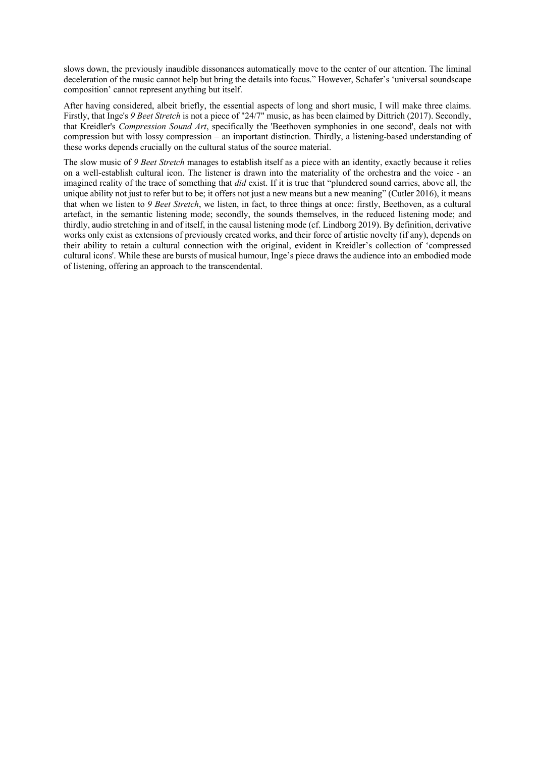slows down, the previously inaudible dissonances automatically move to the center of our attention. The liminal deceleration of the music cannot help but bring the details into focus." However, Schafer's 'universal soundscape composition' cannot represent anything but itself.

After having considered, albeit briefly, the essential aspects of long and short music, I will make three claims. Firstly, that Inge's *9 Beet Stretch* is not a piece of "24/7" music, as has been claimed by Dittrich (2017). Secondly, that Kreidler's *Compression Sound Art*, specifically the 'Beethoven symphonies in one second', deals not with compression but with lossy compression – an important distinction. Thirdly, a listening-based understanding of these works depends crucially on the cultural status of the source material.

The slow music of *9 Beet Stretch* manages to establish itself as a piece with an identity, exactly because it relies on a well-establish cultural icon. The listener is drawn into the materiality of the orchestra and the voice - an imagined reality of the trace of something that *did* exist. If it is true that "plundered sound carries, above all, the unique ability not just to refer but to be; it offers not just a new means but a new meaning" (Cutler 2016), it means that when we listen to *9 Beet Stretch*, we listen, in fact, to three things at once: firstly, Beethoven, as a cultural artefact, in the semantic listening mode; secondly, the sounds themselves, in the reduced listening mode; and thirdly, audio stretching in and of itself, in the causal listening mode (cf. Lindborg 2019). By definition, derivative works only exist as extensions of previously created works, and their force of artistic novelty (if any), depends on their ability to retain a cultural connection with the original, evident in Kreidler's collection of 'compressed cultural icons'. While these are bursts of musical humour, Inge's piece draws the audience into an embodied mode of listening, offering an approach to the transcendental.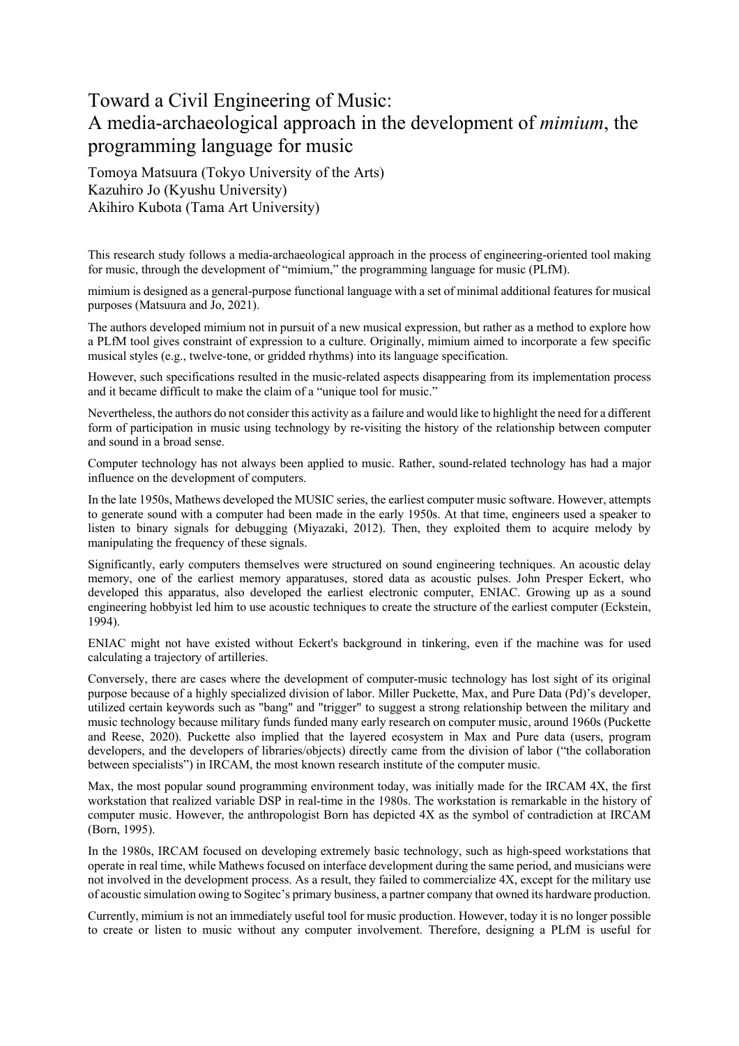# Toward a Civil Engineering of Music: A media-archaeological approach in the development of *mimium*, the programming language for music

Tomoya Matsuura (Tokyo University of the Arts)
Kazuhiro Jo (Kyushu University)
Akihiro Kubota (Tama Art University)

This research study follows a media-archaeological approach in the process of engineering-oriented tool making for music, through the development of "mimium," the programming language for music (PLfM).

mimium is designed as a general-purpose functional language with a set of minimal additional features for musical purposes (Matsuura and Jo, 2021).

The authors developed mimium not in pursuit of a new musical expression, but rather as a method to explore how a PLfM tool gives constraint of expression to a culture. Originally, mimium aimed to incorporate a few specific musical styles (e.g., twelve-tone, or gridded rhythms) into its language specification.

However, such specifications resulted in the music-related aspects disappearing from its implementation process and it became difficult to make the claim of a "unique tool for music."

Nevertheless, the authors do not consider this activity as a failure and would like to highlight the need for a different form of participation in music using technology by re-visiting the history of the relationship between computer and sound in a broad sense.

Computer technology has not always been applied to music. Rather, sound-related technology has had a major influence on the development of computers.

In the late 1950s, Mathews developed the MUSIC series, the earliest computer music software. However, attempts to generate sound with a computer had been made in the early 1950s. At that time, engineers used a speaker to listen to binary signals for debugging (Miyazaki, 2012). Then, they exploited them to acquire melody by manipulating the frequency of these signals.

Significantly, early computers themselves were structured on sound engineering techniques. An acoustic delay memory, one of the earliest memory apparatuses, stored data as acoustic pulses. John Presper Eckert, who developed this apparatus, also developed the earliest electronic computer, ENIAC. Growing up as a sound engineering hobbyist led him to use acoustic techniques to create the structure of the earliest computer (Eckstein, 1994).

ENIAC might not have existed without Eckert's background in tinkering, even if the machine was for used calculating a trajectory of artilleries.

Conversely, there are cases where the development of computer-music technology has lost sight of its original purpose because of a highly specialized division of labor. Miller Puckette, Max, and Pure Data (Pd)'s developer, utilized certain keywords such as "bang" and "trigger" to suggest a strong relationship between the military and music technology because military funds funded many early research on computer music, around 1960s (Puckette and Reese, 2020). Puckette also implied that the layered ecosystem in Max and Pure data (users, program developers, and the developers of libraries/objects) directly came from the division of labor ("the collaboration between specialists") in IRCAM, the most known research institute of the computer music.

Max, the most popular sound programming environment today, was initially made for the IRCAM 4X, the first workstation that realized variable DSP in real-time in the 1980s. The workstation is remarkable in the history of computer music. However, the anthropologist Born has depicted 4X as the symbol of contradiction at IRCAM (Born, 1995).

In the 1980s, IRCAM focused on developing extremely basic technology, such as high-speed workstations that operate in real time, while Mathews focused on interface development during the same period, and musicians were not involved in the development process. As a result, they failed to commercialize 4X, except for the military use of acoustic simulation owing to Sogitec's primary business, a partner company that owned its hardware production.

Currently, mimium is not an immediately useful tool for music production. However, today it is no longer possible to create or listen to music without any computer involvement. Therefore, designing a PLfM is useful for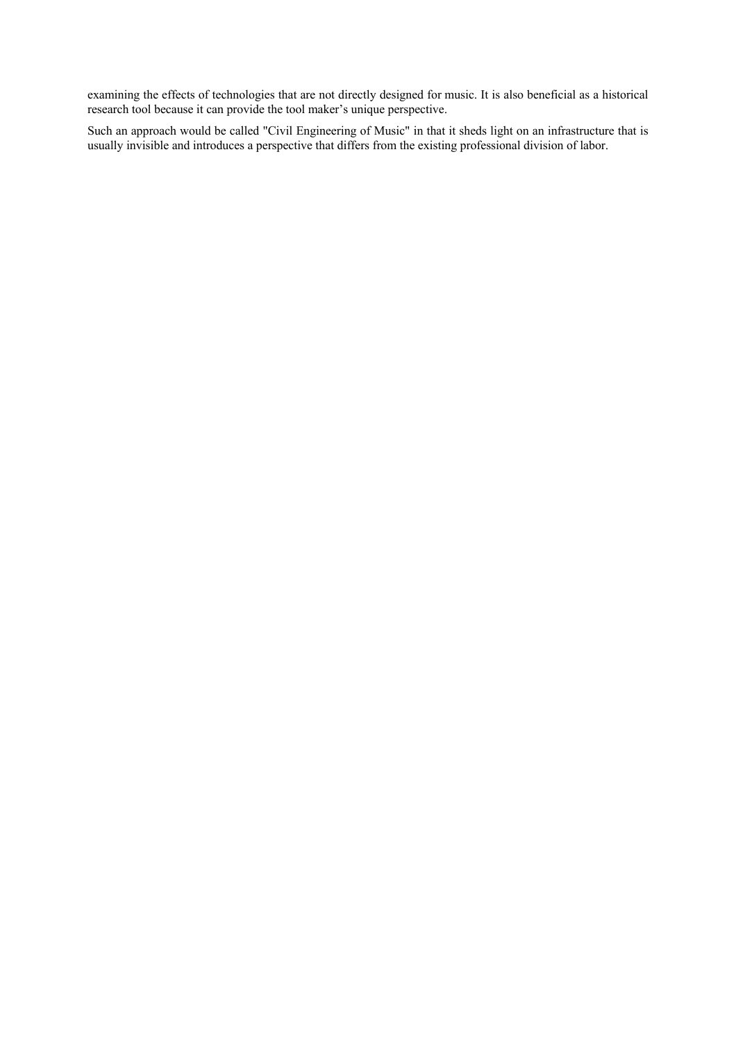examining the effects of technologies that are not directly designed for music. It is also beneficial as a historical research tool because it can provide the tool maker's unique perspective.

Such an approach would be called "Civil Engineering of Music" in that it sheds light on an infrastructure that is usually invisible and introduces a perspective that differs from the existing professional division of labor.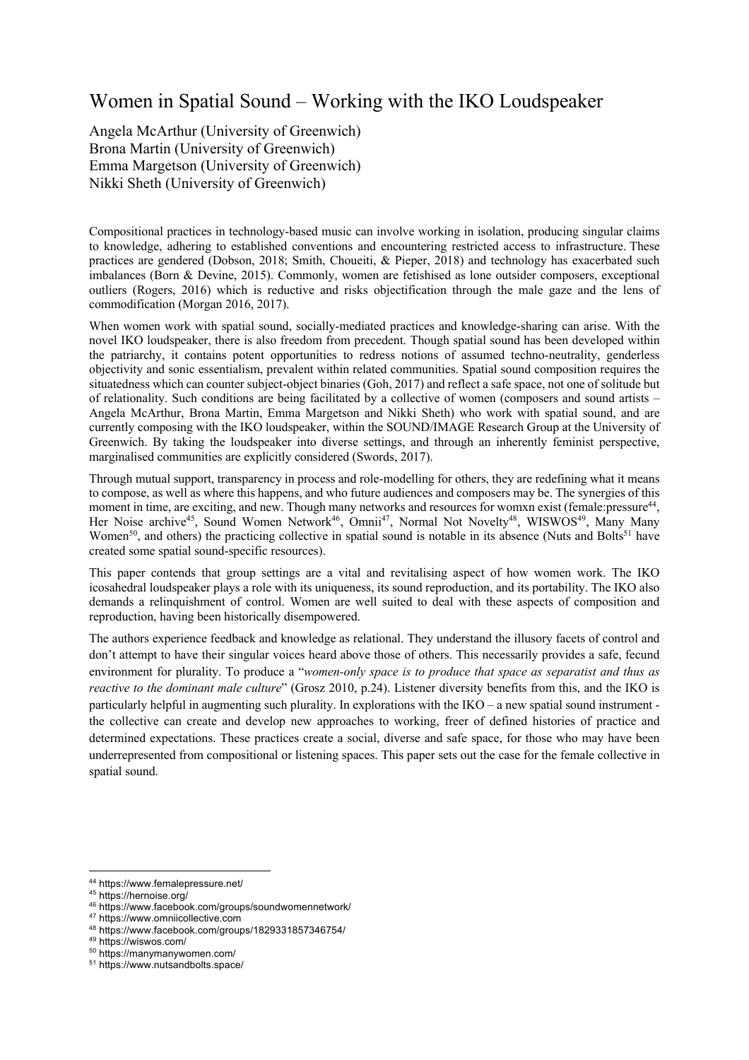# Women in Spatial Sound – Working with the IKO Loudspeaker

Angela McArthur (University of Greenwich)
Brona Martin (University of Greenwich)
Emma Margetson (University of Greenwich)
Nikki Sheth (University of Greenwich)

Compositional practices in technology-based music can involve working in isolation, producing singular claims to knowledge, adhering to established conventions and encountering restricted access to infrastructure. These practices are gendered (Dobson, 2018; Smith, Choueiti, & Pieper, 2018) and technology has exacerbated such imbalances (Born & Devine, 2015). Commonly, women are fetishised as lone outsider composers, exceptional outliers (Rogers, 2016) which is reductive and risks objectification through the male gaze and the lens of commodification (Morgan 2016, 2017).

When women work with spatial sound, socially-mediated practices and knowledge-sharing can arise. With the novel IKO loudspeaker, there is also freedom from precedent. Though spatial sound has been developed within the patriarchy, it contains potent opportunities to redress notions of assumed techno-neutrality, genderless objectivity and sonic essentialism, prevalent within related communities. Spatial sound composition requires the situatedness which can counter subject-object binaries (Goh, 2017) and reflect a safe space, not one of solitude but of relationality. Such conditions are being facilitated by a collective of women (composers and sound artists – Angela McArthur, Brona Martin, Emma Margetson and Nikki Sheth) who work with spatial sound, and are currently composing with the IKO loudspeaker, within the SOUND/IMAGE Research Group at the University of Greenwich. By taking the loudspeaker into diverse settings, and through an inherently feminist perspective, marginalised communities are explicitly considered (Swords, 2017).

Through mutual support, transparency in process and role-modelling for others, they are redefining what it means to compose, as well as where this happens, and who future audiences and composers may be. The synergies of this moment in time, are exciting, and new. Though many networks and resources for womxn exist (female:pressure[44], Her Noise archive[45], Sound Women Network[46], Omnii[47], Normal Not Novelty[48], WISWOS[49], Many Many Women[50], and others) the practicing collective in spatial sound is notable in its absence (Nuts and Bolts[51] have created some spatial sound-specific resources).

This paper contends that group settings are a vital and revitalising aspect of how women work. The IKO icosahedral loudspeaker plays a role with its uniqueness, its sound reproduction, and its portability. The IKO also demands a relinquishment of control. Women are well suited to deal with these aspects of composition and reproduction, having been historically disempowered.

The authors experience feedback and knowledge as relational. They understand the illusory facets of control and don't attempt to have their singular voices heard above those of others. This necessarily provides a safe, fecund environment for plurality. To produce a "*women-only space is to produce that space as separatist and thus as reactive to the dominant male culture*" (Grosz 2010, p.24). Listener diversity benefits from this, and the IKO is particularly helpful in augmenting such plurality. In explorations with the IKO – a new spatial sound instrument - the collective can create and develop new approaches to working, freer of defined histories of practice and determined expectations. These practices create a social, diverse and safe space, for those who may have been underrepresented from compositional or listening spaces. This paper sets out the case for the female collective in spatial sound.

---

[44] https://www.femalepressure.net/
[45] https://hernoise.org/
[46] https://www.facebook.com/groups/soundwomennetwork/
[47] https://www.omniicollective.com
[48] https://www.facebook.com/groups/1829331857346754/
[49] https://wiswos.com/
[50] https://manymanywomen.com/
[51] https://www.nutsandbolts.space/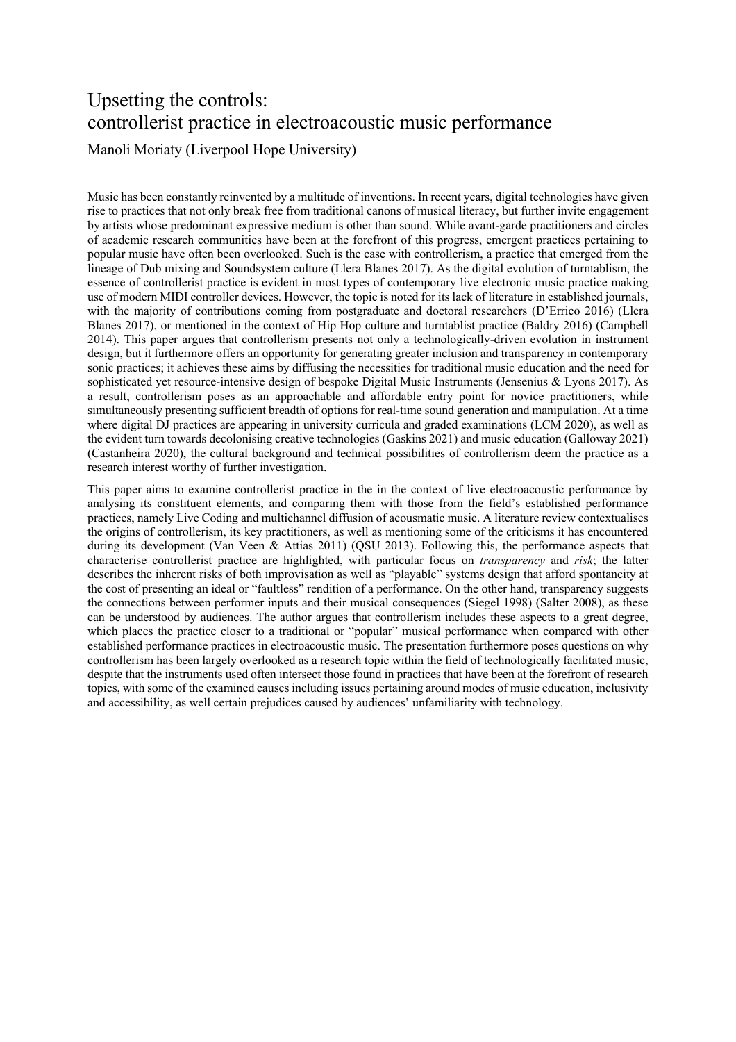# Upsetting the controls:
# controllerist practice in electroacoustic music performance

Manoli Moriaty (Liverpool Hope University)

Music has been constantly reinvented by a multitude of inventions. In recent years, digital technologies have given rise to practices that not only break free from traditional canons of musical literacy, but further invite engagement by artists whose predominant expressive medium is other than sound. While avant-garde practitioners and circles of academic research communities have been at the forefront of this progress, emergent practices pertaining to popular music have often been overlooked. Such is the case with controllerism, a practice that emerged from the lineage of Dub mixing and Soundsystem culture (Llera Blanes 2017). As the digital evolution of turntablism, the essence of controllerist practice is evident in most types of contemporary live electronic music practice making use of modern MIDI controller devices. However, the topic is noted for its lack of literature in established journals, with the majority of contributions coming from postgraduate and doctoral researchers (D'Errico 2016) (Llera Blanes 2017), or mentioned in the context of Hip Hop culture and turntablist practice (Baldry 2016) (Campbell 2014). This paper argues that controllerism presents not only a technologically-driven evolution in instrument design, but it furthermore offers an opportunity for generating greater inclusion and transparency in contemporary sonic practices; it achieves these aims by diffusing the necessities for traditional music education and the need for sophisticated yet resource-intensive design of bespoke Digital Music Instruments (Jensenius & Lyons 2017). As a result, controllerism poses as an approachable and affordable entry point for novice practitioners, while simultaneously presenting sufficient breadth of options for real-time sound generation and manipulation. At a time where digital DJ practices are appearing in university curricula and graded examinations (LCM 2020), as well as the evident turn towards decolonising creative technologies (Gaskins 2021) and music education (Galloway 2021) (Castanheira 2020), the cultural background and technical possibilities of controllerism deem the practice as a research interest worthy of further investigation.

This paper aims to examine controllerist practice in the in the context of live electroacoustic performance by analysing its constituent elements, and comparing them with those from the field's established performance practices, namely Live Coding and multichannel diffusion of acousmatic music. A literature review contextualises the origins of controllerism, its key practitioners, as well as mentioning some of the criticisms it has encountered during its development (Van Veen & Attias 2011) (QSU 2013). Following this, the performance aspects that characterise controllerist practice are highlighted, with particular focus on *transparency* and *risk*; the latter describes the inherent risks of both improvisation as well as "playable" systems design that afford spontaneity at the cost of presenting an ideal or "faultless" rendition of a performance. On the other hand, transparency suggests the connections between performer inputs and their musical consequences (Siegel 1998) (Salter 2008), as these can be understood by audiences. The author argues that controllerism includes these aspects to a great degree, which places the practice closer to a traditional or "popular" musical performance when compared with other established performance practices in electroacoustic music. The presentation furthermore poses questions on why controllerism has been largely overlooked as a research topic within the field of technologically facilitated music, despite that the instruments used often intersect those found in practices that have been at the forefront of research topics, with some of the examined causes including issues pertaining around modes of music education, inclusivity and accessibility, as well certain prejudices caused by audiences' unfamiliarity with technology.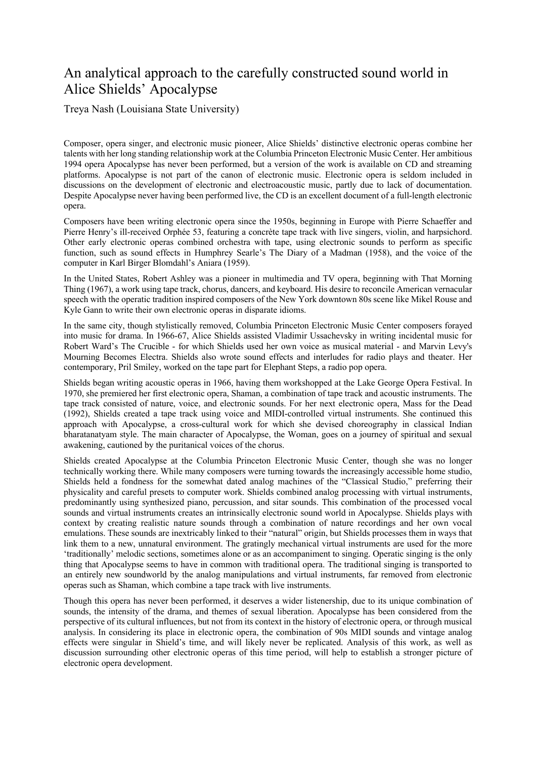# An analytical approach to the carefully constructed sound world in Alice Shields' Apocalypse

Treya Nash (Louisiana State University)

Composer, opera singer, and electronic music pioneer, Alice Shields' distinctive electronic operas combine her talents with her long standing relationship work at the Columbia Princeton Electronic Music Center. Her ambitious 1994 opera Apocalypse has never been performed, but a version of the work is available on CD and streaming platforms. Apocalypse is not part of the canon of electronic music. Electronic opera is seldom included in discussions on the development of electronic and electroacoustic music, partly due to lack of documentation. Despite Apocalypse never having been performed live, the CD is an excellent document of a full-length electronic opera.

Composers have been writing electronic opera since the 1950s, beginning in Europe with Pierre Schaeffer and Pierre Henry's ill-received Orphée 53, featuring a concrète tape track with live singers, violin, and harpsichord. Other early electronic operas combined orchestra with tape, using electronic sounds to perform as specific function, such as sound effects in Humphrey Searle's The Diary of a Madman (1958), and the voice of the computer in Karl Birger Blomdahl's Aniara (1959).

In the United States, Robert Ashley was a pioneer in multimedia and TV opera, beginning with That Morning Thing (1967), a work using tape track, chorus, dancers, and keyboard. His desire to reconcile American vernacular speech with the operatic tradition inspired composers of the New York downtown 80s scene like Mikel Rouse and Kyle Gann to write their own electronic operas in disparate idioms.

In the same city, though stylistically removed, Columbia Princeton Electronic Music Center composers forayed into music for drama. In 1966-67, Alice Shields assisted Vladimir Ussachevsky in writing incidental music for Robert Ward's The Crucible - for which Shields used her own voice as musical material - and Marvin Levy's Mourning Becomes Electra. Shields also wrote sound effects and interludes for radio plays and theater. Her contemporary, Pril Smiley, worked on the tape part for Elephant Steps, a radio pop opera.

Shields began writing acoustic operas in 1966, having them workshopped at the Lake George Opera Festival. In 1970, she premiered her first electronic opera, Shaman, a combination of tape track and acoustic instruments. The tape track consisted of nature, voice, and electronic sounds. For her next electronic opera, Mass for the Dead (1992), Shields created a tape track using voice and MIDI-controlled virtual instruments. She continued this approach with Apocalypse, a cross-cultural work for which she devised choreography in classical Indian bharatanatyam style. The main character of Apocalypse, the Woman, goes on a journey of spiritual and sexual awakening, cautioned by the puritanical voices of the chorus.

Shields created Apocalypse at the Columbia Princeton Electronic Music Center, though she was no longer technically working there. While many composers were turning towards the increasingly accessible home studio, Shields held a fondness for the somewhat dated analog machines of the "Classical Studio," preferring their physicality and careful presets to computer work. Shields combined analog processing with virtual instruments, predominantly using synthesized piano, percussion, and sitar sounds. This combination of the processed vocal sounds and virtual instruments creates an intrinsically electronic sound world in Apocalypse. Shields plays with context by creating realistic nature sounds through a combination of nature recordings and her own vocal emulations. These sounds are inextricably linked to their "natural" origin, but Shields processes them in ways that link them to a new, unnatural environment. The gratingly mechanical virtual instruments are used for the more 'traditionally' melodic sections, sometimes alone or as an accompaniment to singing. Operatic singing is the only thing that Apocalypse seems to have in common with traditional opera. The traditional singing is transported to an entirely new soundworld by the analog manipulations and virtual instruments, far removed from electronic operas such as Shaman, which combine a tape track with live instruments.

Though this opera has never been performed, it deserves a wider listenership, due to its unique combination of sounds, the intensity of the drama, and themes of sexual liberation. Apocalypse has been considered from the perspective of its cultural influences, but not from its context in the history of electronic opera, or through musical analysis. In considering its place in electronic opera, the combination of 90s MIDI sounds and vintage analog effects were singular in Shield's time, and will likely never be replicated. Analysis of this work, as well as discussion surrounding other electronic operas of this time period, will help to establish a stronger picture of electronic opera development.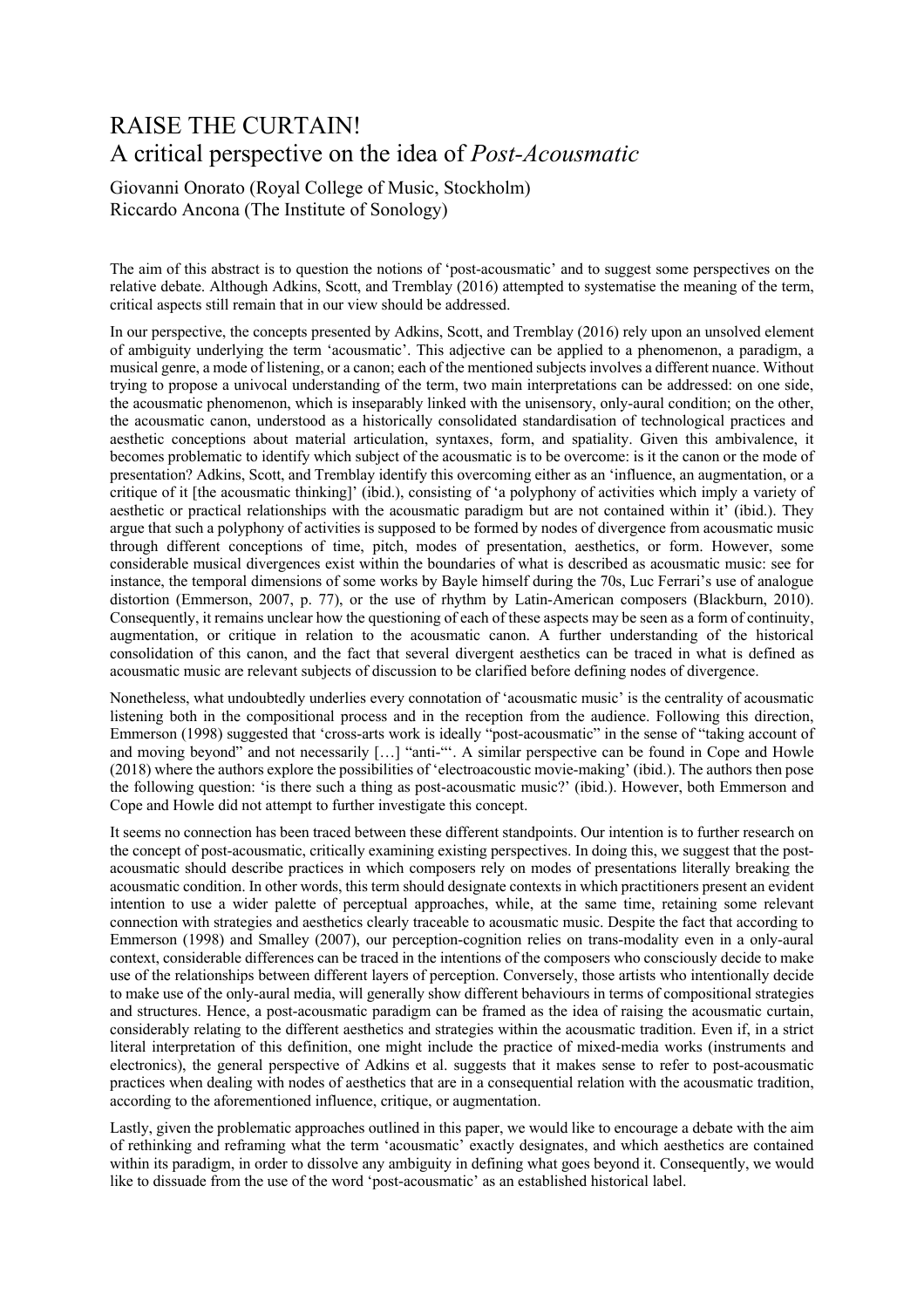# RAISE THE CURTAIN!
## A critical perspective on the idea of *Post-Acousmatic*

Giovanni Onorato (Royal College of Music, Stockholm)
Riccardo Ancona (The Institute of Sonology)

The aim of this abstract is to question the notions of 'post-acousmatic' and to suggest some perspectives on the relative debate. Although Adkins, Scott, and Tremblay (2016) attempted to systematise the meaning of the term, critical aspects still remain that in our view should be addressed.

In our perspective, the concepts presented by Adkins, Scott, and Tremblay (2016) rely upon an unsolved element of ambiguity underlying the term 'acousmatic'. This adjective can be applied to a phenomenon, a paradigm, a musical genre, a mode of listening, or a canon; each of the mentioned subjects involves a different nuance. Without trying to propose a univocal understanding of the term, two main interpretations can be addressed: on one side, the acousmatic phenomenon, which is inseparably linked with the unisensory, only-aural condition; on the other, the acousmatic canon, understood as a historically consolidated standardisation of technological practices and aesthetic conceptions about material articulation, syntaxes, form, and spatiality. Given this ambivalence, it becomes problematic to identify which subject of the acousmatic is to be overcome: is it the canon or the mode of presentation? Adkins, Scott, and Tremblay identify this overcoming either as an 'influence, an augmentation, or a critique of it [the acousmatic thinking]' (ibid.), consisting of 'a polyphony of activities which imply a variety of aesthetic or practical relationships with the acousmatic paradigm but are not contained within it' (ibid.). They argue that such a polyphony of activities is supposed to be formed by nodes of divergence from acousmatic music through different conceptions of time, pitch, modes of presentation, aesthetics, or form. However, some considerable musical divergences exist within the boundaries of what is described as acousmatic music: see for instance, the temporal dimensions of some works by Bayle himself during the 70s, Luc Ferrari's use of analogue distortion (Emmerson, 2007, p. 77), or the use of rhythm by Latin-American composers (Blackburn, 2010). Consequently, it remains unclear how the questioning of each of these aspects may be seen as a form of continuity, augmentation, or critique in relation to the acousmatic canon. A further understanding of the historical consolidation of this canon, and the fact that several divergent aesthetics can be traced in what is defined as acousmatic music are relevant subjects of discussion to be clarified before defining nodes of divergence.

Nonetheless, what undoubtedly underlies every connotation of 'acousmatic music' is the centrality of acousmatic listening both in the compositional process and in the reception from the audience. Following this direction, Emmerson (1998) suggested that 'cross-arts work is ideally "post-acousmatic" in the sense of "taking account of and moving beyond" and not necessarily […] "anti-"'. A similar perspective can be found in Cope and Howle (2018) where the authors explore the possibilities of 'electroacoustic movie-making' (ibid.). The authors then pose the following question: 'is there such a thing as post-acousmatic music?' (ibid.). However, both Emmerson and Cope and Howle did not attempt to further investigate this concept.

It seems no connection has been traced between these different standpoints. Our intention is to further research on the concept of post-acousmatic, critically examining existing perspectives. In doing this, we suggest that the post-acousmatic should describe practices in which composers rely on modes of presentations literally breaking the acousmatic condition. In other words, this term should designate contexts in which practitioners present an evident intention to use a wider palette of perceptual approaches, while, at the same time, retaining some relevant connection with strategies and aesthetics clearly traceable to acousmatic music. Despite the fact that according to Emmerson (1998) and Smalley (2007), our perception-cognition relies on trans-modality even in a only-aural context, considerable differences can be traced in the intentions of the composers who consciously decide to make use of the relationships between different layers of perception. Conversely, those artists who intentionally decide to make use of the only-aural media, will generally show different behaviours in terms of compositional strategies and structures. Hence, a post-acousmatic paradigm can be framed as the idea of raising the acousmatic curtain, considerably relating to the different aesthetics and strategies within the acousmatic tradition. Even if, in a strict literal interpretation of this definition, one might include the practice of mixed-media works (instruments and electronics), the general perspective of Adkins et al. suggests that it makes sense to refer to post-acousmatic practices when dealing with nodes of aesthetics that are in a consequential relation with the acousmatic tradition, according to the aforementioned influence, critique, or augmentation.

Lastly, given the problematic approaches outlined in this paper, we would like to encourage a debate with the aim of rethinking and reframing what the term 'acousmatic' exactly designates, and which aesthetics are contained within its paradigm, in order to dissolve any ambiguity in defining what goes beyond it. Consequently, we would like to dissuade from the use of the word 'post-acousmatic' as an established historical label.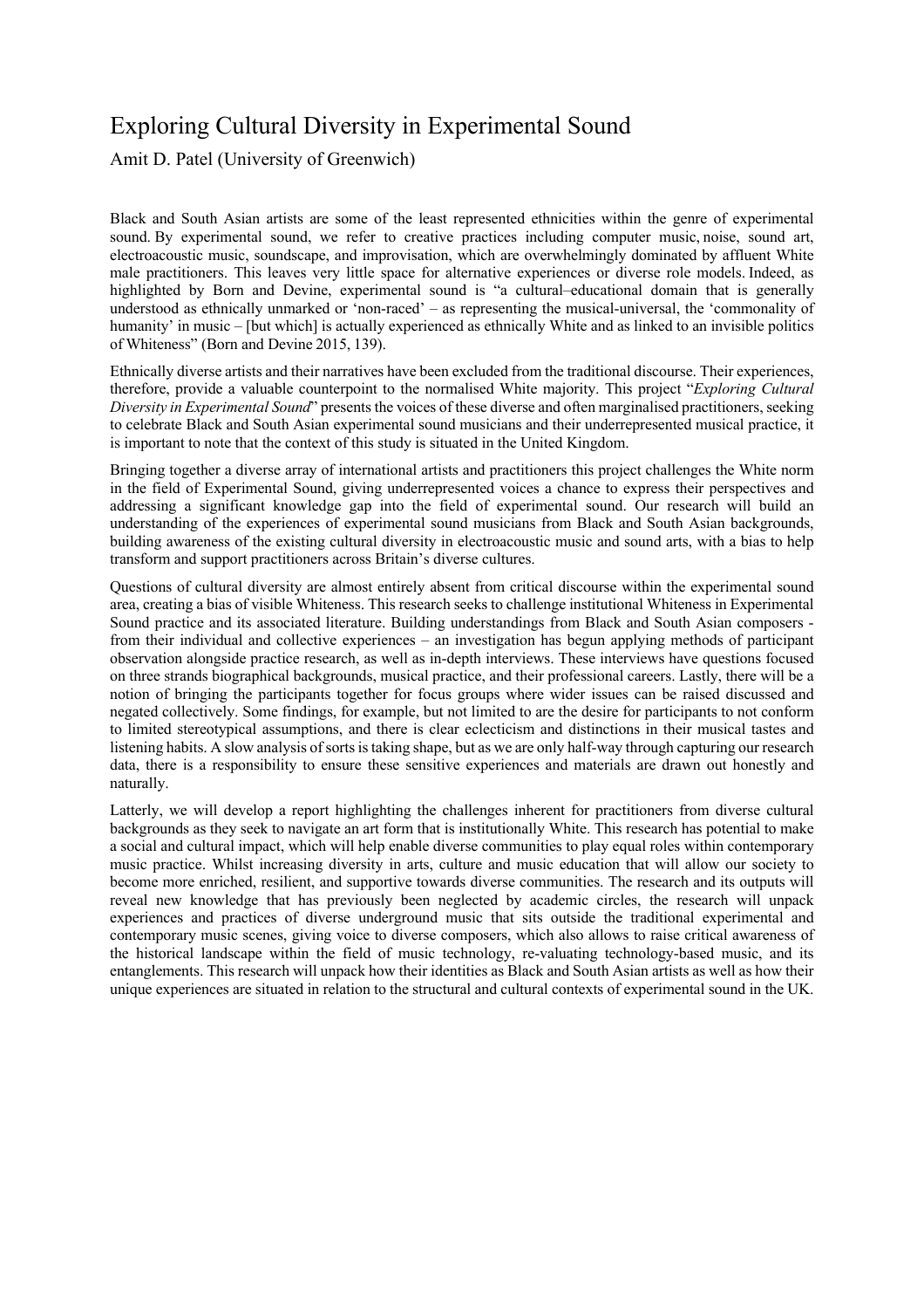# Exploring Cultural Diversity in Experimental Sound

Amit D. Patel (University of Greenwich)

Black and South Asian artists are some of the least represented ethnicities within the genre of experimental sound. By experimental sound, we refer to creative practices including computer music, noise, sound art, electroacoustic music, soundscape, and improvisation, which are overwhelmingly dominated by affluent White male practitioners. This leaves very little space for alternative experiences or diverse role models. Indeed, as highlighted by Born and Devine, experimental sound is "a cultural–educational domain that is generally understood as ethnically unmarked or 'non-raced' – as representing the musical-universal, the 'commonality of humanity' in music – [but which] is actually experienced as ethnically White and as linked to an invisible politics of Whiteness" (Born and Devine 2015, 139).

Ethnically diverse artists and their narratives have been excluded from the traditional discourse. Their experiences, therefore, provide a valuable counterpoint to the normalised White majority. This project "*Exploring Cultural Diversity in Experimental Sound*" presents the voices of these diverse and often marginalised practitioners, seeking to celebrate Black and South Asian experimental sound musicians and their underrepresented musical practice, it is important to note that the context of this study is situated in the United Kingdom.

Bringing together a diverse array of international artists and practitioners this project challenges the White norm in the field of Experimental Sound, giving underrepresented voices a chance to express their perspectives and addressing a significant knowledge gap into the field of experimental sound. Our research will build an understanding of the experiences of experimental sound musicians from Black and South Asian backgrounds, building awareness of the existing cultural diversity in electroacoustic music and sound arts, with a bias to help transform and support practitioners across Britain's diverse cultures.

Questions of cultural diversity are almost entirely absent from critical discourse within the experimental sound area, creating a bias of visible Whiteness. This research seeks to challenge institutional Whiteness in Experimental Sound practice and its associated literature. Building understandings from Black and South Asian composers - from their individual and collective experiences – an investigation has begun applying methods of participant observation alongside practice research, as well as in-depth interviews. These interviews have questions focused on three strands biographical backgrounds, musical practice, and their professional careers. Lastly, there will be a notion of bringing the participants together for focus groups where wider issues can be raised discussed and negated collectively. Some findings, for example, but not limited to are the desire for participants to not conform to limited stereotypical assumptions, and there is clear eclecticism and distinctions in their musical tastes and listening habits. A slow analysis of sorts is taking shape, but as we are only half-way through capturing our research data, there is a responsibility to ensure these sensitive experiences and materials are drawn out honestly and naturally.

Latterly, we will develop a report highlighting the challenges inherent for practitioners from diverse cultural backgrounds as they seek to navigate an art form that is institutionally White. This research has potential to make a social and cultural impact, which will help enable diverse communities to play equal roles within contemporary music practice. Whilst increasing diversity in arts, culture and music education that will allow our society to become more enriched, resilient, and supportive towards diverse communities. The research and its outputs will reveal new knowledge that has previously been neglected by academic circles, the research will unpack experiences and practices of diverse underground music that sits outside the traditional experimental and contemporary music scenes, giving voice to diverse composers, which also allows to raise critical awareness of the historical landscape within the field of music technology, re-valuating technology-based music, and its entanglements. This research will unpack how their identities as Black and South Asian artists as well as how their unique experiences are situated in relation to the structural and cultural contexts of experimental sound in the UK.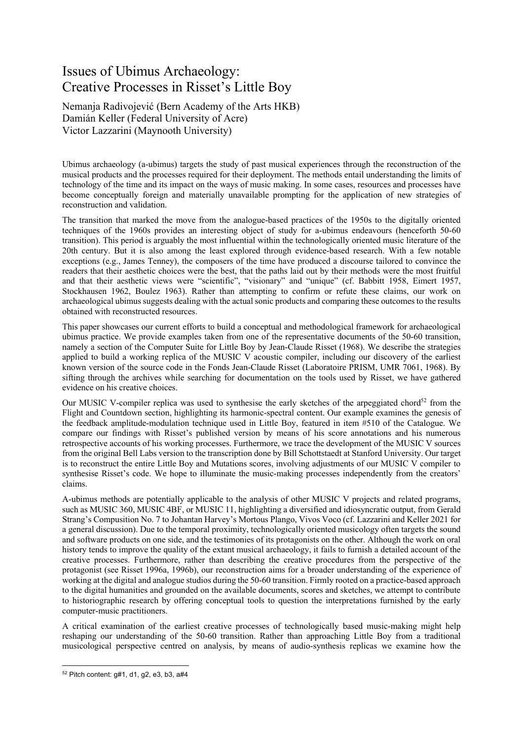# Issues of Ubimus Archaeology: Creative Processes in Risset's Little Boy

Nemanja Radivojević (Bern Academy of the Arts HKB)
Damián Keller (Federal University of Acre)
Victor Lazzarini (Maynooth University)

Ubimus archaeology (a-ubimus) targets the study of past musical experiences through the reconstruction of the musical products and the processes required for their deployment. The methods entail understanding the limits of technology of the time and its impact on the ways of music making. In some cases, resources and processes have become conceptually foreign and materially unavailable prompting for the application of new strategies of reconstruction and validation.

The transition that marked the move from the analogue-based practices of the 1950s to the digitally oriented techniques of the 1960s provides an interesting object of study for a-ubimus endeavours (henceforth 50-60 transition). This period is arguably the most influential within the technologically oriented music literature of the 20th century. But it is also among the least explored through evidence-based research. With a few notable exceptions (e.g., James Tenney), the composers of the time have produced a discourse tailored to convince the readers that their aesthetic choices were the best, that the paths laid out by their methods were the most fruitful and that their aesthetic views were "scientific", "visionary" and "unique" (cf. Babbitt 1958, Eimert 1957, Stockhausen 1962, Boulez 1963). Rather than attempting to confirm or refute these claims, our work on archaeological ubimus suggests dealing with the actual sonic products and comparing these outcomes to the results obtained with reconstructed resources.

This paper showcases our current efforts to build a conceptual and methodological framework for archaeological ubimus practice. We provide examples taken from one of the representative documents of the 50-60 transition, namely a section of the Computer Suite for Little Boy by Jean-Claude Risset (1968). We describe the strategies applied to build a working replica of the MUSIC V acoustic compiler, including our discovery of the earliest known version of the source code in the Fonds Jean-Claude Risset (Laboratoire PRISM, UMR 7061, 1968). By sifting through the archives while searching for documentation on the tools used by Risset, we have gathered evidence on his creative choices.

Our MUSIC V-compiler replica was used to synthesise the early sketches of the arpeggiated chord[52] from the Flight and Countdown section, highlighting its harmonic-spectral content. Our example examines the genesis of the feedback amplitude-modulation technique used in Little Boy, featured in item #510 of the Catalogue. We compare our findings with Risset's published version by means of his score annotations and his numerous retrospective accounts of his working processes. Furthermore, we trace the development of the MUSIC V sources from the original Bell Labs version to the transcription done by Bill Schottstaedt at Stanford University. Our target is to reconstruct the entire Little Boy and Mutations scores, involving adjustments of our MUSIC V compiler to synthesise Risset's code. We hope to illuminate the music-making processes independently from the creators' claims.

A-ubimus methods are potentially applicable to the analysis of other MUSIC V projects and related programs, such as MUSIC 360, MUSIC 4BF, or MUSIC 11, highlighting a diversified and idiosyncratic output, from Gerald Strang's Compusition No. 7 to Johantan Harvey's Mortous Plango, Vivos Voco (cf. Lazzarini and Keller 2021 for a general discussion). Due to the temporal proximity, technologically oriented musicology often targets the sound and software products on one side, and the testimonies of its protagonists on the other. Although the work on oral history tends to improve the quality of the extant musical archaeology, it fails to furnish a detailed account of the creative processes. Furthermore, rather than describing the creative procedures from the perspective of the protagonist (see Risset 1996a, 1996b), our reconstruction aims for a broader understanding of the experience of working at the digital and analogue studios during the 50-60 transition. Firmly rooted on a practice-based approach to the digital humanities and grounded on the available documents, scores and sketches, we attempt to contribute to historiographic research by offering conceptual tools to question the interpretations furnished by the early computer-music practitioners.

A critical examination of the earliest creative processes of technologically based music-making might help reshaping our understanding of the 50-60 transition. Rather than approaching Little Boy from a traditional musicological perspective centred on analysis, by means of audio-synthesis replicas we examine how the

[52] Pitch content: g#1, d1, g2, e3, b3, a#4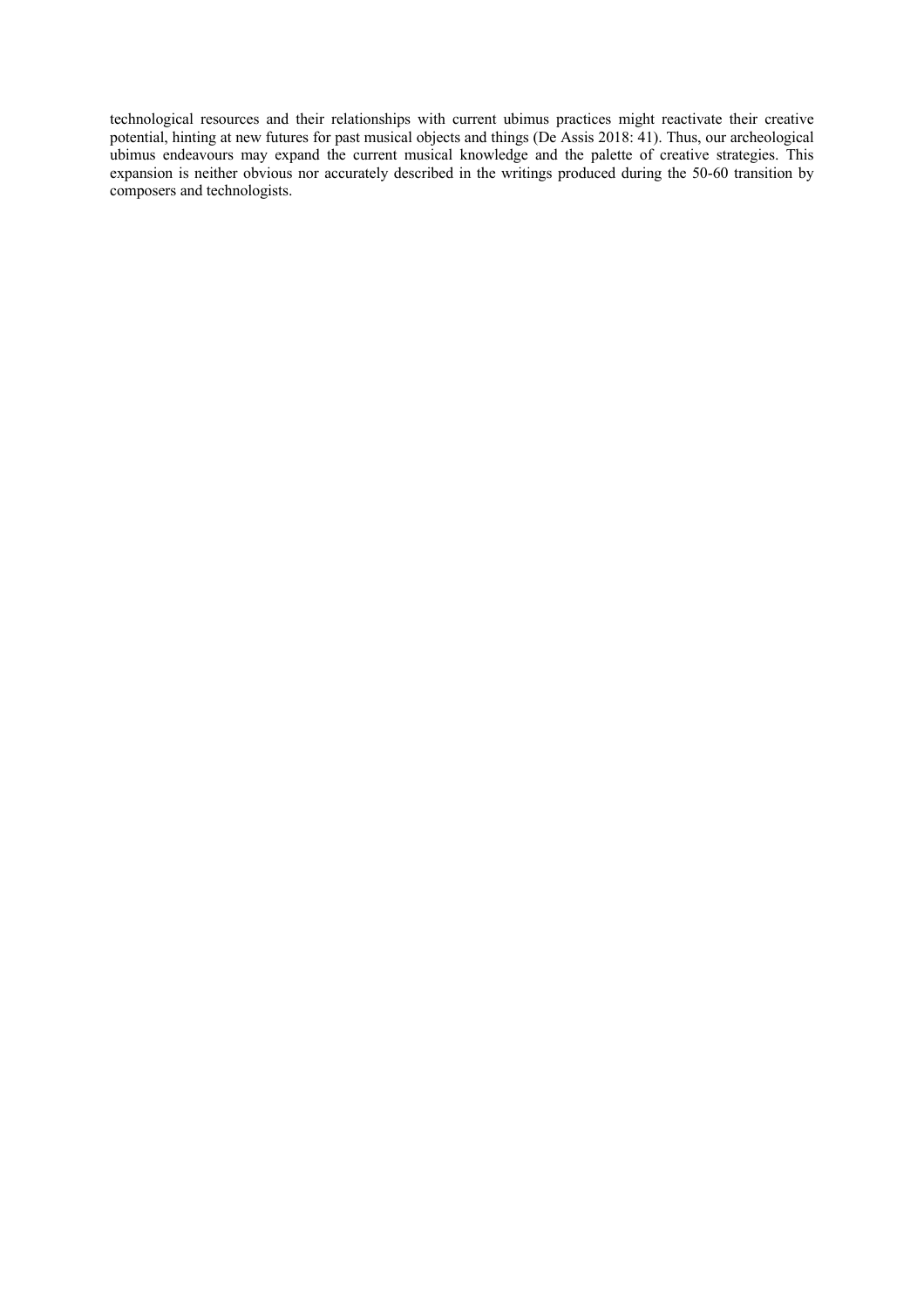technological resources and their relationships with current ubimus practices might reactivate their creative potential, hinting at new futures for past musical objects and things (De Assis 2018: 41). Thus, our archeological ubimus endeavours may expand the current musical knowledge and the palette of creative strategies. This expansion is neither obvious nor accurately described in the writings produced during the 50-60 transition by composers and technologists.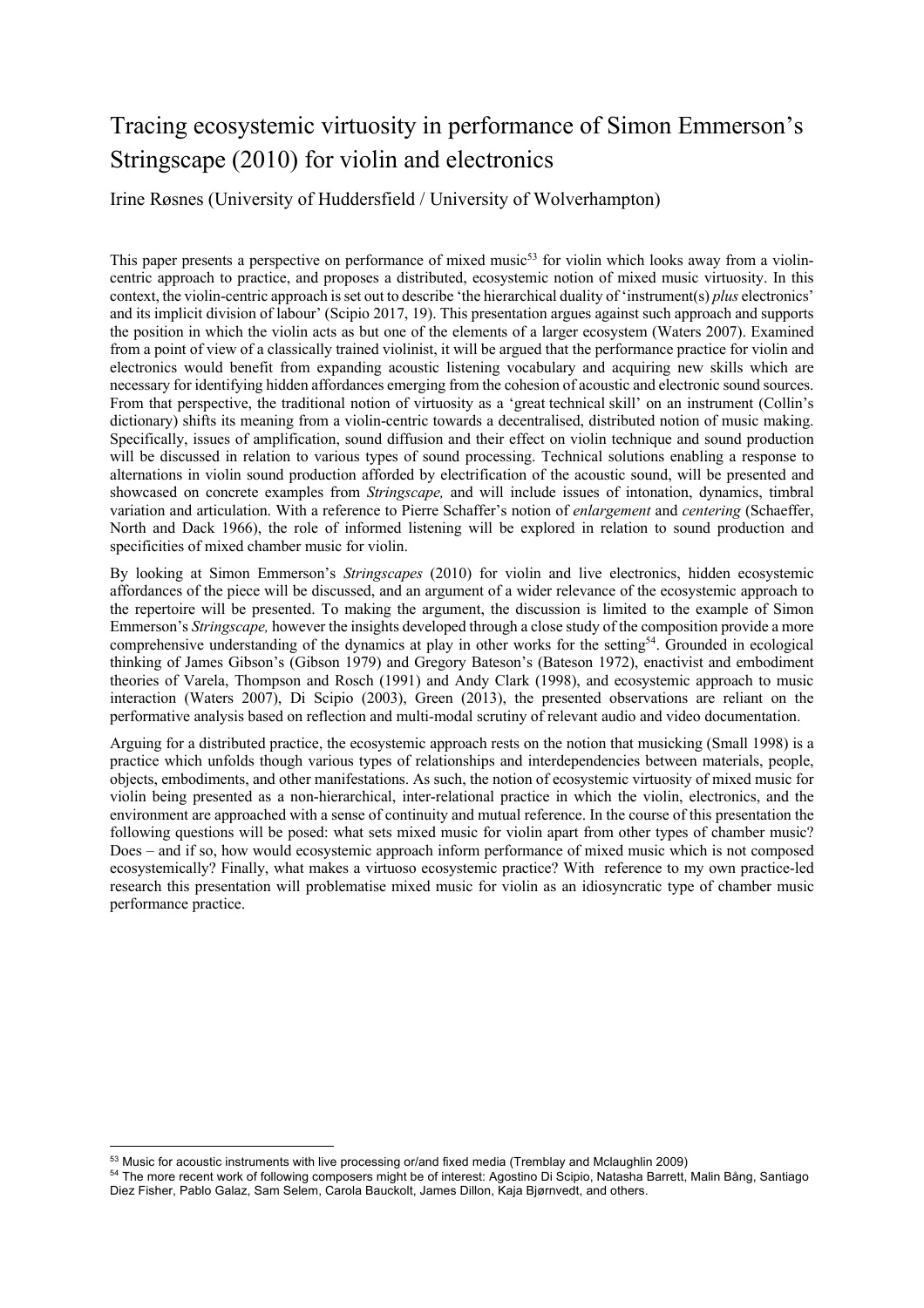# Tracing ecosystemic virtuosity in performance of Simon Emmerson's Stringscape (2010) for violin and electronics

Irine Røsnes (University of Huddersfield / University of Wolverhampton)

This paper presents a perspective on performance of mixed music[53] for violin which looks away from a violin-centric approach to practice, and proposes a distributed, ecosystemic notion of mixed music virtuosity. In this context, the violin-centric approach is set out to describe 'the hierarchical duality of 'instrument(s) *plus* electronics' and its implicit division of labour' (Scipio 2017, 19). This presentation argues against such approach and supports the position in which the violin acts as but one of the elements of a larger ecosystem (Waters 2007). Examined from a point of view of a classically trained violinist, it will be argued that the performance practice for violin and electronics would benefit from expanding acoustic listening vocabulary and acquiring new skills which are necessary for identifying hidden affordances emerging from the cohesion of acoustic and electronic sound sources. From that perspective, the traditional notion of virtuosity as a 'great technical skill' on an instrument (Collin's dictionary) shifts its meaning from a violin-centric towards a decentralised, distributed notion of music making. Specifically, issues of amplification, sound diffusion and their effect on violin technique and sound production will be discussed in relation to various types of sound processing. Technical solutions enabling a response to alternations in violin sound production afforded by electrification of the acoustic sound, will be presented and showcased on concrete examples from *Stringscape,* and will include issues of intonation, dynamics, timbral variation and articulation. With a reference to Pierre Schaffer's notion of *enlargement* and *centering* (Schaeffer, North and Dack 1966), the role of informed listening will be explored in relation to sound production and specificities of mixed chamber music for violin.

By looking at Simon Emmerson's *Stringscapes* (2010) for violin and live electronics, hidden ecosystemic affordances of the piece will be discussed, and an argument of a wider relevance of the ecosystemic approach to the repertoire will be presented. To making the argument, the discussion is limited to the example of Simon Emmerson's *Stringscape,* however the insights developed through a close study of the composition provide a more comprehensive understanding of the dynamics at play in other works for the setting[54]. Grounded in ecological thinking of James Gibson's (Gibson 1979) and Gregory Bateson's (Bateson 1972), enactivist and embodiment theories of Varela, Thompson and Rosch (1991) and Andy Clark (1998), and ecosystemic approach to music interaction (Waters 2007), Di Scipio (2003), Green (2013), the presented observations are reliant on the performative analysis based on reflection and multi-modal scrutiny of relevant audio and video documentation.

Arguing for a distributed practice, the ecosystemic approach rests on the notion that musicking (Small 1998) is a practice which unfolds though various types of relationships and interdependencies between materials, people, objects, embodiments, and other manifestations. As such, the notion of ecosystemic virtuosity of mixed music for violin being presented as a non-hierarchical, inter-relational practice in which the violin, electronics, and the environment are approached with a sense of continuity and mutual reference. In the course of this presentation the following questions will be posed: what sets mixed music for violin apart from other types of chamber music? Does – and if so, how would ecosystemic approach inform performance of mixed music which is not composed ecosystemically? Finally, what makes a virtuoso ecosystemic practice? With reference to my own practice-led research this presentation will problematise mixed music for violin as an idiosyncratic type of chamber music performance practice.

[53] Music for acoustic instruments with live processing or/and fixed media (Tremblay and Mclaughlin 2009)

[54] The more recent work of following composers might be of interest: Agostino Di Scipio, Natasha Barrett, Malin Bång, Santiago Diez Fisher, Pablo Galaz, Sam Selem, Carola Bauckolt, James Dillon, Kaja Bjørnvedt, and others.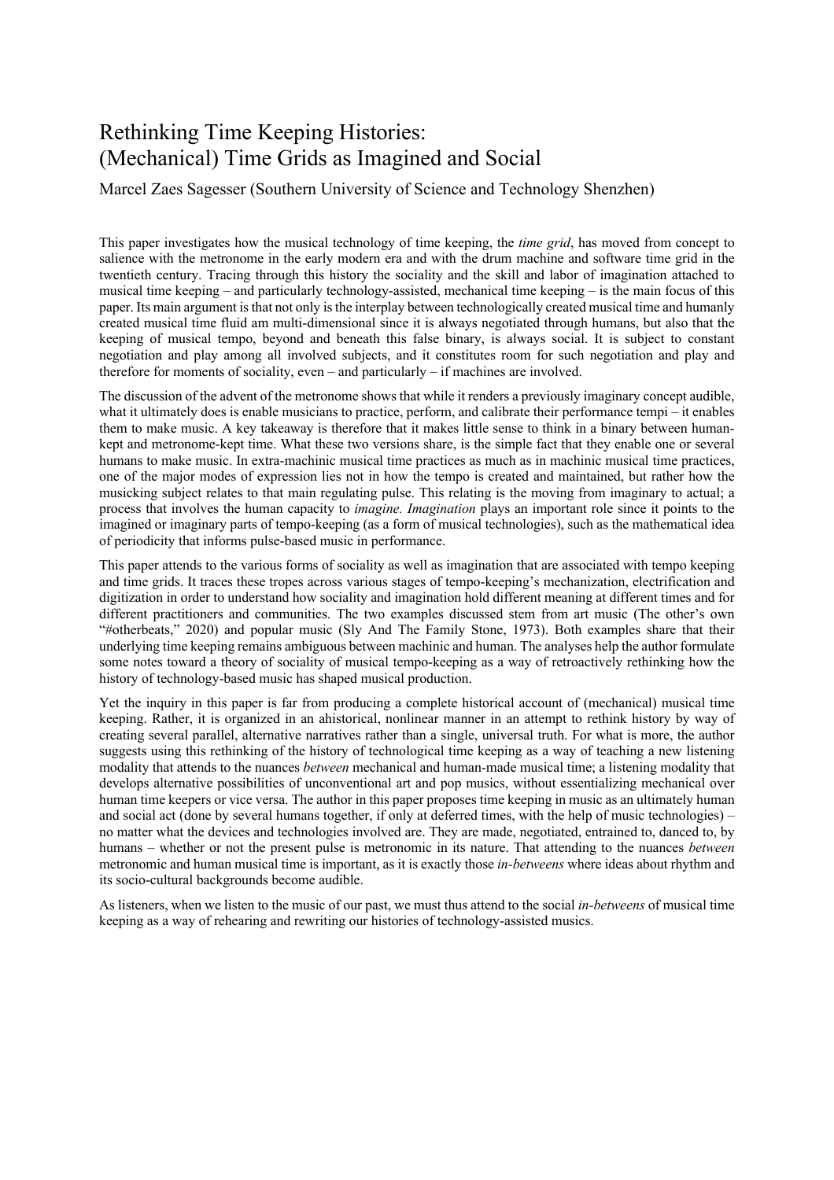# Rethinking Time Keeping Histories: (Mechanical) Time Grids as Imagined and Social

Marcel Zaes Sagesser (Southern University of Science and Technology Shenzhen)

This paper investigates how the musical technology of time keeping, the *time grid*, has moved from concept to salience with the metronome in the early modern era and with the drum machine and software time grid in the twentieth century. Tracing through this history the sociality and the skill and labor of imagination attached to musical time keeping – and particularly technology-assisted, mechanical time keeping – is the main focus of this paper. Its main argument is that not only is the interplay between technologically created musical time and humanly created musical time fluid am multi-dimensional since it is always negotiated through humans, but also that the keeping of musical tempo, beyond and beneath this false binary, is always social. It is subject to constant negotiation and play among all involved subjects, and it constitutes room for such negotiation and play and therefore for moments of sociality, even – and particularly – if machines are involved.

The discussion of the advent of the metronome shows that while it renders a previously imaginary concept audible, what it ultimately does is enable musicians to practice, perform, and calibrate their performance tempi – it enables them to make music. A key takeaway is therefore that it makes little sense to think in a binary between human-kept and metronome-kept time. What these two versions share, is the simple fact that they enable one or several humans to make music. In extra-machinic musical time practices as much as in machinic musical time practices, one of the major modes of expression lies not in how the tempo is created and maintained, but rather how the musicking subject relates to that main regulating pulse. This relating is the moving from imaginary to actual; a process that involves the human capacity to *imagine. Imagination* plays an important role since it points to the imagined or imaginary parts of tempo-keeping (as a form of musical technologies), such as the mathematical idea of periodicity that informs pulse-based music in performance.

This paper attends to the various forms of sociality as well as imagination that are associated with tempo keeping and time grids. It traces these tropes across various stages of tempo-keeping's mechanization, electrification and digitization in order to understand how sociality and imagination hold different meaning at different times and for different practitioners and communities. The two examples discussed stem from art music (The other's own "#otherbeats," 2020) and popular music (Sly And The Family Stone, 1973). Both examples share that their underlying time keeping remains ambiguous between machinic and human. The analyses help the author formulate some notes toward a theory of sociality of musical tempo-keeping as a way of retroactively rethinking how the history of technology-based music has shaped musical production.

Yet the inquiry in this paper is far from producing a complete historical account of (mechanical) musical time keeping. Rather, it is organized in an ahistorical, nonlinear manner in an attempt to rethink history by way of creating several parallel, alternative narratives rather than a single, universal truth. For what is more, the author suggests using this rethinking of the history of technological time keeping as a way of teaching a new listening modality that attends to the nuances *between* mechanical and human-made musical time; a listening modality that develops alternative possibilities of unconventional art and pop musics, without essentializing mechanical over human time keepers or vice versa. The author in this paper proposes time keeping in music as an ultimately human and social act (done by several humans together, if only at deferred times, with the help of music technologies) – no matter what the devices and technologies involved are. They are made, negotiated, entrained to, danced to, by humans – whether or not the present pulse is metronomic in its nature. That attending to the nuances *between* metronomic and human musical time is important, as it is exactly those *in-betweens* where ideas about rhythm and its socio-cultural backgrounds become audible.

As listeners, when we listen to the music of our past, we must thus attend to the social *in-betweens* of musical time keeping as a way of rehearing and rewriting our histories of technology-assisted musics.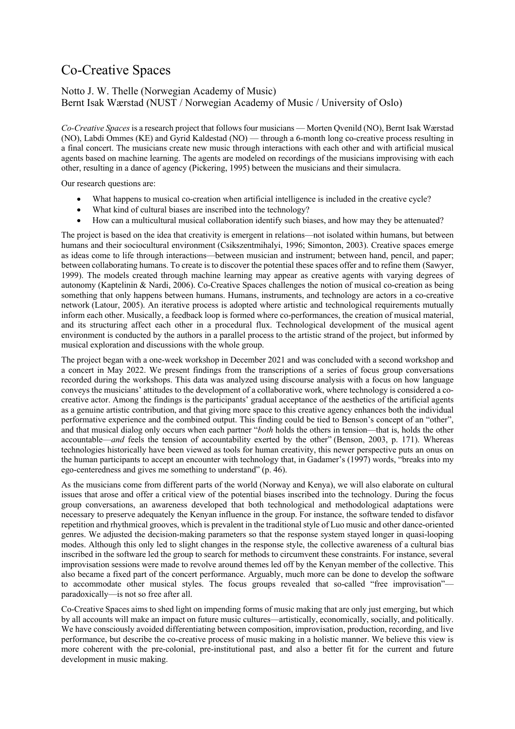# Co-Creative Spaces

Notto J. W. Thelle (Norwegian Academy of Music)
Bernt Isak Wærstad (NUST / Norwegian Academy of Music / University of Oslo)

*Co-Creative Spaces* is a research project that follows four musicians — Morten Qvenild (NO), Bernt Isak Wærstad (NO), Labdi Ommes (KE) and Gyrid Kaldestad (NO) — through a 6-month long co-creative process resulting in a final concert. The musicians create new music through interactions with each other and with artificial musical agents based on machine learning. The agents are modeled on recordings of the musicians improvising with each other, resulting in a dance of agency (Pickering, 1995) between the musicians and their simulacra.

Our research questions are:

- What happens to musical co-creation when artificial intelligence is included in the creative cycle?
- What kind of cultural biases are inscribed into the technology?
- How can a multicultural musical collaboration identify such biases, and how may they be attenuated?

The project is based on the idea that creativity is emergent in relations—not isolated within humans, but between humans and their sociocultural environment (Csikszentmihalyi, 1996; Simonton, 2003). Creative spaces emerge as ideas come to life through interactions—between musician and instrument; between hand, pencil, and paper; between collaborating humans. To create is to discover the potential these spaces offer and to refine them (Sawyer, 1999). The models created through machine learning may appear as creative agents with varying degrees of autonomy (Kaptelinin & Nardi, 2006). Co-Creative Spaces challenges the notion of musical co-creation as being something that only happens between humans. Humans, instruments, and technology are actors in a co-creative network (Latour, 2005). An iterative process is adopted where artistic and technological requirements mutually inform each other. Musically, a feedback loop is formed where co-performances, the creation of musical material, and its structuring affect each other in a procedural flux. Technological development of the musical agent environment is conducted by the authors in a parallel process to the artistic strand of the project, but informed by musical exploration and discussions with the whole group.

The project began with a one-week workshop in December 2021 and was concluded with a second workshop and a concert in May 2022. We present findings from the transcriptions of a series of focus group conversations recorded during the workshops. This data was analyzed using discourse analysis with a focus on how language conveys the musicians' attitudes to the development of a collaborative work, where technology is considered a co-creative actor. Among the findings is the participants' gradual acceptance of the aesthetics of the artificial agents as a genuine artistic contribution, and that giving more space to this creative agency enhances both the individual performative experience and the combined output. This finding could be tied to Benson's concept of an "other", and that musical dialog only occurs when each partner "*both* holds the others in tension—that is, holds the other accountable—*and* feels the tension of accountability exerted by the other" (Benson, 2003, p. 171). Whereas technologies historically have been viewed as tools for human creativity, this newer perspective puts an onus on the human participants to accept an encounter with technology that, in Gadamer's (1997) words, "breaks into my ego-centeredness and gives me something to understand" (p. 46).

As the musicians come from different parts of the world (Norway and Kenya), we will also elaborate on cultural issues that arose and offer a critical view of the potential biases inscribed into the technology. During the focus group conversations, an awareness developed that both technological and methodological adaptations were necessary to preserve adequately the Kenyan influence in the group. For instance, the software tended to disfavor repetition and rhythmical grooves, which is prevalent in the traditional style of Luo music and other dance-oriented genres. We adjusted the decision-making parameters so that the response system stayed longer in quasi-looping modes. Although this only led to slight changes in the response style, the collective awareness of a cultural bias inscribed in the software led the group to search for methods to circumvent these constraints. For instance, several improvisation sessions were made to revolve around themes led off by the Kenyan member of the collective. This also became a fixed part of the concert performance. Arguably, much more can be done to develop the software to accommodate other musical styles. The focus groups revealed that so-called "free improvisation"—paradoxically—is not so free after all.

Co-Creative Spaces aims to shed light on impending forms of music making that are only just emerging, but which by all accounts will make an impact on future music cultures—artistically, economically, socially, and politically. We have consciously avoided differentiating between composition, improvisation, production, recording, and live performance, but describe the co-creative process of music making in a holistic manner. We believe this view is more coherent with the pre-colonial, pre-institutional past, and also a better fit for the current and future development in music making.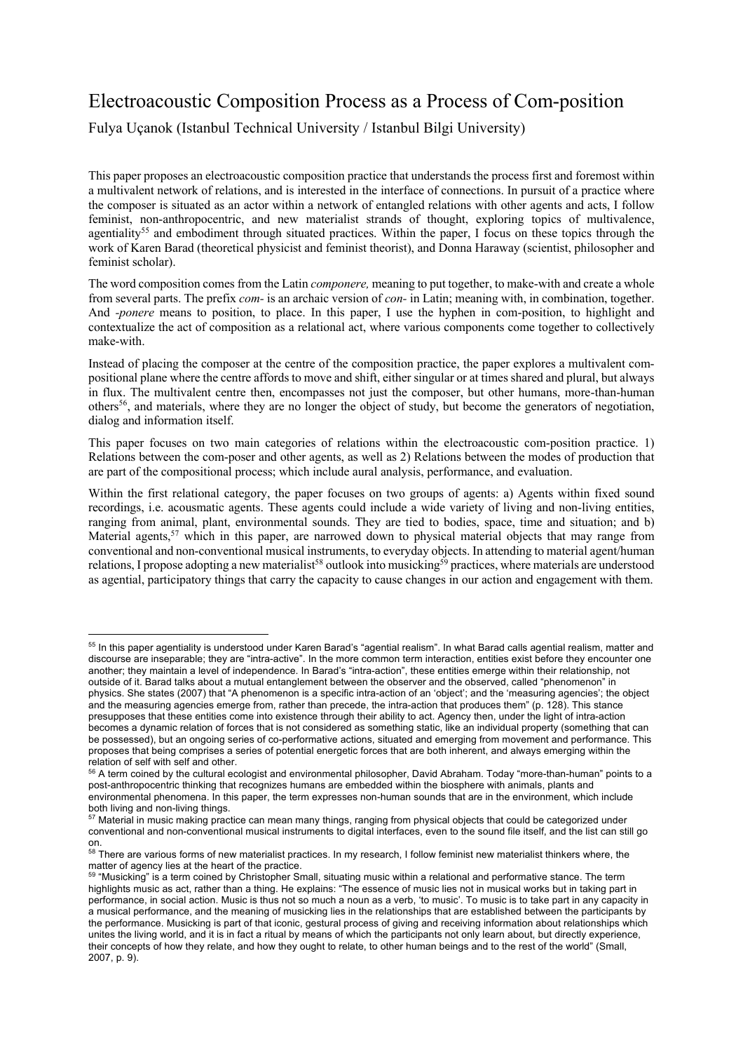# Electroacoustic Composition Process as a Process of Com-position

Fulya Uçanok (Istanbul Technical University / Istanbul Bilgi University)

This paper proposes an electroacoustic composition practice that understands the process first and foremost within a multivalent network of relations, and is interested in the interface of connections. In pursuit of a practice where the composer is situated as an actor within a network of entangled relations with other agents and acts, I follow feminist, non-anthropocentric, and new materialist strands of thought, exploring topics of multivalence, agentiality[55] and embodiment through situated practices. Within the paper, I focus on these topics through the work of Karen Barad (theoretical physicist and feminist theorist), and Donna Haraway (scientist, philosopher and feminist scholar).

The word composition comes from the Latin *componere,* meaning to put together, to make-with and create a whole from several parts. The prefix *com-* is an archaic version of *con-* in Latin; meaning with, in combination, together. And *-ponere* means to position, to place. In this paper, I use the hyphen in com-position, to highlight and contextualize the act of composition as a relational act, where various components come together to collectively make-with.

Instead of placing the composer at the centre of the composition practice, the paper explores a multivalent com-positional plane where the centre affords to move and shift, either singular or at times shared and plural, but always in flux. The multivalent centre then, encompasses not just the composer, but other humans, more-than-human others[56], and materials, where they are no longer the object of study, but become the generators of negotiation, dialog and information itself.

This paper focuses on two main categories of relations within the electroacoustic com-position practice. 1) Relations between the com-poser and other agents, as well as 2) Relations between the modes of production that are part of the compositional process; which include aural analysis, performance, and evaluation.

Within the first relational category, the paper focuses on two groups of agents: a) Agents within fixed sound recordings, i.e. acousmatic agents. These agents could include a wide variety of living and non-living entities, ranging from animal, plant, environmental sounds. They are tied to bodies, space, time and situation; and b) Material agents,[57] which in this paper, are narrowed down to physical material objects that may range from conventional and non-conventional musical instruments, to everyday objects. In attending to material agent/human relations, I propose adopting a new materialist[58] outlook into musicking[59] practices, where materials are understood as agential, participatory things that carry the capacity to cause changes in our action and engagement with them.

---

[55] In this paper agentiality is understood under Karen Barad's "agential realism". In what Barad calls agential realism, matter and discourse are inseparable; they are "intra-active". In the more common term interaction, entities exist before they encounter one another; they maintain a level of independence. In Barad's "intra-action", these entities emerge within their relationship, not outside of it. Barad talks about a mutual entanglement between the observer and the observed, called "phenomenon" in physics. She states (2007) that "A phenomenon is a specific intra-action of an 'object'; and the 'measuring agencies'; the object and the measuring agencies emerge from, rather than precede, the intra-action that produces them" (p. 128). This stance presupposes that these entities come into existence through their ability to act. Agency then, under the light of intra-action becomes a dynamic relation of forces that is not considered as something static, like an individual property (something that can be possessed), but an ongoing series of co-performative actions, situated and emerging from movement and performance. This proposes that being comprises a series of potential energetic forces that are both inherent, and always emerging within the relation of self with self and other.

[56] A term coined by the cultural ecologist and environmental philosopher, David Abraham. Today "more-than-human" points to a post-anthropocentric thinking that recognizes humans are embedded within the biosphere with animals, plants and environmental phenomena. In this paper, the term expresses non-human sounds that are in the environment, which include both living and non-living things.

[57] Material in music making practice can mean many things, ranging from physical objects that could be categorized under conventional and non-conventional musical instruments to digital interfaces, even to the sound file itself, and the list can still go on.

[58] There are various forms of new materialist practices. In my research, I follow feminist new materialist thinkers where, the matter of agency lies at the heart of the practice.

[59] "Musicking" is a term coined by Christopher Small, situating music within a relational and performative stance. The term highlights music as act, rather than a thing. He explains: "The essence of music lies not in musical works but in taking part in performance, in social action. Music is thus not so much a noun as a verb, 'to music'. To music is to take part in any capacity in a musical performance, and the meaning of musicking lies in the relationships that are established between the participants by the performance. Musicking is part of that iconic, gestural process of giving and receiving information about relationships which unites the living world, and it is in fact a ritual by means of which the participants not only learn about, but directly experience, their concepts of how they relate, and how they ought to relate, to other human beings and to the rest of the world" (Small, 2007, p. 9).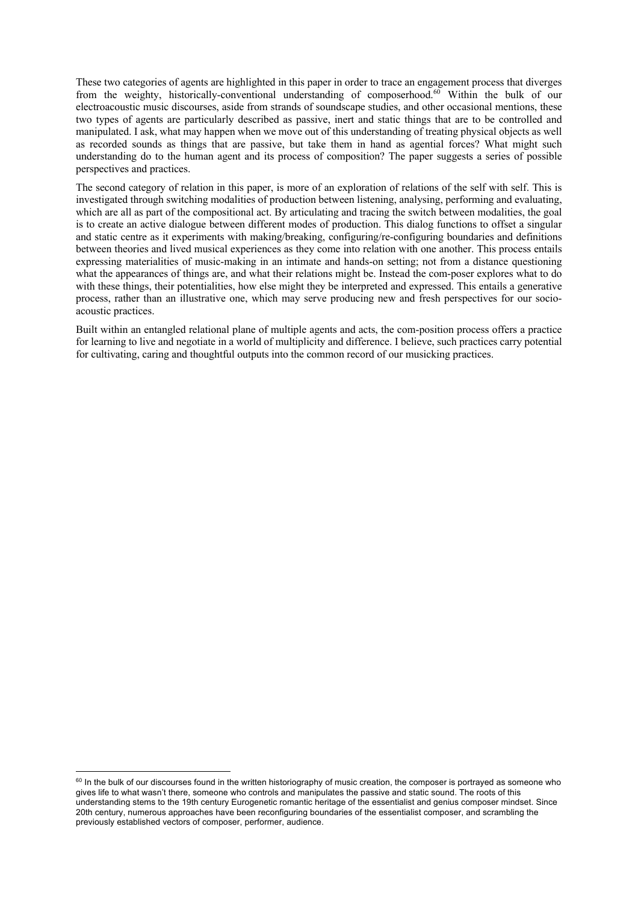These two categories of agents are highlighted in this paper in order to trace an engagement process that diverges from the weighty, historically-conventional understanding of composerhood.[60] Within the bulk of our electroacoustic music discourses, aside from strands of soundscape studies, and other occasional mentions, these two types of agents are particularly described as passive, inert and static things that are to be controlled and manipulated. I ask, what may happen when we move out of this understanding of treating physical objects as well as recorded sounds as things that are passive, but take them in hand as agential forces? What might such understanding do to the human agent and its process of composition? The paper suggests a series of possible perspectives and practices.

The second category of relation in this paper, is more of an exploration of relations of the self with self. This is investigated through switching modalities of production between listening, analysing, performing and evaluating, which are all as part of the compositional act. By articulating and tracing the switch between modalities, the goal is to create an active dialogue between different modes of production. This dialog functions to offset a singular and static centre as it experiments with making/breaking, configuring/re-configuring boundaries and definitions between theories and lived musical experiences as they come into relation with one another. This process entails expressing materialities of music-making in an intimate and hands-on setting; not from a distance questioning what the appearances of things are, and what their relations might be. Instead the com-poser explores what to do with these things, their potentialities, how else might they be interpreted and expressed. This entails a generative process, rather than an illustrative one, which may serve producing new and fresh perspectives for our socio-acoustic practices.

Built within an entangled relational plane of multiple agents and acts, the com-position process offers a practice for learning to live and negotiate in a world of multiplicity and difference. I believe, such practices carry potential for cultivating, caring and thoughtful outputs into the common record of our musicking practices.

---

[60] In the bulk of our discourses found in the written historiography of music creation, the composer is portrayed as someone who gives life to what wasn't there, someone who controls and manipulates the passive and static sound. The roots of this understanding stems to the 19th century Eurogenetic romantic heritage of the essentialist and genius composer mindset. Since 20th century, numerous approaches have been reconfiguring boundaries of the essentialist composer, and scrambling the previously established vectors of composer, performer, audience.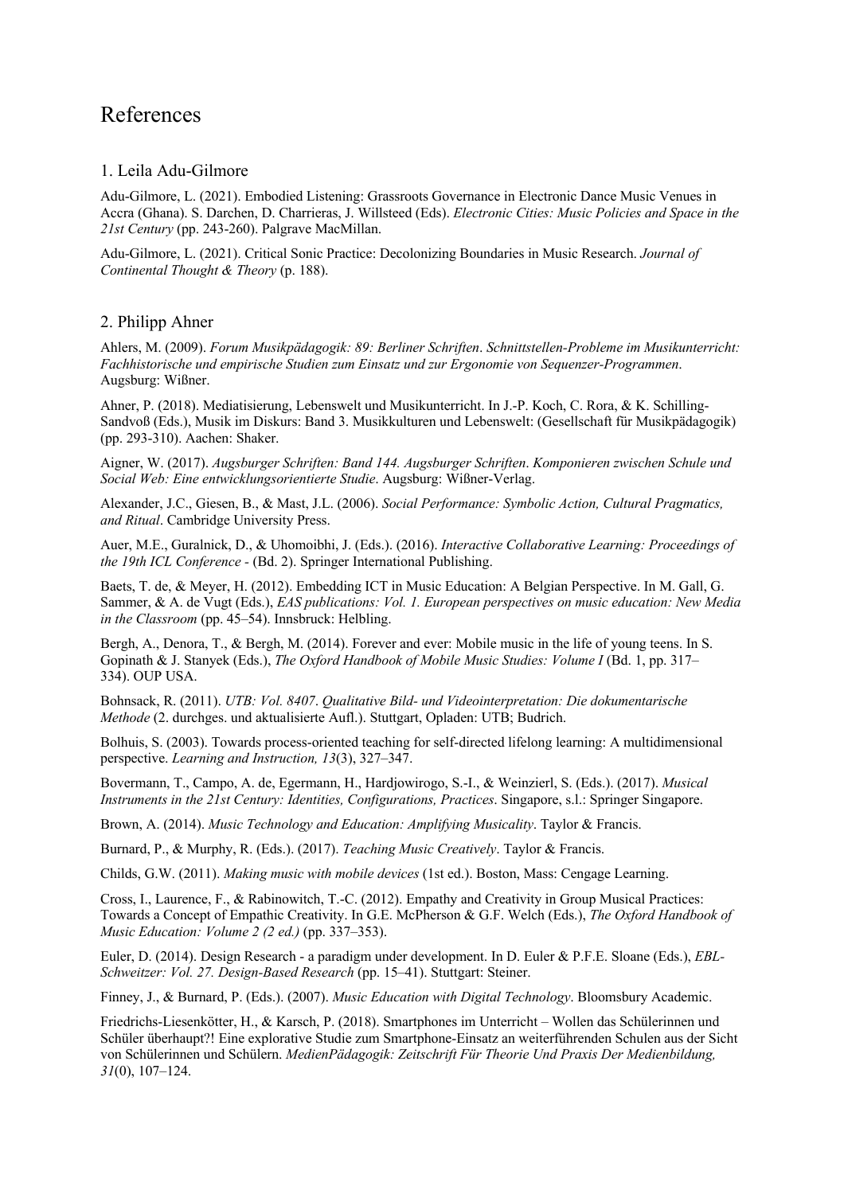# References

## 1. Leila Adu-Gilmore

Adu-Gilmore, L. (2021). Embodied Listening: Grassroots Governance in Electronic Dance Music Venues in Accra (Ghana). S. Darchen, D. Charrieras, J. Willsteed (Eds). *Electronic Cities: Music Policies and Space in the 21st Century* (pp. 243-260). Palgrave MacMillan.

Adu-Gilmore, L. (2021). Critical Sonic Practice: Decolonizing Boundaries in Music Research. *Journal of Continental Thought & Theory* (p. 188).

## 2. Philipp Ahner

Ahlers, M. (2009). *Forum Musikpädagogik: 89: Berliner Schriften*. *Schnittstellen-Probleme im Musikunterricht: Fachhistorische und empirische Studien zum Einsatz und zur Ergonomie von Sequenzer-Programmen*. Augsburg: Wißner.

Ahner, P. (2018). Mediatisierung, Lebenswelt und Musikunterricht. In J.-P. Koch, C. Rora, & K. Schilling-Sandvoß (Eds.), Musik im Diskurs: Band 3. Musikkulturen und Lebenswelt: (Gesellschaft für Musikpädagogik) (pp. 293-310). Aachen: Shaker.

Aigner, W. (2017). *Augsburger Schriften: Band 144. Augsburger Schriften*. *Komponieren zwischen Schule und Social Web: Eine entwicklungsorientierte Studie*. Augsburg: Wißner-Verlag.

Alexander, J.C., Giesen, B., & Mast, J.L. (2006). *Social Performance: Symbolic Action, Cultural Pragmatics, and Ritual*. Cambridge University Press.

Auer, M.E., Guralnick, D., & Uhomoibhi, J. (Eds.). (2016). *Interactive Collaborative Learning: Proceedings of the 19th ICL Conference -* (Bd. 2). Springer International Publishing.

Baets, T. de, & Meyer, H. (2012). Embedding ICT in Music Education: A Belgian Perspective. In M. Gall, G. Sammer, & A. de Vugt (Eds.), *EAS publications: Vol. 1. European perspectives on music education: New Media in the Classroom* (pp. 45–54). Innsbruck: Helbling.

Bergh, A., Denora, T., & Bergh, M. (2014). Forever and ever: Mobile music in the life of young teens. In S. Gopinath & J. Stanyek (Eds.), *The Oxford Handbook of Mobile Music Studies: Volume I* (Bd. 1, pp. 317–334). OUP USA.

Bohnsack, R. (2011). *UTB: Vol. 8407*. *Qualitative Bild- und Videointerpretation: Die dokumentarische Methode* (2. durchges. und aktualisierte Aufl.). Stuttgart, Opladen: UTB; Budrich.

Bolhuis, S. (2003). Towards process-oriented teaching for self-directed lifelong learning: A multidimensional perspective. *Learning and Instruction, 13*(3), 327–347.

Bovermann, T., Campo, A. de, Egermann, H., Hardjowirogo, S.-I., & Weinzierl, S. (Eds.). (2017). *Musical Instruments in the 21st Century: Identities, Configurations, Practices*. Singapore, s.l.: Springer Singapore.

Brown, A. (2014). *Music Technology and Education: Amplifying Musicality*. Taylor & Francis.

Burnard, P., & Murphy, R. (Eds.). (2017). *Teaching Music Creatively*. Taylor & Francis.

Childs, G.W. (2011). *Making music with mobile devices* (1st ed.). Boston, Mass: Cengage Learning.

Cross, I., Laurence, F., & Rabinowitch, T.-C. (2012). Empathy and Creativity in Group Musical Practices: Towards a Concept of Empathic Creativity. In G.E. McPherson & G.F. Welch (Eds.), *The Oxford Handbook of Music Education: Volume 2 (2 ed.)* (pp. 337–353).

Euler, D. (2014). Design Research - a paradigm under development. In D. Euler & P.F.E. Sloane (Eds.), *EBL-Schweitzer: Vol. 27. Design-Based Research* (pp. 15–41). Stuttgart: Steiner.

Finney, J., & Burnard, P. (Eds.). (2007). *Music Education with Digital Technology*. Bloomsbury Academic.

Friedrichs-Liesenkötter, H., & Karsch, P. (2018). Smartphones im Unterricht – Wollen das Schülerinnen und Schüler überhaupt?! Eine explorative Studie zum Smartphone-Einsatz an weiterführenden Schulen aus der Sicht von Schülerinnen und Schülern. *MedienPädagogik: Zeitschrift Für Theorie Und Praxis Der Medienbildung, 31*(0), 107–124.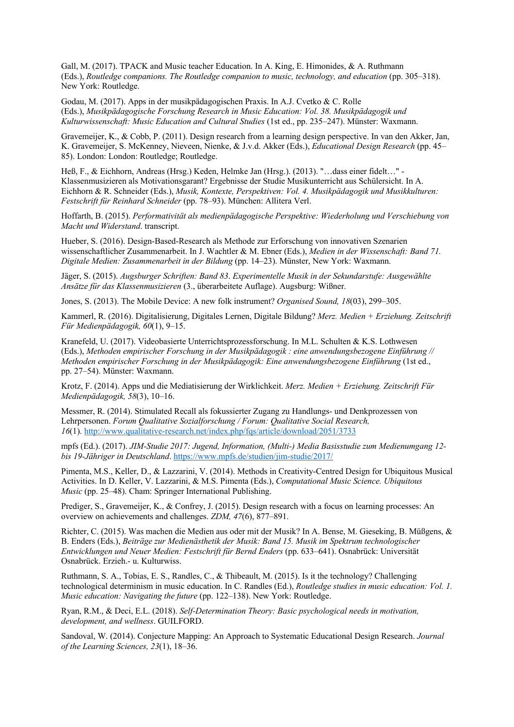Gall, M. (2017). TPACK and Music teacher Education. In A. King, E. Himonides, & A. Ruthmann (Eds.), *Routledge companions. The Routledge companion to music, technology, and education* (pp. 305–318). New York: Routledge.

Godau, M. (2017). Apps in der musikpädagogischen Praxis. In A.J. Cvetko & C. Rolle (Eds.), *Musikpädagogische Forschung Research in Music Education: Vol. 38. Musikpädagogik und Kulturwissenschaft: Music Education and Cultural Studies* (1st ed., pp. 235–247). Münster: Waxmann.

Gravemeijer, K., & Cobb, P. (2011). Design research from a learning design perspective. In van den Akker, Jan, K. Gravemeijer, S. McKenney, Nieveen, Nienke, & J.v.d. Akker (Eds.), *Educational Design Research* (pp. 45–85). London: London: Routledge; Routledge.

Heß, F., & Eichhorn, Andreas (Hrsg.) Keden, Helmke Jan (Hrsg.). (2013). "…dass einer fidelt…" - Klassenmusizieren als Motivationsgarant? Ergebnisse der Studie Musikunterricht aus Schülersicht. In A. Eichhorn & R. Schneider (Eds.), *Musik, Kontexte, Perspektiven: Vol. 4. Musikpädagogik und Musikkulturen: Festschrift für Reinhard Schneider* (pp. 78–93). München: Allitera Verl.

Hoffarth, B. (2015). *Performativität als medienpädagogische Perspektive: Wiederholung und Verschiebung von Macht und Widerstand*. transcript.

Hueber, S. (2016). Design-Based-Research als Methode zur Erforschung von innovativen Szenarien wissenschaftlicher Zusammenarbeit. In J. Wachtler & M. Ebner (Eds.), *Medien in der Wissenschaft: Band 71. Digitale Medien: Zusammenarbeit in der Bildung* (pp. 14–23). Münster, New York: Waxmann.

Jäger, S. (2015). *Augsburger Schriften: Band 83. Experimentelle Musik in der Sekundarstufe: Ausgewählte Ansätze für das Klassenmusizieren* (3., überarbeitete Auflage). Augsburg: Wißner.

Jones, S. (2013). The Mobile Device: A new folk instrument? *Organised Sound, 18*(03), 299–305.

Kammerl, R. (2016). Digitalisierung, Digitales Lernen, Digitale Bildung? *Merz. Medien + Erziehung. Zeitschrift Für Medienpädagogik, 60*(1), 9–15.

Kranefeld, U. (2017). Videobasierte Unterrichtsprozessforschung. In M.L. Schulten & K.S. Lothwesen (Eds.), *Methoden empirischer Forschung in der Musikpädagogik : eine anwendungsbezogene Einführung // Methoden empirischer Forschung in der Musikpädagogik: Eine anwendungsbezogene Einführung* (1st ed., pp. 27–54). Münster: Waxmann.

Krotz, F. (2014). Apps und die Mediatisierung der Wirklichkeit. *Merz. Medien + Erziehung. Zeitschrift Für Medienpädagogik, 58*(3), 10–16.

Messmer, R. (2014). Stimulated Recall als fokussierter Zugang zu Handlungs- und Denkprozessen von Lehrpersonen. *Forum Qualitative Sozialforschung / Forum: Qualitative Social Research, 16*(1). http://www.qualitative-research.net/index.php/fqs/article/download/2051/3733

mpfs (Ed.). (2017). *JIM-Studie 2017: Jugend, Information, (Multi-) Media Basisstudie zum Medienumgang 12- bis 19-Jähriger in Deutschland*. https://www.mpfs.de/studien/jim-studie/2017/

Pimenta, M.S., Keller, D., & Lazzarini, V. (2014). Methods in Creativity-Centred Design for Ubiquitous Musical Activities. In D. Keller, V. Lazzarini, & M.S. Pimenta (Eds.), *Computational Music Science. Ubiquitous Music* (pp. 25–48). Cham: Springer International Publishing.

Prediger, S., Gravemeijer, K., & Confrey, J. (2015). Design research with a focus on learning processes: An overview on achievements and challenges. *ZDM, 47*(6), 877–891.

Richter, C. (2015). Was machen die Medien aus oder mit der Musik? In A. Bense, M. Gieseking, B. Müßgens, & B. Enders (Eds.), *Beiträge zur Medienästhetik der Musik: Band 15. Musik im Spektrum technologischer Entwicklungen und Neuer Medien: Festschrift für Bernd Enders* (pp. 633–641). Osnabrück: Universität Osnabrück. Erzieh.- u. Kulturwiss.

Ruthmann, S. A., Tobias, E. S., Randles, C., & Thibeault, M. (2015). Is it the technology? Challenging technological determinism in music education. In C. Randles (Ed.), *Routledge studies in music education: Vol. 1. Music education: Navigating the future* (pp. 122–138). New York: Routledge.

Ryan, R.M., & Deci, E.L. (2018). *Self-Determination Theory: Basic psychological needs in motivation, development, and wellness*. GUILFORD.

Sandoval, W. (2014). Conjecture Mapping: An Approach to Systematic Educational Design Research. *Journal of the Learning Sciences, 23*(1), 18–36.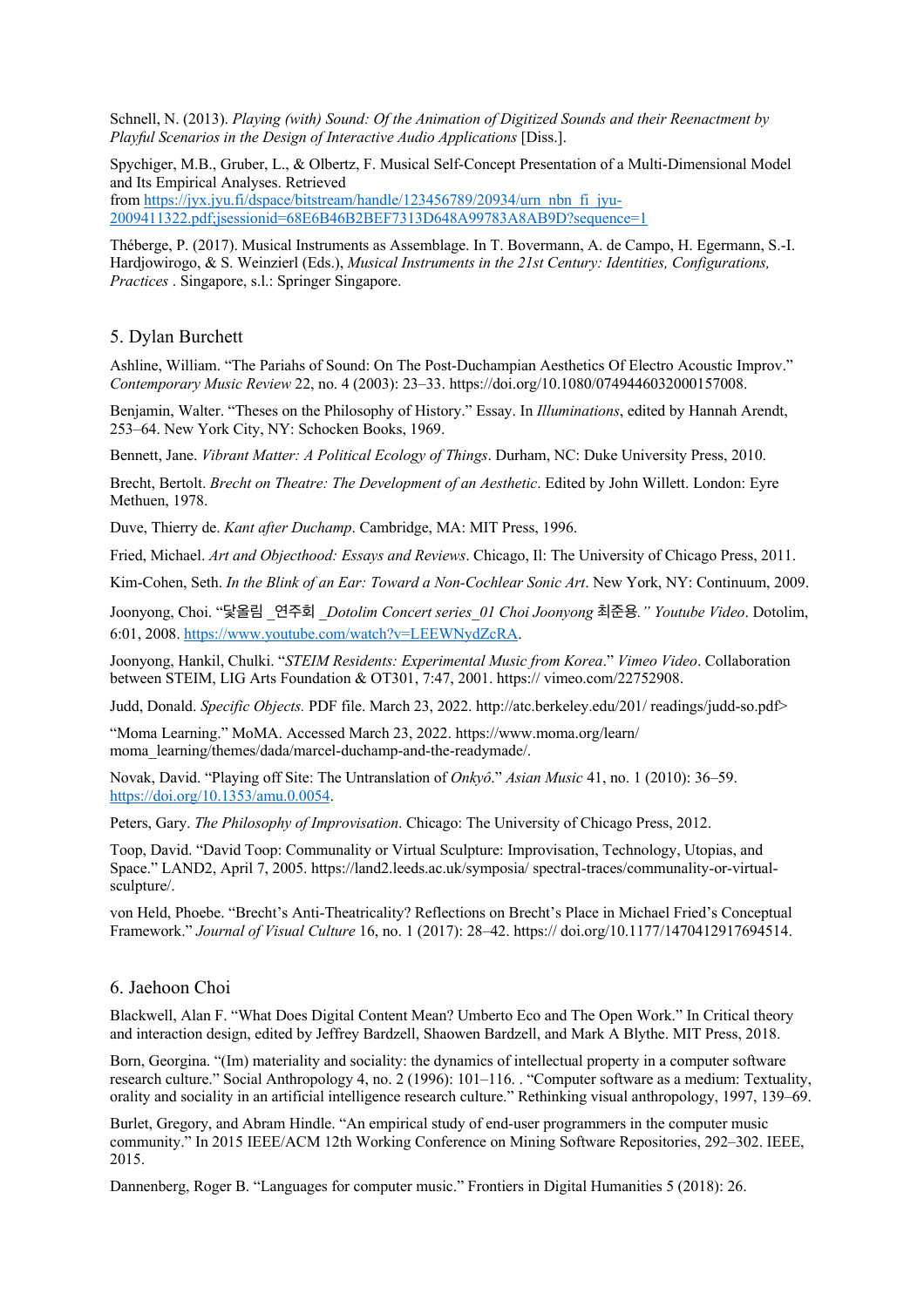Schnell, N. (2013). *Playing (with) Sound: Of the Animation of Digitized Sounds and their Reenactment by Playful Scenarios in the Design of Interactive Audio Applications* [Diss.].

Spychiger, M.B., Gruber, L., & Olbertz, F. Musical Self-Concept Presentation of a Multi-Dimensional Model and Its Empirical Analyses. Retrieved from https://jyx.jyu.fi/dspace/bitstream/handle/123456789/20934/urn_nbn_fi_jyu-2009411322.pdf;jsessionid=68E6B46B2BEF7313D648A99783A8AB9D?sequence=1

Théberge, P. (2017). Musical Instruments as Assemblage. In T. Bovermann, A. de Campo, H. Egermann, S.-I. Hardjowirogo, & S. Weinzierl (Eds.), *Musical Instruments in the 21st Century: Identities, Configurations, Practices* . Singapore, s.l.: Springer Singapore.

## 5. Dylan Burchett

Ashline, William. "The Pariahs of Sound: On The Post-Duchampian Aesthetics Of Electro Acoustic Improv." *Contemporary Music Review* 22, no. 4 (2003): 23–33. https://doi.org/10.1080/0749446032000157008.

Benjamin, Walter. "Theses on the Philosophy of History." Essay. In *Illuminations*, edited by Hannah Arendt, 253–64. New York City, NY: Schocken Books, 1969.

Bennett, Jane. *Vibrant Matter: A Political Ecology of Things*. Durham, NC: Duke University Press, 2010.

Brecht, Bertolt. *Brecht on Theatre: The Development of an Aesthetic*. Edited by John Willett. London: Eyre Methuen, 1978.

Duve, Thierry de. *Kant after Duchamp*. Cambridge, MA: MIT Press, 1996.

Fried, Michael. *Art and Objecthood: Essays and Reviews*. Chicago, Il: The University of Chicago Press, 2011.

Kim-Cohen, Seth. *In the Blink of an Ear: Toward a Non-Cochlear Sonic Art*. New York, NY: Continuum, 2009.

Joonyong, Choi. "닻올림 _연주회 _*Dotolim Concert series_01 Choi Joonyong* 최준용." *Youtube Video*. Dotolim, 6:01, 2008. https://www.youtube.com/watch?v=LEEWNydZcRA.

Joonyong, Hankil, Chulki. "*STEIM Residents: Experimental Music from Korea*." *Vimeo Video*. Collaboration between STEIM, LIG Arts Foundation & OT301, 7:47, 2001. https:// vimeo.com/22752908.

Judd, Donald. *Specific Objects.* PDF file. March 23, 2022. http://atc.berkeley.edu/201/ readings/judd-so.pdf>

"Moma Learning." MoMA. Accessed March 23, 2022. https://www.moma.org/learn/ moma_learning/themes/dada/marcel-duchamp-and-the-readymade/.

Novak, David. "Playing off Site: The Untranslation of *Onkyô*." *Asian Music* 41, no. 1 (2010): 36–59. https://doi.org/10.1353/amu.0.0054.

Peters, Gary. *The Philosophy of Improvisation*. Chicago: The University of Chicago Press, 2012.

Toop, David. "David Toop: Communality or Virtual Sculpture: Improvisation, Technology, Utopias, and Space." LAND2, April 7, 2005. https://land2.leeds.ac.uk/symposia/ spectral-traces/communality-or-virtual-sculpture/.

von Held, Phoebe. "Brecht's Anti-Theatricality? Reflections on Brecht's Place in Michael Fried's Conceptual Framework." *Journal of Visual Culture* 16, no. 1 (2017): 28–42. https:// doi.org/10.1177/1470412917694514.

## 6. Jaehoon Choi

Blackwell, Alan F. "What Does Digital Content Mean? Umberto Eco and The Open Work." In Critical theory and interaction design, edited by Jeffrey Bardzell, Shaowen Bardzell, and Mark A Blythe. MIT Press, 2018.

Born, Georgina. "(Im) materiality and sociality: the dynamics of intellectual property in a computer software research culture." Social Anthropology 4, no. 2 (1996): 101–116. . "Computer software as a medium: Textuality, orality and sociality in an artificial intelligence research culture." Rethinking visual anthropology, 1997, 139–69.

Burlet, Gregory, and Abram Hindle. "An empirical study of end-user programmers in the computer music community." In 2015 IEEE/ACM 12th Working Conference on Mining Software Repositories, 292–302. IEEE, 2015.

Dannenberg, Roger B. "Languages for computer music." Frontiers in Digital Humanities 5 (2018): 26.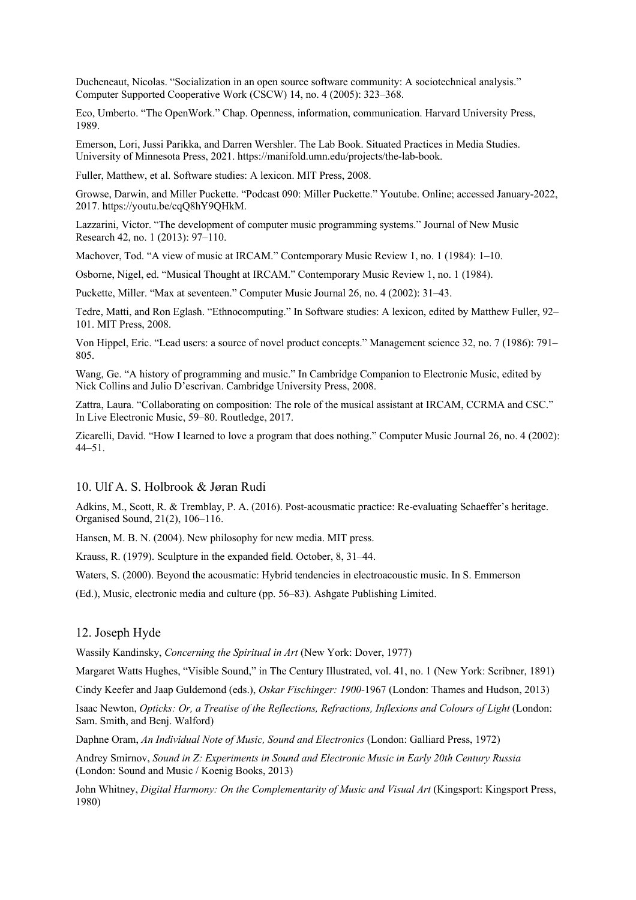Ducheneaut, Nicolas. "Socialization in an open source software community: A sociotechnical analysis." Computer Supported Cooperative Work (CSCW) 14, no. 4 (2005): 323–368.

Eco, Umberto. "The OpenWork." Chap. Openness, information, communication. Harvard University Press, 1989.

Emerson, Lori, Jussi Parikka, and Darren Wershler. The Lab Book. Situated Practices in Media Studies. University of Minnesota Press, 2021. https://manifold.umn.edu/projects/the-lab-book.

Fuller, Matthew, et al. Software studies: A lexicon. MIT Press, 2008.

Growse, Darwin, and Miller Puckette. "Podcast 090: Miller Puckette." Youtube. Online; accessed January-2022, 2017. https://youtu.be/cqQ8hY9QHkM.

Lazzarini, Victor. "The development of computer music programming systems." Journal of New Music Research 42, no. 1 (2013): 97–110.

Machover, Tod. "A view of music at IRCAM." Contemporary Music Review 1, no. 1 (1984): 1–10.

Osborne, Nigel, ed. "Musical Thought at IRCAM." Contemporary Music Review 1, no. 1 (1984).

Puckette, Miller. "Max at seventeen." Computer Music Journal 26, no. 4 (2002): 31–43.

Tedre, Matti, and Ron Eglash. "Ethnocomputing." In Software studies: A lexicon, edited by Matthew Fuller, 92–101. MIT Press, 2008.

Von Hippel, Eric. "Lead users: a source of novel product concepts." Management science 32, no. 7 (1986): 791–805.

Wang, Ge. "A history of programming and music." In Cambridge Companion to Electronic Music, edited by Nick Collins and Julio D'escrivan. Cambridge University Press, 2008.

Zattra, Laura. "Collaborating on composition: The role of the musical assistant at IRCAM, CCRMA and CSC." In Live Electronic Music, 59–80. Routledge, 2017.

Zicarelli, David. "How I learned to love a program that does nothing." Computer Music Journal 26, no. 4 (2002): 44–51.

## 10. Ulf A. S. Holbrook & Jøran Rudi

Adkins, M., Scott, R. & Tremblay, P. A. (2016). Post-acousmatic practice: Re-evaluating Schaeffer's heritage. Organised Sound, 21(2), 106–116.

Hansen, M. B. N. (2004). New philosophy for new media. MIT press.

Krauss, R. (1979). Sculpture in the expanded field. October, 8, 31–44.

Waters, S. (2000). Beyond the acousmatic: Hybrid tendencies in electroacoustic music. In S. Emmerson

(Ed.), Music, electronic media and culture (pp. 56–83). Ashgate Publishing Limited.

## 12. Joseph Hyde

Wassily Kandinsky, *Concerning the Spiritual in Art* (New York: Dover, 1977)

Margaret Watts Hughes, "Visible Sound," in The Century Illustrated, vol. 41, no. 1 (New York: Scribner, 1891)

Cindy Keefer and Jaap Guldemond (eds.), *Oskar Fischinger: 1900*-1967 (London: Thames and Hudson, 2013)

Isaac Newton, *Opticks: Or, a Treatise of the Reflections, Refractions, Inflexions and Colours of Light* (London: Sam. Smith, and Benj. Walford)

Daphne Oram, *An Individual Note of Music, Sound and Electronics* (London: Galliard Press, 1972)

Andrey Smirnov, *Sound in Z: Experiments in Sound and Electronic Music in Early 20th Century Russia* (London: Sound and Music / Koenig Books, 2013)

John Whitney, *Digital Harmony: On the Complementarity of Music and Visual Art* (Kingsport: Kingsport Press, 1980)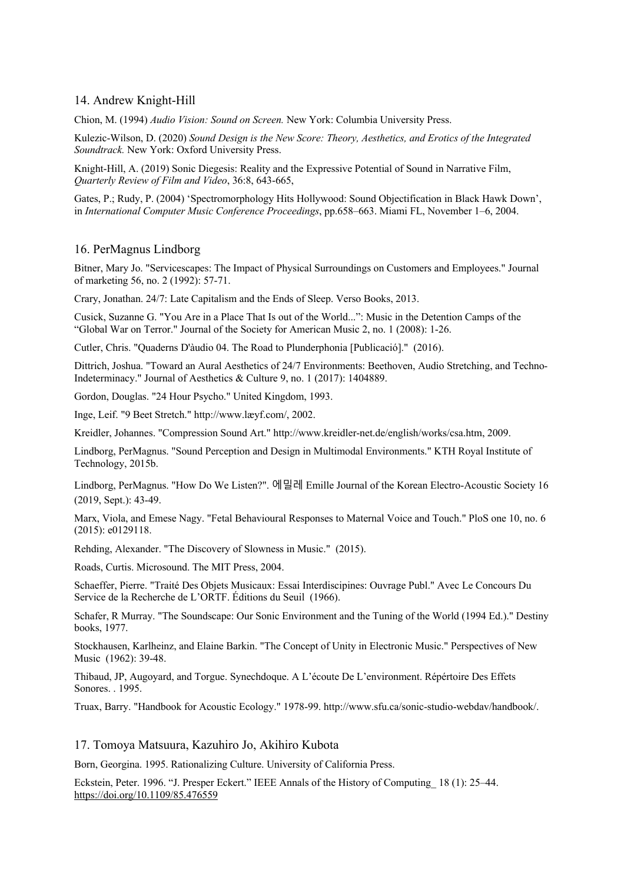## 14. Andrew Knight-Hill

Chion, M. (1994) *Audio Vision: Sound on Screen.* New York: Columbia University Press.

Kulezic-Wilson, D. (2020) *Sound Design is the New Score: Theory, Aesthetics, and Erotics of the Integrated Soundtrack.* New York: Oxford University Press.

Knight-Hill, A. (2019) Sonic Diegesis: Reality and the Expressive Potential of Sound in Narrative Film, *Quarterly Review of Film and Video*, 36:8, 643-665,

Gates, P.; Rudy, P. (2004) 'Spectromorphology Hits Hollywood: Sound Objectification in Black Hawk Down', in *International Computer Music Conference Proceedings*, pp.658–663. Miami FL, November 1–6, 2004.

## 16. PerMagnus Lindborg

Bitner, Mary Jo. "Servicescapes: The Impact of Physical Surroundings on Customers and Employees." Journal of marketing 56, no. 2 (1992): 57-71.

Crary, Jonathan. 24/7: Late Capitalism and the Ends of Sleep. Verso Books, 2013.

Cusick, Suzanne G. "You Are in a Place That Is out of the World...": Music in the Detention Camps of the "Global War on Terror." Journal of the Society for American Music 2, no. 1 (2008): 1-26.

Cutler, Chris. "Quaderns D'àudio 04. The Road to Plunderphonia [Publicació]." (2016).

Dittrich, Joshua. "Toward an Aural Aesthetics of 24/7 Environments: Beethoven, Audio Stretching, and Techno-Indeterminacy." Journal of Aesthetics & Culture 9, no. 1 (2017): 1404889.

Gordon, Douglas. "24 Hour Psycho." United Kingdom, 1993.

Inge, Leif. "9 Beet Stretch." http://www.læyf.com/, 2002.

Kreidler, Johannes. "Compression Sound Art." http://www.kreidler-net.de/english/works/csa.htm, 2009.

Lindborg, PerMagnus. "Sound Perception and Design in Multimodal Environments." KTH Royal Institute of Technology, 2015b.

Lindborg, PerMagnus. "How Do We Listen?". 에밀레 Emille Journal of the Korean Electro-Acoustic Society 16 (2019, Sept.): 43-49.

Marx, Viola, and Emese Nagy. "Fetal Behavioural Responses to Maternal Voice and Touch." PloS one 10, no. 6 (2015): e0129118.

Rehding, Alexander. "The Discovery of Slowness in Music." (2015).

Roads, Curtis. Microsound. The MIT Press, 2004.

Schaeffer, Pierre. "Traité Des Objets Musicaux: Essai Interdiscipines: Ouvrage Publ." Avec Le Concours Du Service de la Recherche de L'ORTF. Éditions du Seuil (1966).

Schafer, R Murray. "The Soundscape: Our Sonic Environment and the Tuning of the World (1994 Ed.)." Destiny books, 1977.

Stockhausen, Karlheinz, and Elaine Barkin. "The Concept of Unity in Electronic Music." Perspectives of New Music (1962): 39-48.

Thibaud, JP, Augoyard, and Torgue. Synechdoque. A L'écoute De L'environment. Répértoire Des Effets Sonores. . 1995.

Truax, Barry. "Handbook for Acoustic Ecology." 1978-99. http://www.sfu.ca/sonic-studio-webdav/handbook/.

## 17. Tomoya Matsuura, Kazuhiro Jo, Akihiro Kubota

Born, Georgina. 1995. Rationalizing Culture. University of California Press.

Eckstein, Peter. 1996. "J. Presper Eckert." IEEE Annals of the History of Computing_ 18 (1): 25–44. https://doi.org/10.1109/85.476559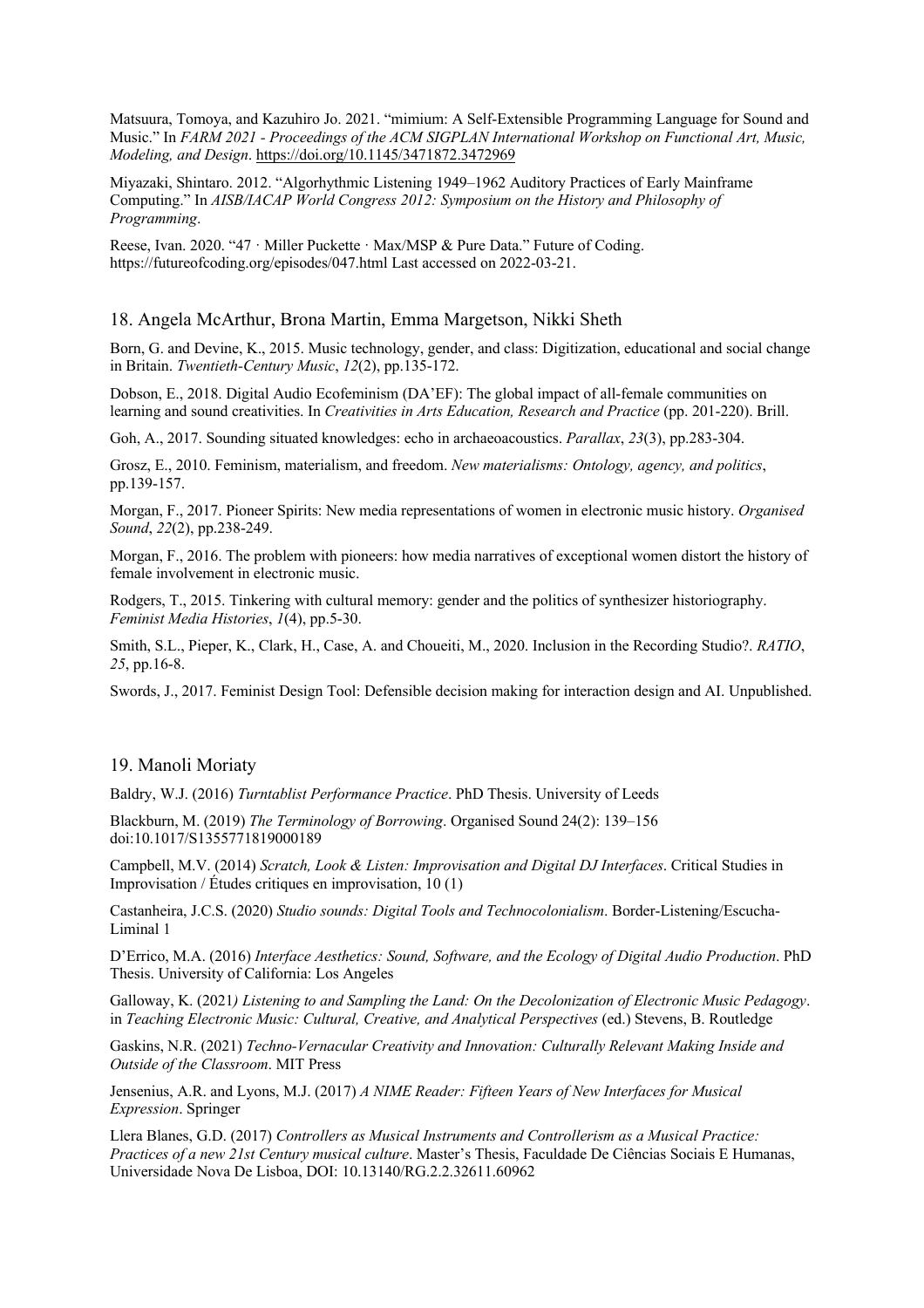Matsuura, Tomoya, and Kazuhiro Jo. 2021. "mimium: A Self-Extensible Programming Language for Sound and Music." In *FARM 2021 - Proceedings of the ACM SIGPLAN International Workshop on Functional Art, Music, Modeling, and Design*. https://doi.org/10.1145/3471872.3472969

Miyazaki, Shintaro. 2012. "Algorhythmic Listening 1949–1962 Auditory Practices of Early Mainframe Computing." In *AISB/IACAP World Congress 2012: Symposium on the History and Philosophy of Programming*.

Reese, Ivan. 2020. "47 · Miller Puckette · Max/MSP & Pure Data." Future of Coding. https://futureofcoding.org/episodes/047.html Last accessed on 2022-03-21.

## 18. Angela McArthur, Brona Martin, Emma Margetson, Nikki Sheth

Born, G. and Devine, K., 2015. Music technology, gender, and class: Digitization, educational and social change in Britain. *Twentieth-Century Music*, *12*(2), pp.135-172.

Dobson, E., 2018. Digital Audio Ecofeminism (DA'EF): The global impact of all-female communities on learning and sound creativities. In *Creativities in Arts Education, Research and Practice* (pp. 201-220). Brill.

Goh, A., 2017. Sounding situated knowledges: echo in archaeoacoustics. *Parallax*, *23*(3), pp.283-304.

Grosz, E., 2010. Feminism, materialism, and freedom. *New materialisms: Ontology, agency, and politics*, pp.139-157.

Morgan, F., 2017. Pioneer Spirits: New media representations of women in electronic music history. *Organised Sound*, *22*(2), pp.238-249.

Morgan, F., 2016. The problem with pioneers: how media narratives of exceptional women distort the history of female involvement in electronic music.

Rodgers, T., 2015. Tinkering with cultural memory: gender and the politics of synthesizer historiography. *Feminist Media Histories*, *1*(4), pp.5-30.

Smith, S.L., Pieper, K., Clark, H., Case, A. and Choueiti, M., 2020. Inclusion in the Recording Studio?. *RATIO*, *25*, pp.16-8.

Swords, J., 2017. Feminist Design Tool: Defensible decision making for interaction design and AI. Unpublished.

## 19. Manoli Moriaty

Baldry, W.J. (2016) *Turntablist Performance Practice*. PhD Thesis. University of Leeds

Blackburn, M. (2019) *The Terminology of Borrowing*. Organised Sound 24(2): 139–156 doi:10.1017/S1355771819000189

Campbell, M.V. (2014) *Scratch, Look & Listen: Improvisation and Digital DJ Interfaces*. Critical Studies in Improvisation / Études critiques en improvisation, 10 (1)

Castanheira, J.C.S. (2020) *Studio sounds: Digital Tools and Technocolonialism*. Border-Listening/Escucha-Liminal 1

D'Errico, M.A. (2016) *Interface Aesthetics: Sound, Software, and the Ecology of Digital Audio Production*. PhD Thesis. University of California: Los Angeles

Galloway, K. (2021*) Listening to and Sampling the Land: On the Decolonization of Electronic Music Pedagogy*. in *Teaching Electronic Music: Cultural, Creative, and Analytical Perspectives* (ed.) Stevens, B. Routledge

Gaskins, N.R. (2021) *Techno-Vernacular Creativity and Innovation: Culturally Relevant Making Inside and Outside of the Classroom*. MIT Press

Jensenius, A.R. and Lyons, M.J. (2017) *A NIME Reader: Fifteen Years of New Interfaces for Musical Expression*. Springer

Llera Blanes, G.D. (2017) *Controllers as Musical Instruments and Controllerism as a Musical Practice: Practices of a new 21st Century musical culture*. Master's Thesis, Faculdade De Ciências Sociais E Humanas, Universidade Nova De Lisboa, DOI: 10.13140/RG.2.2.32611.60962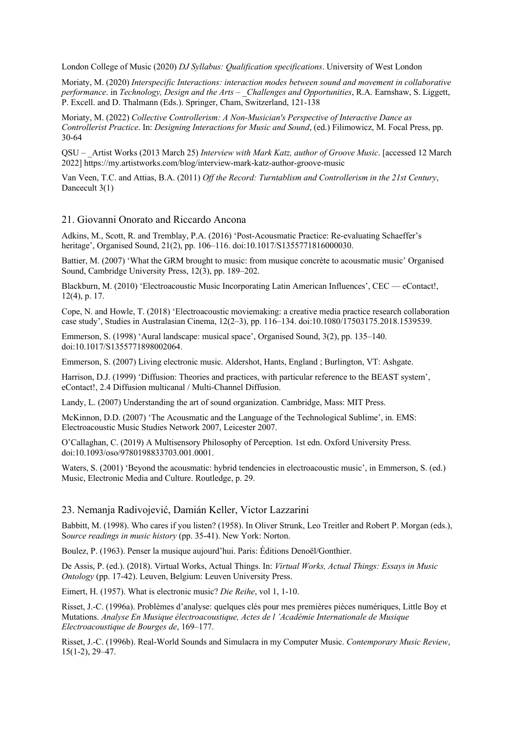London College of Music (2020) *DJ Syllabus: Qualification specifications*. University of West London

Moriaty, M. (2020) *Interspecific Interactions: interaction modes between sound and movement in collaborative performance*. in *Technology, Design and the Arts – _Challenges and Opportunities*, R.A. Earnshaw, S. Liggett, P. Excell. and D. Thalmann (Eds.). Springer, Cham, Switzerland, 121-138

Moriaty, M. (2022) *Collective Controllerism: A Non-Musician's Perspective of Interactive Dance as Controllerist Practice*. In: *Designing Interactions for Music and Sound*, (ed.) Filimowicz, M. Focal Press, pp. 30-64

QSU – _Artist Works (2013 March 25) *Interview with Mark Katz, author of Groove Music*. [accessed 12 March 2022] https://my.artistworks.com/blog/interview-mark-katz-author-groove-music

Van Veen, T.C. and Attias, B.A. (2011) *Off the Record: Turntablism and Controllerism in the 21st Century*, Dancecult 3(1)

## 21. Giovanni Onorato and Riccardo Ancona

Adkins, M., Scott, R. and Tremblay, P.A. (2016) 'Post-Acousmatic Practice: Re-evaluating Schaeffer's heritage', Organised Sound, 21(2), pp. 106–116. doi:10.1017/S1355771816000030.

Battier, M. (2007) 'What the GRM brought to music: from musique concrète to acousmatic music' Organised Sound, Cambridge University Press, 12(3), pp. 189–202.

Blackburn, M. (2010) 'Electroacoustic Music Incorporating Latin American Influences', CEC — eContact!, 12(4), p. 17.

Cope, N. and Howle, T. (2018) 'Electroacoustic moviemaking: a creative media practice research collaboration case study', Studies in Australasian Cinema, 12(2–3), pp. 116–134. doi:10.1080/17503175.2018.1539539.

Emmerson, S. (1998) 'Aural landscape: musical space', Organised Sound, 3(2), pp. 135–140. doi:10.1017/S1355771898002064.

Emmerson, S. (2007) Living electronic music. Aldershot, Hants, England ; Burlington, VT: Ashgate.

Harrison, D.J. (1999) 'Diffusion: Theories and practices, with particular reference to the BEAST system', eContact!, 2.4 Diffusion multicanal / Multi-Channel Diffusion.

Landy, L. (2007) Understanding the art of sound organization. Cambridge, Mass: MIT Press.

McKinnon, D.D. (2007) 'The Acousmatic and the Language of the Technological Sublime', in. EMS: Electroacoustic Music Studies Network 2007, Leicester 2007.

O'Callaghan, C. (2019) A Multisensory Philosophy of Perception. 1st edn. Oxford University Press. doi:10.1093/oso/9780198833703.001.0001.

Waters, S. (2001) 'Beyond the acousmatic: hybrid tendencies in electroacoustic music', in Emmerson, S. (ed.) Music, Electronic Media and Culture. Routledge, p. 29.

## 23. Nemanja Radivojević, Damián Keller, Victor Lazzarini

Babbitt, M. (1998). Who cares if you listen? (1958). In Oliver Strunk, Leo Treitler and Robert P. Morgan (eds.), S*ource readings in music history* (pp. 35-41). New York: Norton.

Boulez, P. (1963). Penser la musique aujourd'hui. Paris: Éditions Denoël/Gonthier.

De Assis, P. (ed.). (2018). Virtual Works, Actual Things. In: *Virtual Works, Actual Things: Essays in Music Ontology* (pp. 17-42). Leuven, Belgium: Leuven University Press.

Eimert, H. (1957). What is electronic music? *Die Reihe*, vol 1, 1-10.

Risset, J.-C. (1996a). Problèmes d'analyse: quelques clés pour mes premières pièces numériques, Little Boy et Mutations. *Analyse En Musique électroacoustique, Actes de l 'Académie Internationale de Musique Electroacoustique de Bourges de*, 169–177.

Risset, J.-C. (1996b). Real-World Sounds and Simulacra in my Computer Music. *Contemporary Music Review*, 15(1-2), 29–47.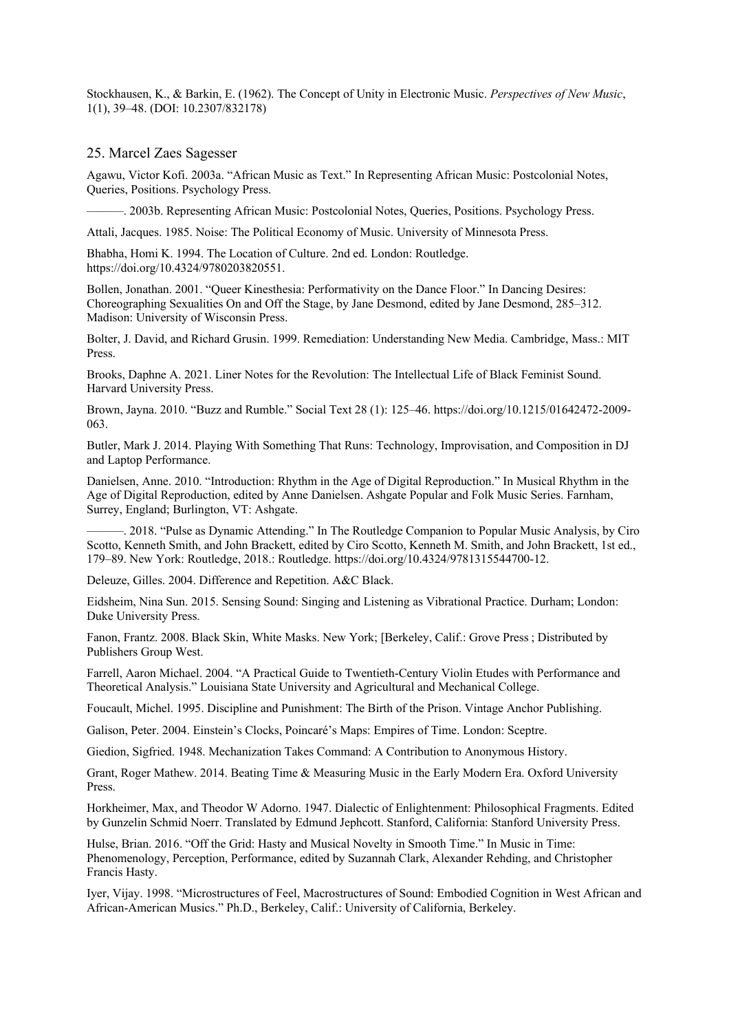Stockhausen, K., & Barkin, E. (1962). The Concept of Unity in Electronic Music. *Perspectives of New Music*, 1(1), 39–48. (DOI: 10.2307/832178)

## 25. Marcel Zaes Sagesser

Agawu, Victor Kofi. 2003a. “African Music as Text.” In Representing African Music: Postcolonial Notes, Queries, Positions. Psychology Press.

———. 2003b. Representing African Music: Postcolonial Notes, Queries, Positions. Psychology Press.

Attali, Jacques. 1985. Noise: The Political Economy of Music. University of Minnesota Press.

Bhabha, Homi K. 1994. The Location of Culture. 2nd ed. London: Routledge. https://doi.org/10.4324/9780203820551.

Bollen, Jonathan. 2001. “Queer Kinesthesia: Performativity on the Dance Floor.” In Dancing Desires: Choreographing Sexualities On and Off the Stage, by Jane Desmond, edited by Jane Desmond, 285–312. Madison: University of Wisconsin Press.

Bolter, J. David, and Richard Grusin. 1999. Remediation: Understanding New Media. Cambridge, Mass.: MIT Press.

Brooks, Daphne A. 2021. Liner Notes for the Revolution: The Intellectual Life of Black Feminist Sound. Harvard University Press.

Brown, Jayna. 2010. “Buzz and Rumble.” Social Text 28 (1): 125–46. https://doi.org/10.1215/01642472-2009-063.

Butler, Mark J. 2014. Playing With Something That Runs: Technology, Improvisation, and Composition in DJ and Laptop Performance.

Danielsen, Anne. 2010. “Introduction: Rhythm in the Age of Digital Reproduction.” In Musical Rhythm in the Age of Digital Reproduction, edited by Anne Danielsen. Ashgate Popular and Folk Music Series. Farnham, Surrey, England; Burlington, VT: Ashgate.

———. 2018. “Pulse as Dynamic Attending.” In The Routledge Companion to Popular Music Analysis, by Ciro Scotto, Kenneth Smith, and John Brackett, edited by Ciro Scotto, Kenneth M. Smith, and John Brackett, 1st ed., 179–89. New York: Routledge, 2018.: Routledge. https://doi.org/10.4324/9781315544700-12.

Deleuze, Gilles. 2004. Difference and Repetition. A&C Black.

Eidsheim, Nina Sun. 2015. Sensing Sound: Singing and Listening as Vibrational Practice. Durham; London: Duke University Press.

Fanon, Frantz. 2008. Black Skin, White Masks. New York; [Berkeley, Calif.: Grove Press ; Distributed by Publishers Group West.

Farrell, Aaron Michael. 2004. “A Practical Guide to Twentieth-Century Violin Etudes with Performance and Theoretical Analysis.” Louisiana State University and Agricultural and Mechanical College.

Foucault, Michel. 1995. Discipline and Punishment: The Birth of the Prison. Vintage Anchor Publishing.

Galison, Peter. 2004. Einstein’s Clocks, Poincaré’s Maps: Empires of Time. London: Sceptre.

Giedion, Sigfried. 1948. Mechanization Takes Command: A Contribution to Anonymous History.

Grant, Roger Mathew. 2014. Beating Time & Measuring Music in the Early Modern Era. Oxford University Press.

Horkheimer, Max, and Theodor W Adorno. 1947. Dialectic of Enlightenment: Philosophical Fragments. Edited by Gunzelin Schmid Noerr. Translated by Edmund Jephcott. Stanford, California: Stanford University Press.

Hulse, Brian. 2016. “Off the Grid: Hasty and Musical Novelty in Smooth Time.” In Music in Time: Phenomenology, Perception, Performance, edited by Suzannah Clark, Alexander Rehding, and Christopher Francis Hasty.

Iyer, Vijay. 1998. “Microstructures of Feel, Macrostructures of Sound: Embodied Cognition in West African and African-American Musics.” Ph.D., Berkeley, Calif.: University of California, Berkeley.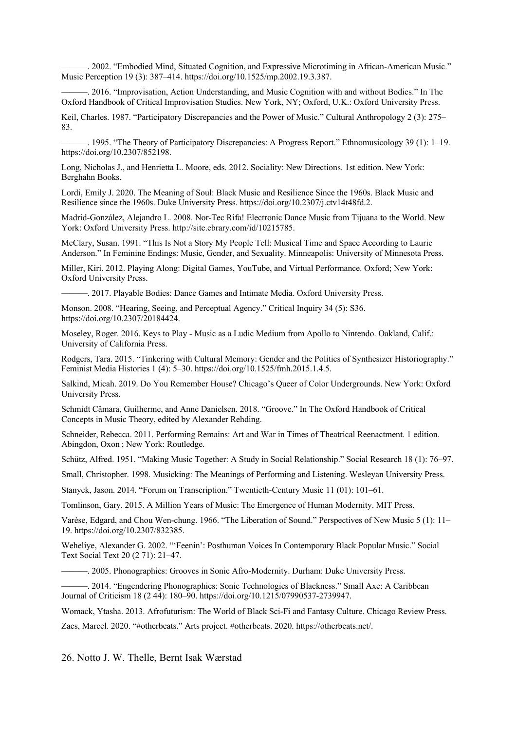———. 2002. “Embodied Mind, Situated Cognition, and Expressive Microtiming in African-American Music.” Music Perception 19 (3): 387–414. https://doi.org/10.1525/mp.2002.19.3.387.

———. 2016. “Improvisation, Action Understanding, and Music Cognition with and without Bodies.” In The Oxford Handbook of Critical Improvisation Studies. New York, NY; Oxford, U.K.: Oxford University Press.

Keil, Charles. 1987. “Participatory Discrepancies and the Power of Music.” Cultural Anthropology 2 (3): 275–83.

———. 1995. “The Theory of Participatory Discrepancies: A Progress Report.” Ethnomusicology 39 (1): 1–19. https://doi.org/10.2307/852198.

Long, Nicholas J., and Henrietta L. Moore, eds. 2012. Sociality: New Directions. 1st edition. New York: Berghahn Books.

Lordi, Emily J. 2020. The Meaning of Soul: Black Music and Resilience Since the 1960s. Black Music and Resilience since the 1960s. Duke University Press. https://doi.org/10.2307/j.ctv14t48fd.2.

Madrid-González, Alejandro L. 2008. Nor-Tec Rifa! Electronic Dance Music from Tijuana to the World. New York: Oxford University Press. http://site.ebrary.com/id/10215785.

McClary, Susan. 1991. “This Is Not a Story My People Tell: Musical Time and Space According to Laurie Anderson.” In Feminine Endings: Music, Gender, and Sexuality. Minneapolis: University of Minnesota Press.

Miller, Kiri. 2012. Playing Along: Digital Games, YouTube, and Virtual Performance. Oxford; New York: Oxford University Press.

———. 2017. Playable Bodies: Dance Games and Intimate Media. Oxford University Press.

Monson. 2008. “Hearing, Seeing, and Perceptual Agency.” Critical Inquiry 34 (5): S36. https://doi.org/10.2307/20184424.

Moseley, Roger. 2016. Keys to Play - Music as a Ludic Medium from Apollo to Nintendo. Oakland, Calif.: University of California Press.

Rodgers, Tara. 2015. “Tinkering with Cultural Memory: Gender and the Politics of Synthesizer Historiography.” Feminist Media Histories 1 (4): 5–30. https://doi.org/10.1525/fmh.2015.1.4.5.

Salkind, Micah. 2019. Do You Remember House? Chicago’s Queer of Color Undergrounds. New York: Oxford University Press.

Schmidt Câmara, Guilherme, and Anne Danielsen. 2018. “Groove.” In The Oxford Handbook of Critical Concepts in Music Theory, edited by Alexander Rehding.

Schneider, Rebecca. 2011. Performing Remains: Art and War in Times of Theatrical Reenactment. 1 edition. Abingdon, Oxon ; New York: Routledge.

Schütz, Alfred. 1951. “Making Music Together: A Study in Social Relationship.” Social Research 18 (1): 76–97.

Small, Christopher. 1998. Musicking: The Meanings of Performing and Listening. Wesleyan University Press.

Stanyek, Jason. 2014. “Forum on Transcription.” Twentieth-Century Music 11 (01): 101–61.

Tomlinson, Gary. 2015. A Million Years of Music: The Emergence of Human Modernity. MIT Press.

Varèse, Edgard, and Chou Wen-chung. 1966. “The Liberation of Sound.” Perspectives of New Music 5 (1): 11–19. https://doi.org/10.2307/832385.

Weheliye, Alexander G. 2002. “‘Feenin’: Posthuman Voices In Contemporary Black Popular Music.” Social Text Social Text 20 (2 71): 21–47.

———. 2005. Phonographies: Grooves in Sonic Afro-Modernity. Durham: Duke University Press.

———. 2014. “Engendering Phonographies: Sonic Technologies of Blackness.” Small Axe: A Caribbean Journal of Criticism 18 (2 44): 180–90. https://doi.org/10.1215/07990537-2739947.

Womack, Ytasha. 2013. Afrofuturism: The World of Black Sci-Fi and Fantasy Culture. Chicago Review Press.

Zaes, Marcel. 2020. “#otherbeats.” Arts project. #otherbeats. 2020. https://otherbeats.net/.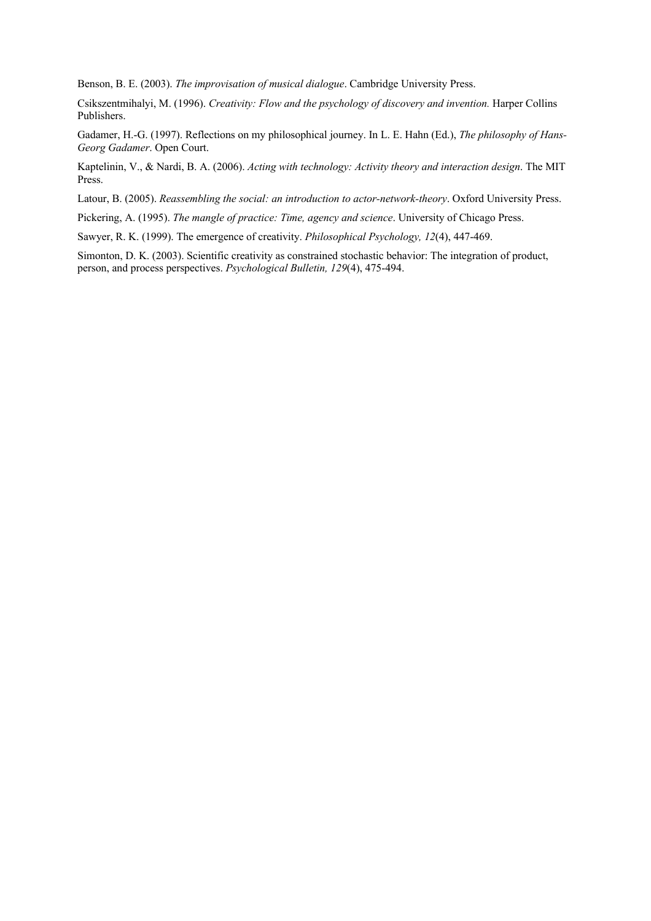Benson, B. E. (2003). *The improvisation of musical dialogue*. Cambridge University Press.

Csikszentmihalyi, M. (1996). *Creativity: Flow and the psychology of discovery and invention.* Harper Collins Publishers.

Gadamer, H.-G. (1997). Reflections on my philosophical journey. In L. E. Hahn (Ed.), *The philosophy of Hans-Georg Gadamer*. Open Court.

Kaptelinin, V., & Nardi, B. A. (2006). *Acting with technology: Activity theory and interaction design*. The MIT Press.

Latour, B. (2005). *Reassembling the social: an introduction to actor-network-theory*. Oxford University Press.

Pickering, A. (1995). *The mangle of practice: Time, agency and science*. University of Chicago Press.

Sawyer, R. K. (1999). The emergence of creativity. *Philosophical Psychology, 12*(4), 447-469.

Simonton, D. K. (2003). Scientific creativity as constrained stochastic behavior: The integration of product, person, and process perspectives. *Psychological Bulletin, 129*(4), 475-494.